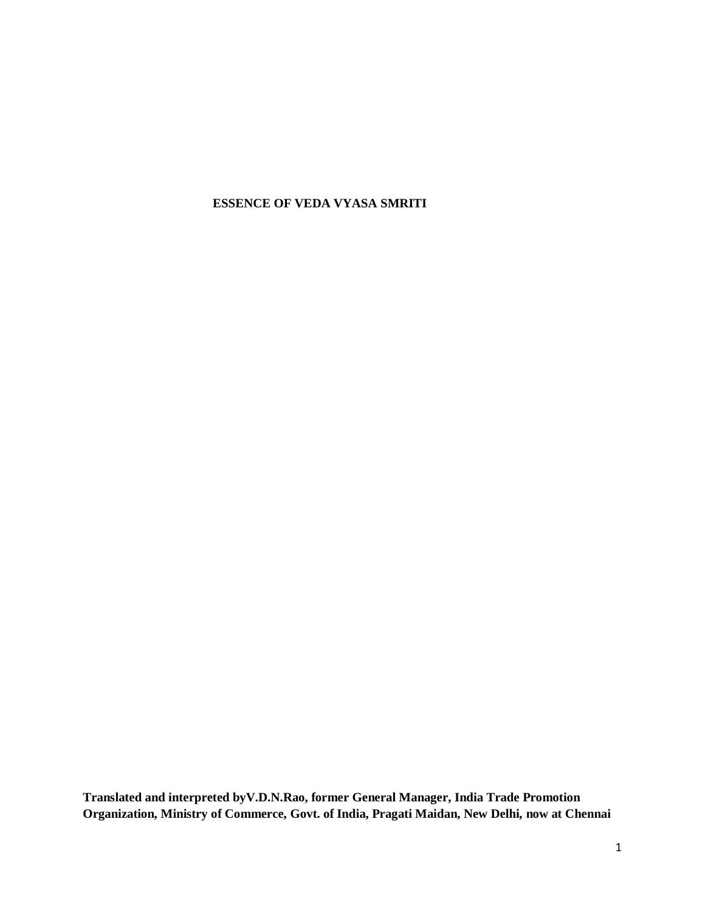# ESSENCE OF VEDA VYASA SMRITI

**Translated and interpreted byV.D.N.Rao, former General Manager, India Trade Promotion Organization, Ministry of Commerce, Govt. of India, Pragati Maidan, New Delhi, now at Chennai**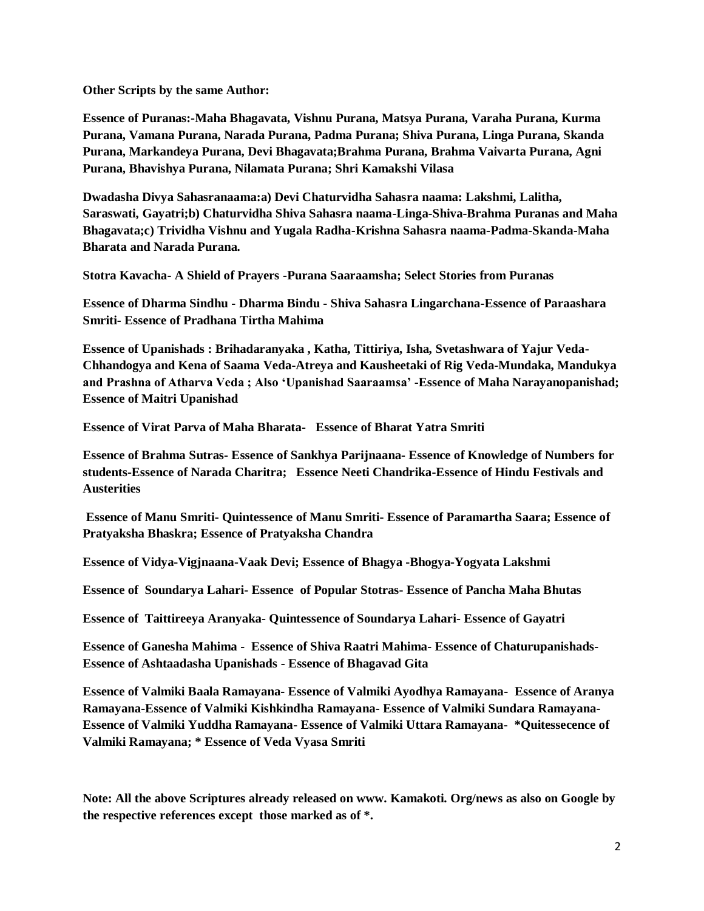**Other Scripts by the same Author:**

**Essence of Puranas:-Maha Bhagavata, Vishnu Purana, Matsya Purana, Varaha Purana, Kurma Purana, Vamana Purana, Narada Purana, Padma Purana; Shiva Purana, Linga Purana, Skanda Purana, Markandeya Purana, Devi Bhagavata;Brahma Purana, Brahma Vaivarta Purana, Agni Purana, Bhavishya Purana, Nilamata Purana; Shri Kamakshi Vilasa**

**Dwadasha Divya Sahasranaama:a) Devi Chaturvidha Sahasra naama: Lakshmi, Lalitha, Saraswati, Gayatri;b) Chaturvidha Shiva Sahasra naama-Linga-Shiva-Brahma Puranas and Maha Bhagavata;c) Trividha Vishnu and Yugala Radha-Krishna Sahasra naama-Padma-Skanda-Maha Bharata and Narada Purana.**

**Stotra Kavacha- A Shield of Prayers -Purana Saaraamsha; Select Stories from Puranas**

**Essence of Dharma Sindhu - Dharma Bindu - Shiva Sahasra Lingarchana-Essence of Paraashara Smriti- Essence of Pradhana Tirtha Mahima**

**Essence of Upanishads : Brihadaranyaka , Katha, Tittiriya, Isha, Svetashwara of Yajur Veda-Chhandogya and Kena of Saama Veda-Atreya and Kausheetaki of Rig Veda-Mundaka, Mandukya and Prashna of Atharva Veda ; Also 'Upanishad Saaraamsa' -Essence of Maha Narayanopanishad; Essence of Maitri Upanishad**

**Essence of Virat Parva of Maha Bharata- Essence of Bharat Yatra Smriti**

**Essence of Brahma Sutras- Essence of Sankhya Parijnaana- Essence of Knowledge of Numbers for students-Essence of Narada Charitra; Essence Neeti Chandrika-Essence of Hindu Festivals and Austerities**

**Essence of Manu Smriti- Quintessence of Manu Smriti- Essence of Paramartha Saara; Essence of Pratyaksha Bhaskra; Essence of Pratyaksha Chandra**

**Essence of Vidya-Vigjnaana-Vaak Devi; Essence of Bhagya -Bhogya-Yogyata Lakshmi**

**Essence of Soundarya Lahari- Essence of Popular Stotras- Essence of Pancha Maha Bhutas**

**Essence of Taittireeya Aranyaka- Quintessence of Soundarya Lahari- Essence of Gayatri**

**Essence of Ganesha Mahima - Essence of Shiva Raatri Mahima- Essence of Chaturupanishads-Essence of Ashtaadasha Upanishads - Essence of Bhagavad Gita**

**Essence of Valmiki Baala Ramayana- Essence of Valmiki Ayodhya Ramayana- Essence of Aranya Ramayana-Essence of Valmiki Kishkindha Ramayana- Essence of Valmiki Sundara Ramayana-Essence of Valmiki Yuddha Ramayana- Essence of Valmiki Uttara Ramayana- *Quitessecence of Valmiki Ramayana; * Essence of Veda Vyasa Smriti**

**Note: All the above Scriptures already released on www. Kamakoti. Org/news as also on Google by the respective references except those marked as of *.**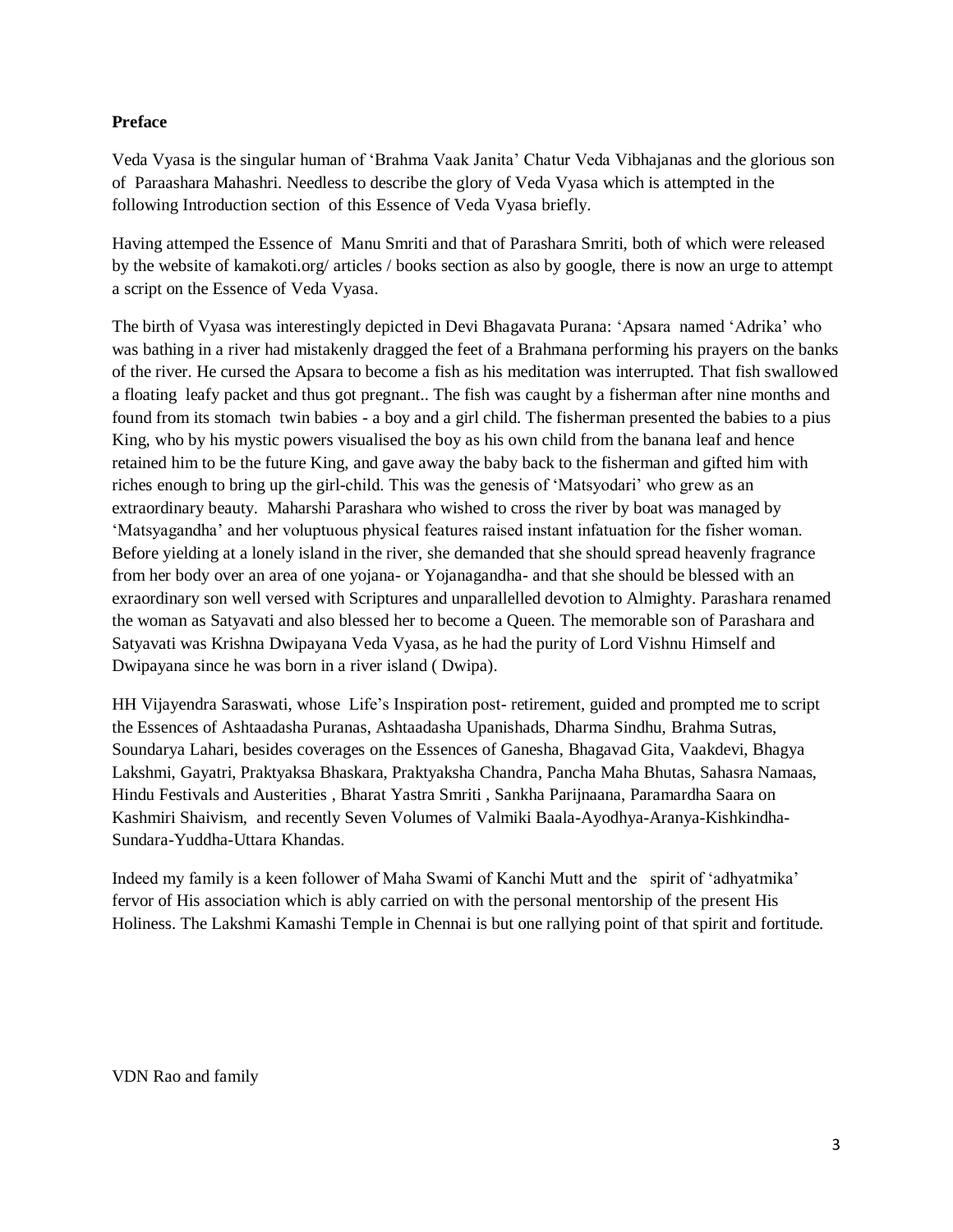**Preface**

Veda Vyasa is the singular human of 'Brahma Vaak Janita' Chatur Veda Vibhajanas and the glorious son of Paraashara Mahashri. Needless to describe the glory of Veda Vyasa which is attempted in the following Introduction section of this Essence of Veda Vyasa briefly.

Having attemped the Essence of Manu Smriti and that of Parashara Smriti, both of which were released by the website of kamakoti.org/ articles / books section as also by google, there is now an urge to attempt a script on the Essence of Veda Vyasa.

The birth of Vyasa was interestingly depicted in Devi Bhagavata Purana: 'Apsara named 'Adrika' who was bathing in a river had mistakenly dragged the feet of a Brahmana performing his prayers on the banks of the river. He cursed the Apsara to become a fish as his meditation was interrupted. That fish swallowed a floating leafy packet and thus got pregnant.. The fish was caught by a fisherman after nine months and found from its stomach twin babies - a boy and a girl child. The fisherman presented the babies to a pius King, who by his mystic powers visualised the boy as his own child from the banana leaf and hence retained him to be the future King, and gave away the baby back to the fisherman and gifted him with riches enough to bring up the girl-child. This was the genesis of 'Matsyodari' who grew as an extraordinary beauty. Maharshi Parashara who wished to cross the river by boat was managed by 'Matsyagandha' and her voluptuous physical features raised instant infatuation for the fisher woman. Before yielding at a lonely island in the river, she demanded that she should spread heavenly fragrance from her body over an area of one yojana- or Yojanagandha- and that she should be blessed with an exraordinary son well versed with Scriptures and unparallelled devotion to Almighty. Parashara renamed the woman as Satyavati and also blessed her to become a Queen. The memorable son of Parashara and Satyavati was Krishna Dwipayana Veda Vyasa, as he had the purity of Lord Vishnu Himself and Dwipayana since he was born in a river island ( Dwipa).

HH Vijayendra Saraswati, whose Life's Inspiration post- retirement, guided and prompted me to script the Essences of Ashtaadasha Puranas, Ashtaadasha Upanishads, Dharma Sindhu, Brahma Sutras, Soundarya Lahari, besides coverages on the Essences of Ganesha, Bhagavad Gita, Vaakdevi, Bhagya Lakshmi, Gayatri, Praktyaksa Bhaskara, Praktyaksha Chandra, Pancha Maha Bhutas, Sahasra Namaas, Hindu Festivals and Austerities , Bharat Yastra Smriti , Sankha Parijnaana, Paramardha Saara on Kashmiri Shaivism, and recently Seven Volumes of Valmiki Baala-Ayodhya-Aranya-Kishkindha-Sundara-Yuddha-Uttara Khandas.

Indeed my family is a keen follower of Maha Swami of Kanchi Mutt and the spirit of 'adhyatmika' fervor of His association which is ably carried on with the personal mentorship of the present His Holiness. The Lakshmi Kamashi Temple in Chennai is but one rallying point of that spirit and fortitude.

VDN Rao and family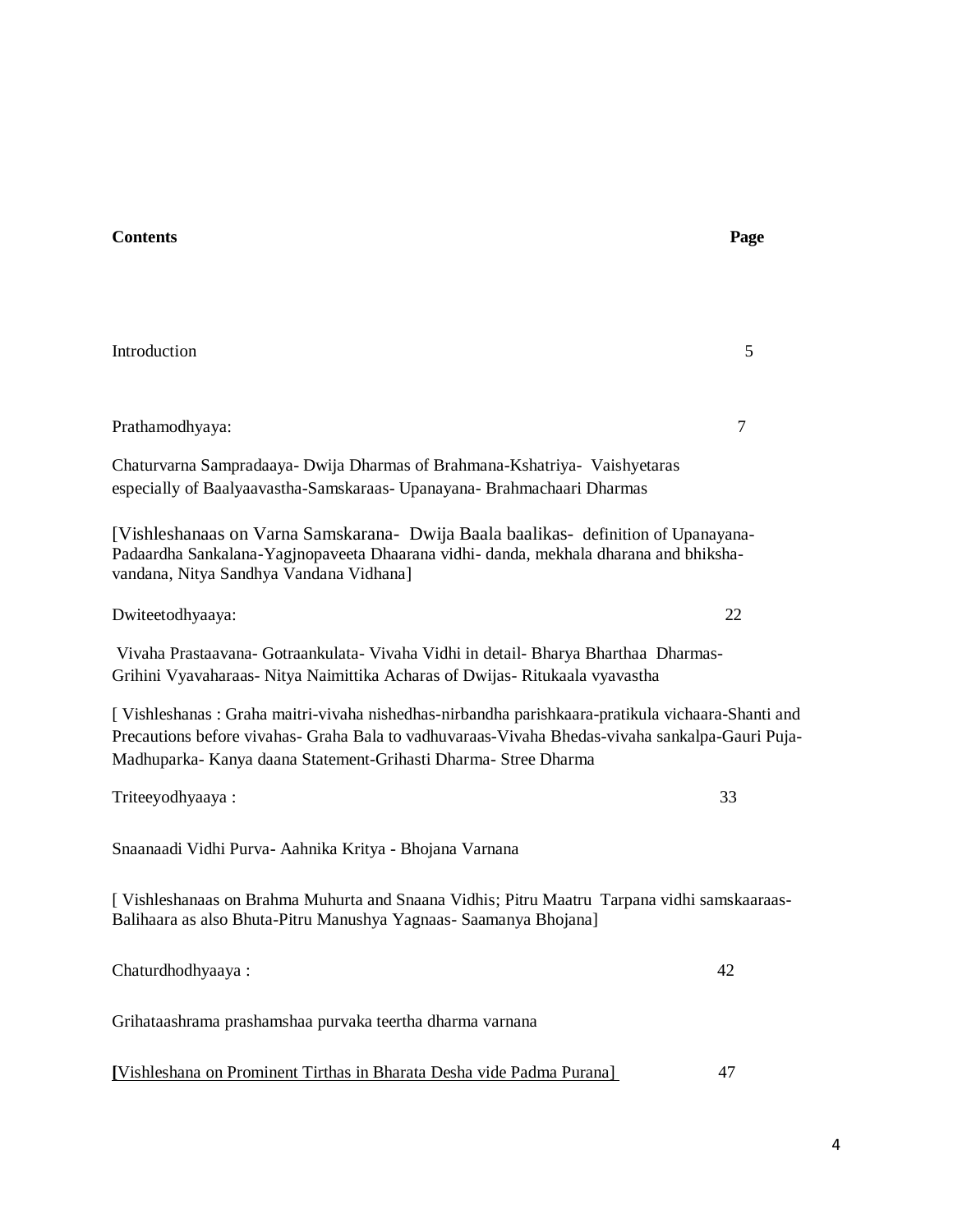**Contents** **Page**

Introduction 5

Prathamodhyaya: 7

Chaturvarna Sampradaaya- Dwija Dharmas of Brahmana-Kshatriya- Vaishyetaras especially of Baalyaavastha-Samskaraas- Upanayana- Brahmachaari Dharmas

[Vishleshanaas on Varna Samskarana- Dwija Baala baalikas- definition of Upanayana-Padaardha Sankalana-Yagjnopaveeta Dhaarana vidhi- danda, mekhala dharana and bhiksha-vandana, Nitya Sandhya Vandana Vidhana]

Dwiteetodhyaaya: 22

Vivaha Prastaavana- Gotraankulata- Vivaha Vidhi in detail- Bharya Bharthaa Dharmas- Grihini Vyavaharaas- Nitya Naimittika Acharas of Dwijas- Ritukaala vyavastha

[ Vishleshanas : Graha maitri-vivaha nishedhas-nirbandha parishkaara-pratikula vichaara-Shanti and Precautions before vivahas- Graha Bala to vadhuvaraas-Vivaha Bhedas-vivaha sankalpa-Gauri Puja-Madhuparka- Kanya daana Statement-Grihasti Dharma- Stree Dharma

Triteeyodhyaaya : 33

Snaanaadi Vidhi Purva- Aahnika Kritya - Bhojana Varnana

[ Vishleshanaas on Brahma Muhurta and Snaana Vidhis; Pitru Maatru Tarpana vidhi samskaaraas- Balihaara as also Bhuta-Pitru Manushya Yagnaas- Saamanya Bhojana]

Chaturdhodhyaaya : 42

Grihataashrama prashamshaa purvaka teertha dharma varnana

[Vishleshana on Prominent Tirthas in Bharata Desha vide Padma Purana] 47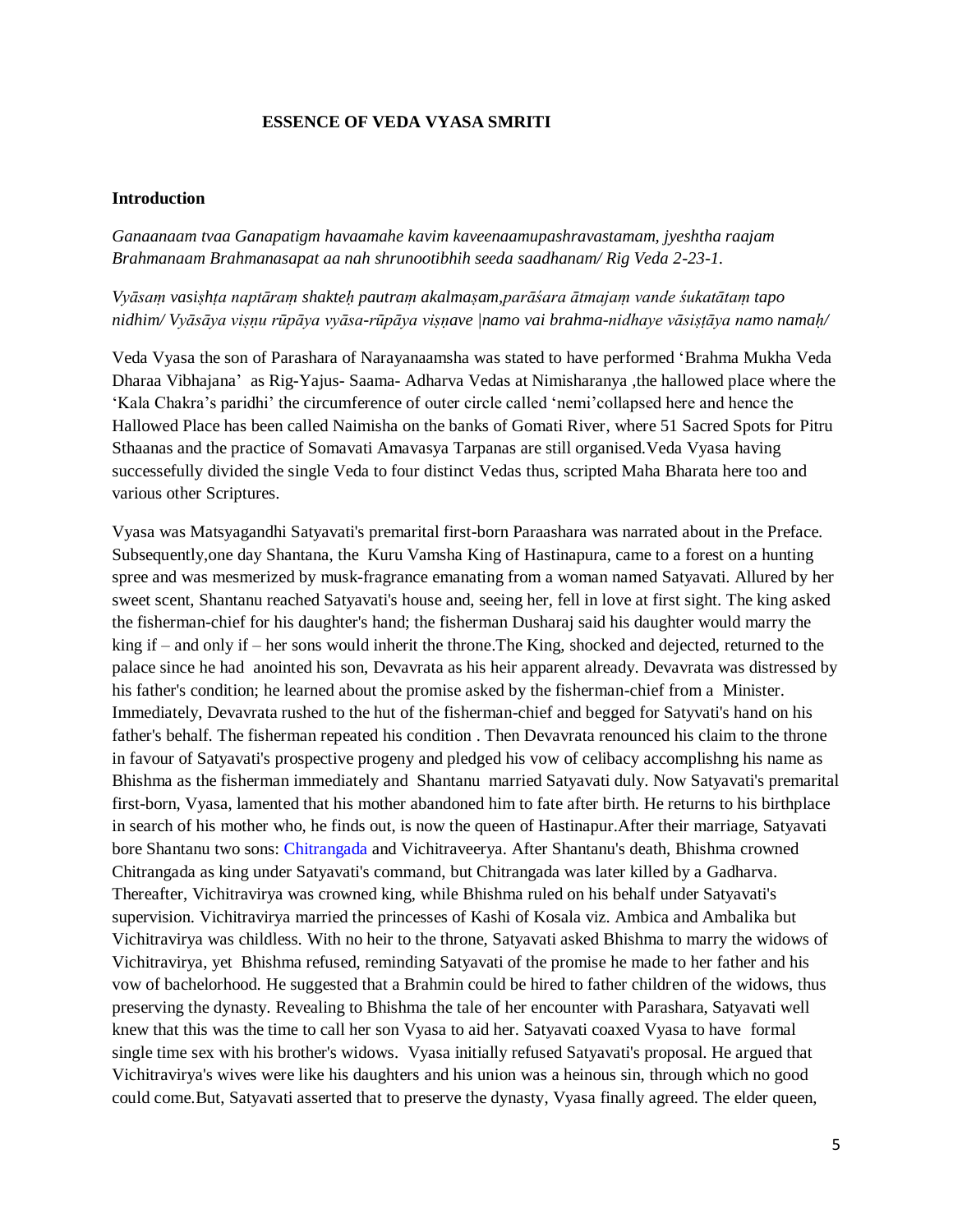# ESSENCE OF VEDA VYASA SMRITI

## Introduction

*Ganaanaam tvaa Ganapatigm havaamahe kavim kaveenaamupashravastamam, jyeshtha raajam Brahmanaam Brahmanasapat aa nah shrunootibhih seeda saadhanam/ Rig Veda 2-23-1.*

*Vyāsaṃ vasiṣhṭa naptāraṃ shakteḥ pautraṃ akalmaṣam,parāśara ātmajaṃ vande śukatātaṃ tapo nidhim/ Vyāsāya viṣṇu rūpāya vyāsa-rūpāya viṣṇave |namo vai brahma-nidhaye vāsiṣṭāya namo namaḥ/*

Veda Vyasa the son of Parashara of Narayanaamsha was stated to have performed 'Brahma Mukha Veda Dharaa Vibhajana' as Rig-Yajus- Saama- Adharva Vedas at Nimisharanya ,the hallowed place where the 'Kala Chakra's paridhi' the circumference of outer circle called 'nemi'collapsed here and hence the Hallowed Place has been called Naimisha on the banks of Gomati River, where 51 Sacred Spots for Pitru Sthaanas and the practice of Somavati Amavasya Tarpanas are still organised.Veda Vyasa having successefully divided the single Veda to four distinct Vedas thus, scripted Maha Bharata here too and various other Scriptures.

Vyasa was Matsyagandhi Satyavati's premarital first-born Paraashara was narrated about in the Preface. Subsequently,one day Shantana, the Kuru Vamsha King of Hastinapura, came to a forest on a hunting spree and was mesmerized by musk-fragrance emanating from a woman named Satyavati. Allured by her sweet scent, Shantanu reached Satyavati's house and, seeing her, fell in love at first sight. The king asked the fisherman-chief for his daughter's hand; the fisherman Dusharaj said his daughter would marry the king if – and only if – her sons would inherit the throne.The King, shocked and dejected, returned to the palace since he had anointed his son, Devavrata as his heir apparent already. Devavrata was distressed by his father's condition; he learned about the promise asked by the fisherman-chief from a Minister. Immediately, Devavrata rushed to the hut of the fisherman-chief and begged for Satyvati's hand on his father's behalf. The fisherman repeated his condition . Then Devavrata renounced his claim to the throne in favour of Satyavati's prospective progeny and pledged his vow of celibacy accomplishng his name as Bhishma as the fisherman immediately and Shantanu married Satyavati duly. Now Satyavati's premarital first-born, Vyasa, lamented that his mother abandoned him to fate after birth. He returns to his birthplace in search of his mother who, he finds out, is now the queen of Hastinapur.After their marriage, Satyavati bore Shantanu two sons: Chitrangada and Vichitraveerya. After Shantanu's death, Bhishma crowned Chitrangada as king under Satyavati's command, but Chitrangada was later killed by a Gadharva. Thereafter, Vichitravirya was crowned king, while Bhishma ruled on his behalf under Satyavati's supervision. Vichitravirya married the princesses of Kashi of Kosala viz. Ambica and Ambalika but Vichitravirya was childless. With no heir to the throne, Satyavati asked Bhishma to marry the widows of Vichitravirya, yet Bhishma refused, reminding Satyavati of the promise he made to her father and his vow of bachelorhood. He suggested that a Brahmin could be hired to father children of the widows, thus preserving the dynasty. Revealing to Bhishma the tale of her encounter with Parashara, Satyavati well knew that this was the time to call her son Vyasa to aid her. Satyavati coaxed Vyasa to have formal single time sex with his brother's widows. Vyasa initially refused Satyavati's proposal. He argued that Vichitravirya's wives were like his daughters and his union was a heinous sin, through which no good could come.But, Satyavati asserted that to preserve the dynasty, Vyasa finally agreed. The elder queen,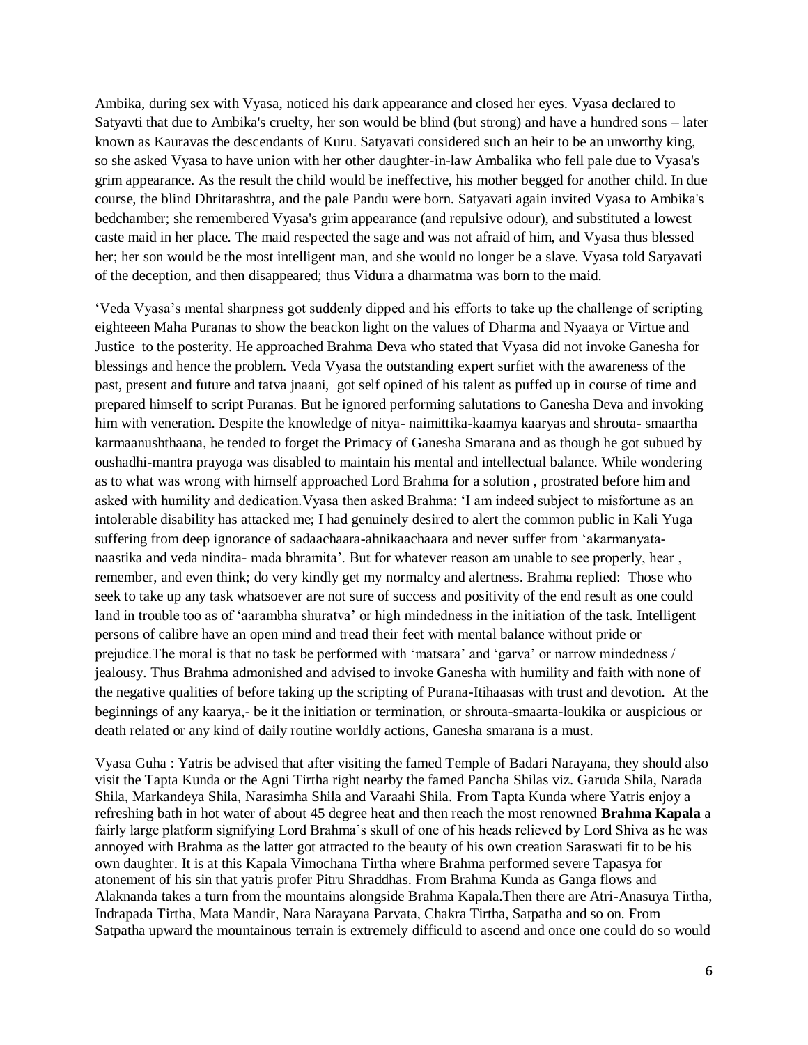Ambika, during sex with Vyasa, noticed his dark appearance and closed her eyes. Vyasa declared to Satyavti that due to Ambika's cruelty, her son would be blind (but strong) and have a hundred sons – later known as Kauravas the descendants of Kuru. Satyavati considered such an heir to be an unworthy king, so she asked Vyasa to have union with her other daughter-in-law Ambalika who fell pale due to Vyasa's grim appearance. As the result the child would be ineffective, his mother begged for another child. In due course, the blind Dhritarashtra, and the pale Pandu were born. Satyavati again invited Vyasa to Ambika's bedchamber; she remembered Vyasa's grim appearance (and repulsive odour), and substituted a lowest caste maid in her place. The maid respected the sage and was not afraid of him, and Vyasa thus blessed her; her son would be the most intelligent man, and she would no longer be a slave. Vyasa told Satyavati of the deception, and then disappeared; thus Vidura a dharmatma was born to the maid.

'Veda Vyasa's mental sharpness got suddenly dipped and his efforts to take up the challenge of scripting eighteeen Maha Puranas to show the beackon light on the values of Dharma and Nyaaya or Virtue and Justice to the posterity. He approached Brahma Deva who stated that Vyasa did not invoke Ganesha for blessings and hence the problem. Veda Vyasa the outstanding expert surfiet with the awareness of the past, present and future and tatva jnaani, got self opined of his talent as puffed up in course of time and prepared himself to script Puranas. But he ignored performing salutations to Ganesha Deva and invoking him with veneration. Despite the knowledge of nitya- naimittika-kaamya kaaryas and shrouta- smaartha karmaanushthaana, he tended to forget the Primacy of Ganesha Smarana and as though he got subued by oushadhi-mantra prayoga was disabled to maintain his mental and intellectual balance. While wondering as to what was wrong with himself approached Lord Brahma for a solution , prostrated before him and asked with humility and dedication.Vyasa then asked Brahma: 'I am indeed subject to misfortune as an intolerable disability has attacked me; I had genuinely desired to alert the common public in Kali Yuga suffering from deep ignorance of sadaachaara-ahnikaachaara and never suffer from 'akarmanyata-naastika and veda nindita- mada bhramita'. But for whatever reason am unable to see properly, hear , remember, and even think; do very kindly get my normalcy and alertness. Brahma replied: Those who seek to take up any task whatsoever are not sure of success and positivity of the end result as one could land in trouble too as of 'aarambha shuratva' or high mindedness in the initiation of the task. Intelligent persons of calibre have an open mind and tread their feet with mental balance without pride or prejudice.The moral is that no task be performed with 'matsara' and 'garva' or narrow mindedness / jealousy. Thus Brahma admonished and advised to invoke Ganesha with humility and faith with none of the negative qualities of before taking up the scripting of Purana-Itihaasas with trust and devotion. At the beginnings of any kaarya,- be it the initiation or termination, or shrouta-smaarta-loukika or auspicious or death related or any kind of daily routine worldly actions, Ganesha smarana is a must.

Vyasa Guha : Yatris be advised that after visiting the famed Temple of Badari Narayana, they should also visit the Tapta Kunda or the Agni Tirtha right nearby the famed Pancha Shilas viz. Garuda Shila, Narada Shila, Markandeya Shila, Narasimha Shila and Varaahi Shila. From Tapta Kunda where Yatris enjoy a refreshing bath in hot water of about 45 degree heat and then reach the most renowned **Brahma Kapala** a fairly large platform signifying Lord Brahma's skull of one of his heads relieved by Lord Shiva as he was annoyed with Brahma as the latter got attracted to the beauty of his own creation Saraswati fit to be his own daughter. It is at this Kapala Vimochana Tirtha where Brahma performed severe Tapasya for atonement of his sin that yatris profer Pitru Shraddhas. From Brahma Kunda as Ganga flows and Alaknanda takes a turn from the mountains alongside Brahma Kapala.Then there are Atri-Anasuya Tirtha, Indrapada Tirtha, Mata Mandir, Nara Narayana Parvata, Chakra Tirtha, Satpatha and so on. From Satpatha upward the mountainous terrain is extremely difficuld to ascend and once one could do so would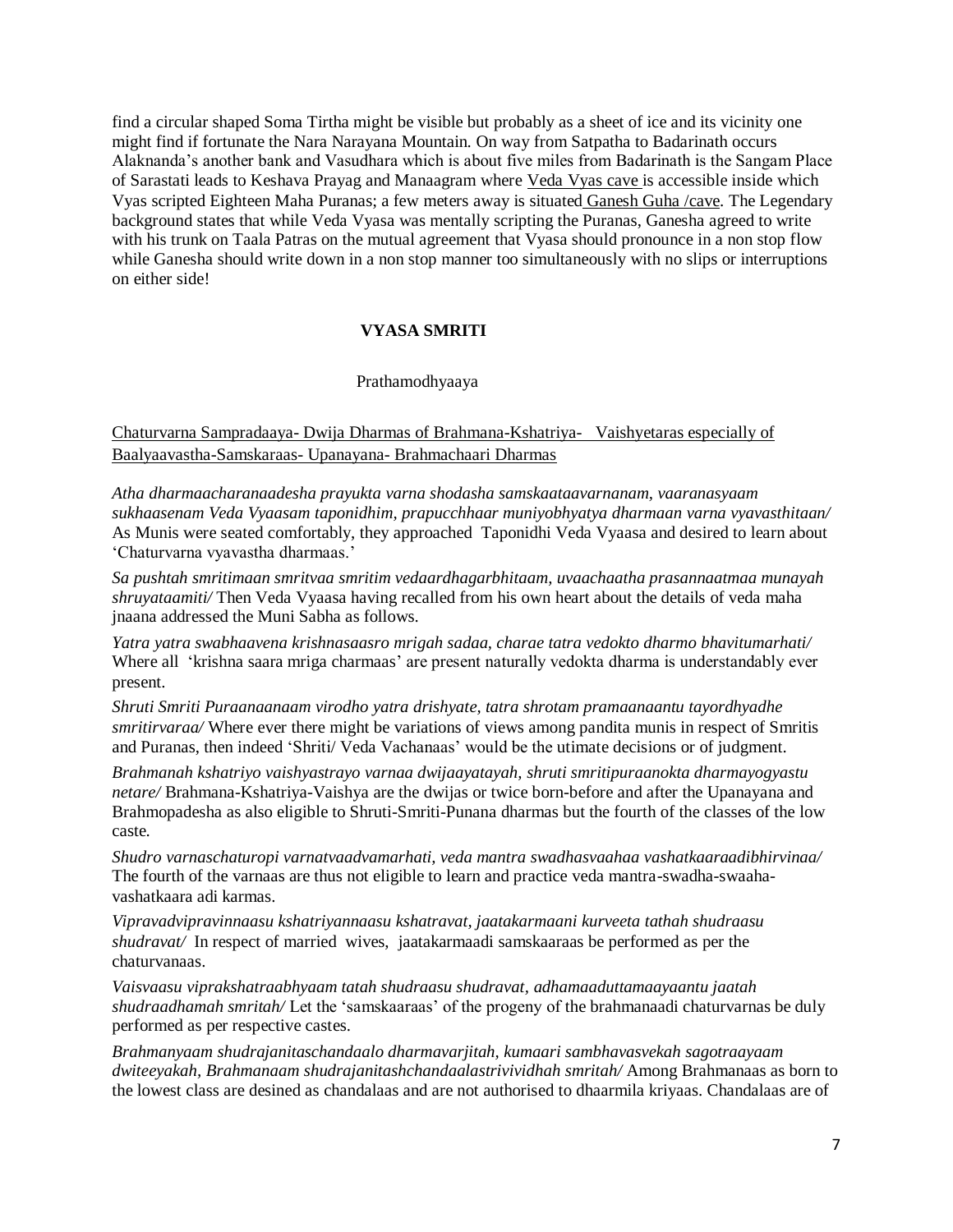find a circular shaped Soma Tirtha might be visible but probably as a sheet of ice and its vicinity one might find if fortunate the Nara Narayana Mountain. On way from Satpatha to Badarinath occurs Alaknanda's another bank and Vasudhara which is about five miles from Badarinath is the Sangam Place of Sarastati leads to Keshava Prayag and Manaagram where Veda Vyas cave is accessible inside which Vyas scripted Eighteen Maha Puranas; a few meters away is situated Ganesh Guha /cave. The Legendary background states that while Veda Vyasa was mentally scripting the Puranas, Ganesha agreed to write with his trunk on Taala Patras on the mutual agreement that Vyasa should pronounce in a non stop flow while Ganesha should write down in a non stop manner too simultaneously with no slips or interruptions on either side!

## VYASA SMRITI

### Prathamodhyaaya

Chaturvarna Sampradaaya- Dwija Dharmas of Brahmana-Kshatriya- Vaishyetaras especially of Baalyaavastha-Samskaraas- Upanayana- Brahmachaari Dharmas

*Atha dharmaacharanaadesha prayukta varna shodasha samskaataavarnanam, vaaranasyaam sukhaasenam Veda Vyaasam taponidhim, prapucchhaar muniyobhyatya dharmaan varna vyavasthitaan/* As Munis were seated comfortably, they approached Taponidhi Veda Vyaasa and desired to learn about 'Chaturvarna vyavastha dharmaas.'

*Sa pushtah smritimaan smritvaa smritim vedaardhagarbhitaam, uvaachaatha prasannaatmaa munayah shruyataamiti/* Then Veda Vyaasa having recalled from his own heart about the details of veda maha jnaana addressed the Muni Sabha as follows.

*Yatra yatra swabhaavena krishnasaasro mrigah sadaa, charae tatra vedokto dharmo bhavitumarhati/* Where all 'krishna saara mriga charmaas' are present naturally vedokta dharma is understandably ever present.

*Shruti Smriti Puraanaanaam virodho yatra drishyate, tatra shrotam pramaanaantu tayordhyadhe smritirvaraa/* Where ever there might be variations of views among pandita munis in respect of Smritis and Puranas, then indeed 'Shriti/ Veda Vachanaas' would be the utimate decisions or of judgment.

*Brahmanah kshatriyo vaishyastrayo varnaa dwijaayatayah, shruti smritipuraanokta dharmayogyastu netare/* Brahmana-Kshatriya-Vaishya are the dwijas or twice born-before and after the Upanayana and Brahmopadesha as also eligible to Shruti-Smriti-Punana dharmas but the fourth of the classes of the low caste.

*Shudro varnaschaturopi varnatvaadvamarhati, veda mantra swadhasvaahaa vashatkaaraadibhirvinaa/* The fourth of the varnaas are thus not eligible to learn and practice veda mantra-swadha-swaaha-vashatkaara adi karmas.

*Vipravadvipravinnaasu kshatriyannaasu kshatravat, jaatakarmaani kurveeta tathah shudraasu shudravat/* In respect of married wives, jaatakarmaadi samskaaraas be performed as per the chaturvanaas.

*Vaisvaasu viprakshatraabhyaam tatah shudraasu shudravat, adhamaaduttamaayaantu jaatah shudraadhamah smritah/* Let the 'samskaaraas' of the progeny of the brahmanaadi chaturvarnas be duly performed as per respective castes.

*Brahmanyaam shudrajanitaschandaalo dharmavarjitah, kumaari sambhavasvekah sagotraayaam dwiteeyakah, Brahmanaam shudrajanitashchandaalastrivividhah smritah/* Among Brahmanaas as born to the lowest class are desined as chandalaas and are not authorised to dhaarmila kriyaas. Chandalaas are of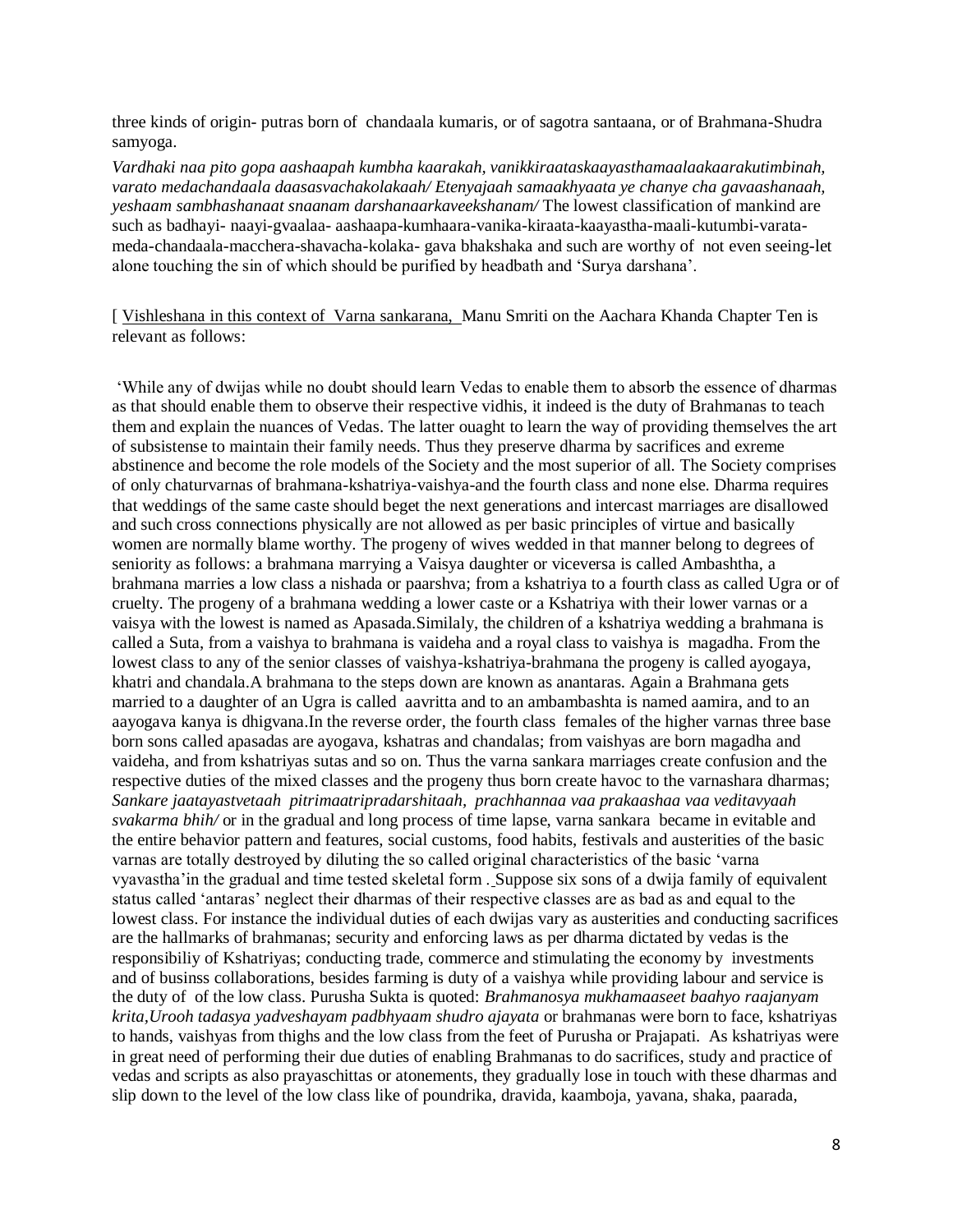three kinds of origin- putras born of chandaala kumaris, or of sagotra santaana, or of Brahmana-Shudra samyoga.

*Vardhaki naa pito gopa aashaapah kumbha kaarakah, vanikkiraataskaayasthamaalaakaarakutimbinah, varato medachandaala daasasvachakolakaah/ Etenyajaah samaakhyaata ye chanye cha gavaashanaah, yeshaam sambhashanaat snaanam darshanaarkaveekshanam/* The lowest classification of mankind are such as badhayi- naayi-gvaalaa- aashapa-kumhaara-vanika-kiraata-kaayastha-maali-kutumbi-varata-meda-chandaala-macchera-shavacha-kolaka- gava bhakshaka and such are worthy of not even seeing-let alone touching the sin of which should be purified by headbath and 'Surya darshana'.

[ Vishleshana in this context of Varna sankarana, Manu Smriti on the Aachara Khanda Chapter Ten is relevant as follows:

'While any of dwijas while no doubt should learn Vedas to enable them to absorb the essence of dharmas as that should enable them to observe their respective vidhis, it indeed is the duty of Brahmanas to teach them and explain the nuances of Vedas. The latter ouaght to learn the way of providing themselves the art of subsistense to maintain their family needs. Thus they preserve dharma by sacrifices and exreme abstinence and become the role models of the Society and the most superior of all. The Society comprises of only chaturvarnas of brahmana-kshatriya-vaishya-and the fourth class and none else. Dharma requires that weddings of the same caste should beget the next generations and intercast marriages are disallowed and such cross connections physically are not allowed as per basic principles of virtue and basically women are normally blame worthy. The progeny of wives wedded in that manner belong to degrees of seniority as follows: a brahmana marrying a Vaisya daughter or viceversa is called Ambashtha, a brahmana marries a low class a nishada or paarshva; from a kshatriya to a fourth class as called Ugra or of cruelty. The progeny of a brahmana wedding a lower caste or a Kshatriya with their lower varnas or a vaisya with the lowest is named as Apasada.Similaly, the children of a kshatriya wedding a brahmana is called a Suta, from a vaishya to brahmana is vaideha and a royal class to vaishya is magadha. From the lowest class to any of the senior classes of vaishya-kshatriya-brahmana the progeny is called ayogaya, khatri and chandala.A brahmana to the steps down are known as anantaras. Again a Brahmana gets married to a daughter of an Ugra is called aavritta and to an ambambashta is named aamira, and to an aayogava kanya is dhigvana.In the reverse order, the fourth class females of the higher varnas three base born sons called apasadas are ayogava, kshatras and chandalas; from vaishyas are born magadha and vaideha, and from kshatriyas sutas and so on. Thus the varna sankara marriages create confusion and the respective duties of the mixed classes and the progeny thus born create havoc to the varnashara dharmas; *Sankare jaatayastvetaah pitrimaatripradarshitaah, prachhannaa vaa prakaashaa vaa veditavyaah svakarma bhih/* or in the gradual and long process of time lapse, varna sankara became in evitable and the entire behavior pattern and features, social customs, food habits, festivals and austerities of the basic varnas are totally destroyed by diluting the so called original characteristics of the basic 'varna vyavastha'in the gradual and time tested skeletal form . Suppose six sons of a dwija family of equivalent status called 'antaras' neglect their dharmas of their respective classes are as bad as and equal to the lowest class. For instance the individual duties of each dwijas vary as austerities and conducting sacrifices are the hallmarks of brahmanas; security and enforcing laws as per dharma dictated by vedas is the responsibiliy of Kshatriyas; conducting trade, commerce and stimulating the economy by investments and of businss collaborations, besides farming is duty of a vaishya while providing labour and service is the duty of of the low class. Purusha Sukta is quoted: *Brahmanosya mukhamaaseet baahyo raajanyam krita,Urooh tadasya yadveshayam padbhyaam shudro ajayata* or brahmanas were born to face, kshatriyas to hands, vaishyas from thighs and the low class from the feet of Purusha or Prajapati. As kshatriyas were in great need of performing their due duties of enabling Brahmanas to do sacrifices, study and practice of vedas and scripts as also prayaschittas or atonements, they gradually lose in touch with these dharmas and slip down to the level of the low class like of poundrika, dravida, kaamboja, yavana, shaka, paarada,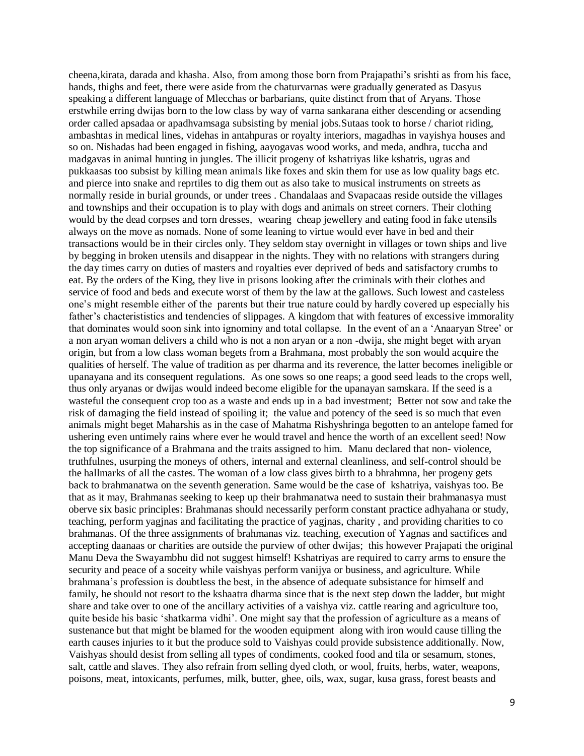cheena,kirata, darada and khasha. Also, from among those born from Prajapathi's srishti as from his face, hands, thighs and feet, there were aside from the chaturvarnas were gradually generated as Dasyus speaking a different language of Mlecchas or barbarians, quite distinct from that of Aryans. Those erstwhile erring dwijas born to the low class by way of varna sankarana either descending or acsending order called apsadaa or apadhvamsaga subsisting by menial jobs.Sutaas took to horse / chariot riding, ambashtas in medical lines, videhas in antahpuras or royalty interiors, magadhas in vayishya houses and so on. Nishadas had been engaged in fishing, aayogavas wood works, and meda, andhra, tuccha and madgavas in animal hunting in jungles. The illicit progeny of kshatriyas like kshatris, ugras and pukkaasas too subsist by killing mean animals like foxes and skin them for use as low quality bags etc. and pierce into snake and reprtiles to dig them out as also take to musical instruments on streets as normally reside in burial grounds, or under trees . Chandalaas and Svapacaas reside outside the villages and townships and their occupation is to play with dogs and animals on street corners. Their clothing would by the dead corpses and torn dresses, wearing cheap jewellery and eating food in fake utensils always on the move as nomads. None of some leaning to virtue would ever have in bed and their transactions would be in their circles only. They seldom stay overnight in villages or town ships and live by begging in broken utensils and disappear in the nights. They with no relations with strangers during the day times carry on duties of masters and royalties ever deprived of beds and satisfactory crumbs to eat. By the orders of the King, they live in prisons looking after the criminals with their clothes and service of food and beds and execute worst of them by the law at the gallows. Such lowest and casteless one's might resemble either of the parents but their true nature could by hardly covered up especially his father's chacterististics and tendencies of slippages. A kingdom that with features of excessive immorality that dominates would soon sink into ignominy and total collapse. In the event of an a 'Anaaryan Stree' or a non aryan woman delivers a child who is not a non aryan or a non -dwija, she might beget with aryan origin, but from a low class woman begets from a Brahmana, most probably the son would acquire the qualities of herself. The value of tradition as per dharma and its reverence, the latter becomes ineligible or upanayana and its consequent regulations. As one sows so one reaps; a good seed leads to the crops well, thus only aryanas or dwijas would indeed become eligible for the upanayan samskara. If the seed is a wasteful the consequent crop too as a waste and ends up in a bad investment; Better not sow and take the risk of damaging the field instead of spoiling it; the value and potency of the seed is so much that even animals might beget Maharshis as in the case of Mahatma Rishyshringa begotten to an antelope famed for ushering even untimely rains where ever he would travel and hence the worth of an excellent seed! Now the top significance of a Brahmana and the traits assigned to him. Manu declared that non- violence, truthfulnes, usurping the moneys of others, internal and external cleanliness, and self-control should be the hallmarks of all the castes. The woman of a low class gives birth to a bhrahmna, her progeny gets back to brahmanatwa on the seventh generation. Same would be the case of kshatriya, vaishyas too. Be that as it may, Brahmanas seeking to keep up their brahmanatwa need to sustain their brahmanasya must oberve six basic principles: Brahmanas should necessarily perform constant practice adhyahana or study, teaching, perform yagjnas and facilitating the practice of yagjnas, charity , and providing charities to co brahmanas. Of the three assignments of brahmanas viz. teaching, execution of Yagnas and sactifices and accepting daanaas or charities are outside the purview of other dwijas; this however Prajapati the original Manu Deva the Swayambhu did not suggest himself! Kshatriyas are required to carry arms to ensure the security and peace of a soceity while vaishyas perform vanijya or business, and agriculture. While brahmana's profession is doubtless the best, in the absence of adequate subsistance for himself and family, he should not resort to the kshaatra dharma since that is the next step down the ladder, but might share and take over to one of the ancillary activities of a vaishya viz. cattle rearing and agriculture too, quite beside his basic 'shatkarma vidhi'. One might say that the profession of agriculture as a means of sustenance but that might be blamed for the wooden equipment along with iron would cause tilling the earth causes injuries to it but the produce sold to Vaishyas could provide subsistence additionally. Now, Vaishyas should desist from selling all types of condiments, cooked food and tila or sesamum, stones, salt, cattle and slaves. They also refrain from selling dyed cloth, or wool, fruits, herbs, water, weapons, poisons, meat, intoxicants, perfumes, milk, butter, ghee, oils, wax, sugar, kusa grass, forest beasts and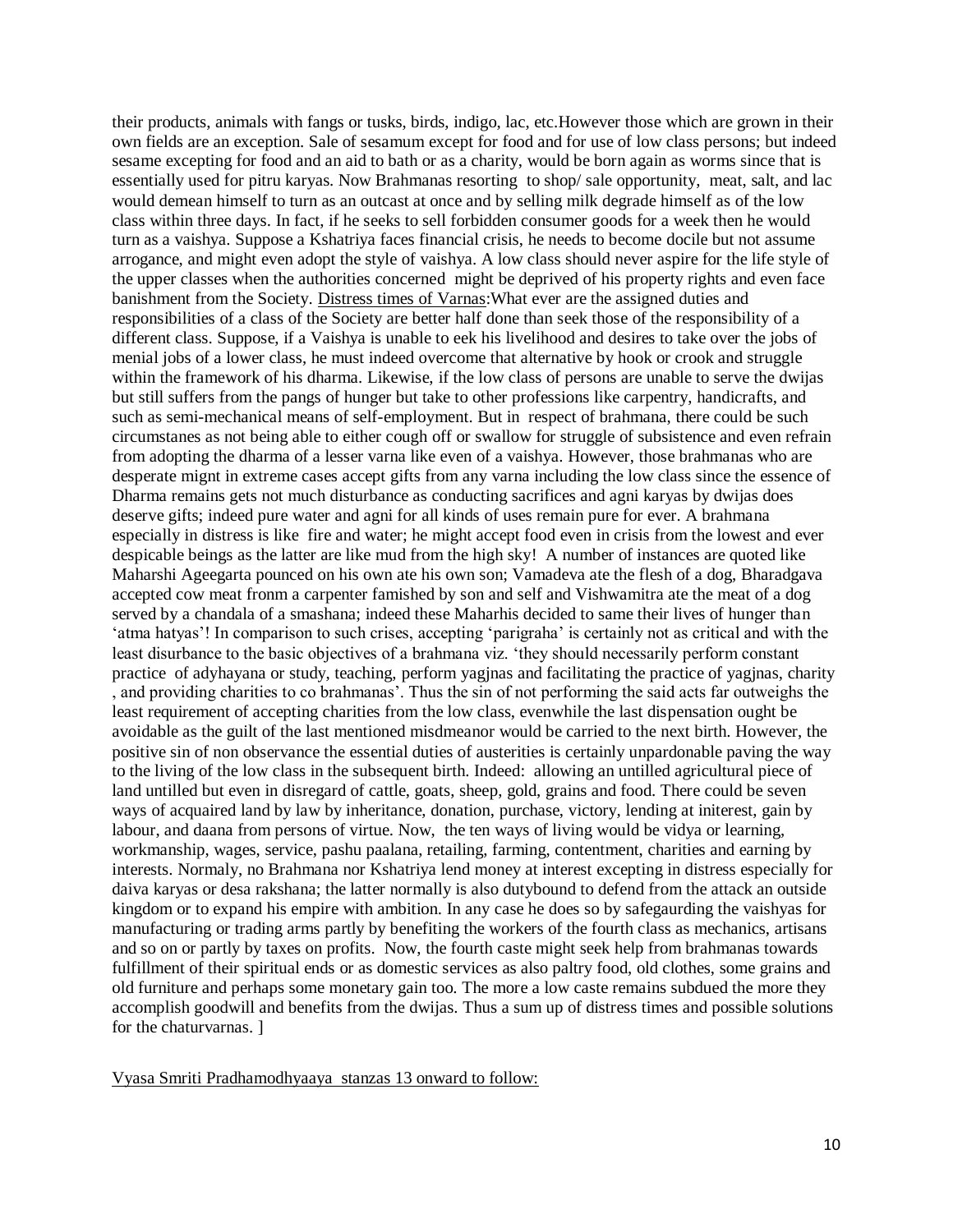their products, animals with fangs or tusks, birds, indigo, lac, etc.However those which are grown in their own fields are an exception. Sale of sesamum except for food and for use of low class persons; but indeed sesame excepting for food and an aid to bath or as a charity, would be born again as worms since that is essentially used for pitru karyas. Now Brahmanas resorting to shop/ sale opportunity, meat, salt, and lac would demean himself to turn as an outcast at once and by selling milk degrade himself as of the low class within three days. In fact, if he seeks to sell forbidden consumer goods for a week then he would turn as a vaishya. Suppose a Kshatriya faces financial crisis, he needs to become docile but not assume arrogance, and might even adopt the style of vaishya. A low class should never aspire for the life style of the upper classes when the authorities concerned might be deprived of his property rights and even face banishment from the Society. Distress times of Varnas:What ever are the assigned duties and responsibilities of a class of the Society are better half done than seek those of the responsibility of a different class. Suppose, if a Vaishya is unable to eek his livelihood and desires to take over the jobs of menial jobs of a lower class, he must indeed overcome that alternative by hook or crook and struggle within the framework of his dharma. Likewise, if the low class of persons are unable to serve the dwijas but still suffers from the pangs of hunger but take to other professions like carpentry, handicrafts, and such as semi-mechanical means of self-employment. But in respect of brahmana, there could be such circumstanes as not being able to either cough off or swallow for struggle of subsistence and even refrain from adopting the dharma of a lesser varna like even of a vaishya. However, those brahmanas who are desperate mignt in extreme cases accept gifts from any varna including the low class since the essence of Dharma remains gets not much disturbance as conducting sacrifices and agni karyas by dwijas does deserve gifts; indeed pure water and agni for all kinds of uses remain pure for ever. A brahmana especially in distress is like fire and water; he might accept food even in crisis from the lowest and ever despicable beings as the latter are like mud from the high sky! A number of instances are quoted like Maharshi Ageegarta pounced on his own ate his own son; Vamadeva ate the flesh of a dog, Bharadgava accepted cow meat fronm a carpenter famished by son and self and Vishwamitra ate the meat of a dog served by a chandala of a smashana; indeed these Maharhis decided to same their lives of hunger than 'atma hatyas'! In comparison to such crises, accepting 'parigraha' is certainly not as critical and with the least disurbance to the basic objectives of a brahmana viz. 'they should necessarily perform constant practice of adyhayana or study, teaching, perform yagjnas and facilitating the practice of yagjnas, charity , and providing charities to co brahmanas'. Thus the sin of not performing the said acts far outweighs the least requirement of accepting charities from the low class, evenwhile the last dispensation ought be avoidable as the guilt of the last mentioned misdmeanor would be carried to the next birth. However, the positive sin of non observance the essential duties of austerities is certainly unpardonable paving the way to the living of the low class in the subsequent birth. Indeed: allowing an untilled agricultural piece of land untilled but even in disregard of cattle, goats, sheep, gold, grains and food. There could be seven ways of acquaired land by law by inheritance, donation, purchase, victory, lending at initerest, gain by labour, and daana from persons of virtue. Now, the ten ways of living would be vidya or learning, workmanship, wages, service, pashu paalana, retailing, farming, contentment, charities and earning by interests. Normaly, no Brahmana nor Kshatriya lend money at interest excepting in distress especially for daiva karyas or desa rakshana; the latter normally is also dutybound to defend from the attack an outside kingdom or to expand his empire with ambition. In any case he does so by safegaurding the vaishyas for manufacturing or trading arms partly by benefiting the workers of the fourth class as mechanics, artisans and so on or partly by taxes on profits. Now, the fourth caste might seek help from brahmanas towards fulfillment of their spiritual ends or as domestic services as also paltry food, old clothes, some grains and old furniture and perhaps some monetary gain too. The more a low caste remains subdued the more they accomplish goodwill and benefits from the dwijas. Thus a sum up of distress times and possible solutions for the chaturvarnas. ]

Vyasa Smriti Pradhamodhyaaya stanzas 13 onward to follow: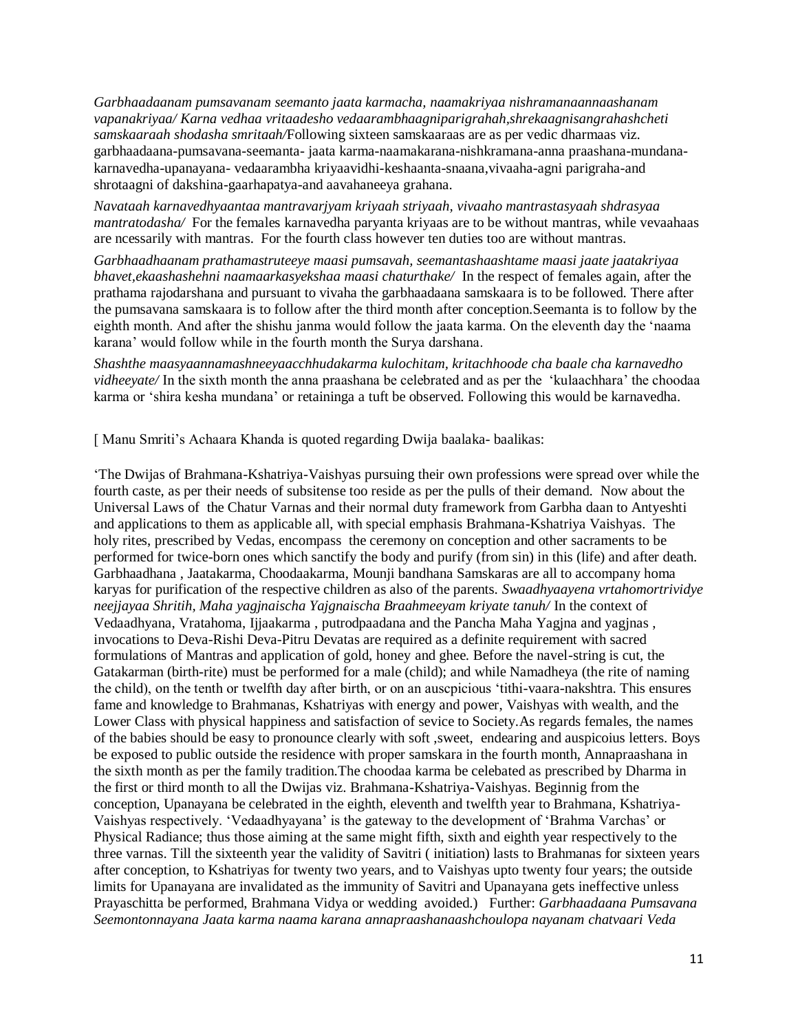*Garbhaadaanam pumsavanam seemanto jaata karmacha, naamakriyaa nishramanaannaashanam vapanakriyaa/ Karna vedhaa vritaadesho vedaarambhaagniparigrahah,shrekaagnisangrahashcheti samskaaraah shodasha smritaah/*Following sixteen samskaaraas are as per vedic dharmaas viz. garbhaadaana-pumsavana-seemanta- jaata karma-naamakarana-nishkramana-anna praashana-mundana-karnavedha-upanayana- vedaarambha kriyaavidhi-keshaanta-snaana,vivaaha-agni parigraha-and shrotaagni of dakshina-gaarhapatya-and aavahaneeya grahana.

*Navataah karnavedhyaantaa mantravarjyam kriyaah striyaah, vivaaho mantrastasyaah shdrasyaa mantratodasha/* For the females karnavedha paryanta kriyaas are to be without mantras, while vevaahaas are ncessarily with mantras. For the fourth class however ten duties too are without mantras.

*Garbhaadhaanam prathamastruteeye maasi pumsavah, seemantashaashtame maasi jaate jaatakriyaa bhavet,ekaashashehni naamaarkasyekshaa maasi chaturthake/* In the respect of females again, after the prathama rajodarshana and pursuant to vivaha the garbhaadaana samskaara is to be followed. There after the pumsavana samskaara is to follow after the third month after conception.Seemanta is to follow by the eighth month. And after the shishu janma would follow the jaata karma. On the eleventh day the 'naama karana' would follow while in the fourth month the Surya darshana.

*Shashthe maasyaannamashneeyaacchhudakarma kulochitam, kritachhoode cha baale cha karnavedho vidheeyate/* In the sixth month the anna praashana be celebrated and as per the 'kulaachhara' the choodaa karma or 'shira kesha mundana' or retaininga a tuft be observed. Following this would be karnavedha.

[ Manu Smriti's Achaara Khanda is quoted regarding Dwija baalaka- baalikas:

'The Dwijas of Brahmana-Kshatriya-Vaishyas pursuing their own professions were spread over while the fourth caste, as per their needs of subsitense too reside as per the pulls of their demand. Now about the Universal Laws of the Chatur Varnas and their normal duty framework from Garbha daan to Antyeshti and applications to them as applicable all, with special emphasis Brahmana-Kshatriya Vaishyas. The holy rites, prescribed by Vedas, encompass the ceremony on conception and other sacraments to be performed for twice-born ones which sanctify the body and purify (from sin) in this (life) and after death. Garbhaadhana , Jaatakarma, Choodaakarma, Mounji bandhana Samskaras are all to accompany homa karyas for purification of the respective children as also of the parents. *Swaadhyaayena vrtahomortrividye neejjayaa Shritih, Maha yagjnaischa Yajgnaischa Braahmeeyam kriyate tanuh/* In the context of Vedaadhyana, Vratahoma, Ijjaakarma , putrodpaadana and the Pancha Maha Yagjna and yagjnas , invocations to Deva-Rishi Deva-Pitru Devatas are required as a definite requirement with sacred formulations of Mantras and application of gold, honey and ghee. Before the navel-string is cut, the Gatakarman (birth-rite) must be performed for a male (child); and while Namadheya (the rite of naming the child), on the tenth or twelfth day after birth, or on an auscpicious 'tithi-vaara-nakshtra. This ensures fame and knowledge to Brahmanas, Kshatriyas with energy and power, Vaishyas with wealth, and the Lower Class with physical happiness and satisfaction of sevice to Society.As regards females, the names of the babies should be easy to pronounce clearly with soft ,sweet, endearing and auspicoius letters. Boys be exposed to public outside the residence with proper samskara in the fourth month, Annapraashana in the sixth month as per the family tradition.The choodaa karma be celebated as prescribed by Dharma in the first or third month to all the Dwijas viz. Brahmana-Kshatriya-Vaishyas. Beginnig from the conception, Upanayana be celebrated in the eighth, eleventh and twelfth year to Brahmana, Kshatriya-Vaishyas respectively. 'Vedaadhyayana' is the gateway to the development of 'Brahma Varchas' or Physical Radiance; thus those aiming at the same might fifth, sixth and eighth year respectively to the three varnas. Till the sixteenth year the validity of Savitri ( initiation) lasts to Brahmanas for sixteen years after conception, to Kshatriyas for twenty two years, and to Vaishyas upto twenty four years; the outside limits for Upanayana are invalidated as the immunity of Savitri and Upanayana gets ineffective unless Prayaschitta be performed, Brahmana Vidya or wedding avoided.) Further: *Garbhaadaana Pumsavana Seemontonnayana Jaata karma naama karana annapraashanaashchoulopa nayanam chatvaari Veda*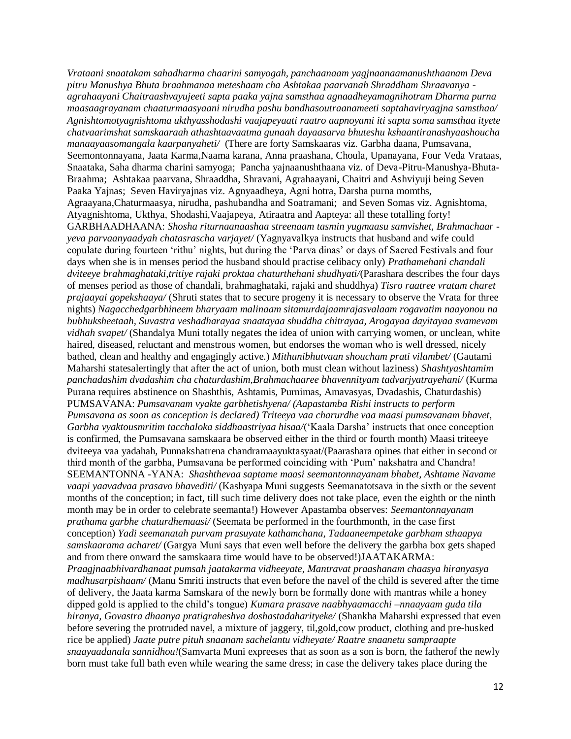*Ørataani snaatakam sahadharma chaarini samyogah, panchaanaam yagjnaanaamanushthaanam Deva pitru Manushya Bhuta braahmanaa meteshaam cha Ashtakaa paarvanah Shraddham Shraavanya - agrahaayani Chaitraashvayujeeti sapta paaka yajna samsthaa agnaadheyamagnihotram Dharma purna maasaagrayanam chaaturmaasyaani nirudha pashu bandhasoutraanameeti saptahaviryagjna samsthaa/ Agnishtomotyagnishtoma ukthyasshodashi vaajapeyaati raatro aapnoyami iti sapta soma samsthaa ityete chatvaarimshat samskaaraah athashtaavaatma gunaah dayaasarva bhuteshu kshaantiranashyaashoucha manaayaasomangala kaarpanyaheti/* (There are forty Samskaaras viz. Garbha daana, Pumsavana, Seemontonnayana, Jaata Karma,Naama karana, Anna praashana, Choula, Upanayana, Four Veda Vrataas, Snaataka, Saha dharma charini samyoga; Pancha yajnaanushthaana viz. of Deva-Pitru-Manushya-Bhuta-Braahma; Ashtakaa paarvana, Shraaddha, Shravani, Agrahaayani, Chaitri and Ashviyuji being Seven Paaka Yajnas; Seven Haviryajnas viz. Agnyaadheya, Agni hotra, Darsha purna momths, Agraayana,Chaturmaasya, nirudha, pashubandha and Soatramani; and Seven Somas viz. Agnishtoma, Atyagnishtoma, Ukthya, Shodashi,Vaajapeya, Atiraatra and Aapteya: all these totalling forty!

GARBHAADHAANA: *Shosha riturnaanaashaa streenaam tasmin yugmaasu samvishet, Brahmachaar - yeva parvaanyaadyah chatasrascha varjayet/* (Yagnyavalkya instructs that husband and wife could copulate during fourteen 'rithu' nights, but during the 'Parva dinas' or days of Sacred Festivals and four days when she is in menses period the husband should practise celibacy only) *Prathamehani chandali dviteeye brahmaghataki,tritiye rajaki proktaa chaturthehani shudhyati/*(Parashara describes the four days of menses period as those of chandali, brahmaghataki, rajaki and shuddhya) *Tisro raatree vratam charet prajaayai gopekshaaya/* (Shruti states that to secure progeny it is necessary to observe the Vrata for three nights) *Nagacchedgarbhineem bharyaam malinaam sitamurdajaamrajasvalaam rogavatim naayonou na bubhuksheetaah, Suvastra veshadharayaa snaatayaa shuddha chitrayaa, Arogayaa dayitayaa svamevam vidhah svapet/* (Shandalya Muni totally negates the idea of union with carrying women, or unclean, white haired, diseased, reluctant and menstrous women, but endorses the woman who is well dressed, nicely bathed, clean and healthy and engagingly active.) *Mithunibhutvaan shoucham prati vilambet/* (Gautami Maharshi statesalertingly that after the act of union, both must clean without laziness) *Shashtyashtamim panchadashim dvadashim cha chaturdashim,Brahmachaaree bhavennityam tadvarjyatrayehani/* (Kurma Purana requires abstinence on Shashthis, Ashtamis, Purnimas, Amavasyas, Dvadashis, Chaturdashis)

PUMSAVANA: *Pumsavanam vyakte garbhetishyena/ (Aapastamba Rishi instructs to perform Pumsavana as soon as conception is declared) Triteeya vaa charurdhe vaa maasi pumsavanam bhavet, Garbha vyaktousmritim tacchaloka siddhaastriyaa hisaa/*('Kaala Darsha' instructs that once conception is confirmed, the Pumsavana samskaara be observed either in the third or fourth month) Maasi triteeye dviteeya vaa yadahah, Punnakshatrena chandramaayuktasyaat/(Paarashara opines that either in second or third month of the garbha, Pumsavana be performed coinciding with 'Pum' nakshatra and Chandra!

SEEMANTONNA -YANA: *Shashthevaa saptame maasi seemantonnayanam bhabet, Ashtame Navame vaapi yaavadvaa prasavo bhavediti/* (Kashyapa Muni suggests Seemanatotsava in the sixth or the sevent months of the conception; in fact, till such time delivery does not take place, even the eighth or the ninth month may be in order to celebrate seemanta!) However Apastamba observes: *Seemantonnayanam prathama garbhe chaturdhemaasi/* (Seemata be performed in the fourthmonth, in the case first conception) *Yadi seemanatah purvam prasuyate kathamchana, Tadaaneempetake garbham sthaapya samskaarama acharet/* (Gargya Muni says that even well before the delivery the garbha box gets shaped and from there onward the samskaara time would have to be observed!)JAATAKARMA: *Praagjnaabhivardhanaat pumsah jaatakarma vidheeyate, Mantravat praashanam chaasya hiranyasya madhusarpishaam/* (Manu Smriti instructs that even before the navel of the child is severed after the time of delivery, the Jaata karma Samskara of the newly born be formally done with mantras while a honey dipped gold is applied to the child's tongue) *Kumara prasave naabhyaamacchi –nnaayaam guda tila hiranya, Govastra dhaanya pratigraheshva doshastadaharityeke/* (Shankha Maharshi expressed that even before severing the protruded navel, a mixture of jaggery, til,gold,cow product, clothing and pre-husked rice be applied) *Jaate putre pituh snaanam sachelantu vidheyate/ Raatre snaanetu sampraapte snaayaadanala sannidhou!*(Samvarta Muni expreeses that as soon as a son is born, the fatherof the newly born must take full bath even while wearing the same dress; in case the delivery takes place during the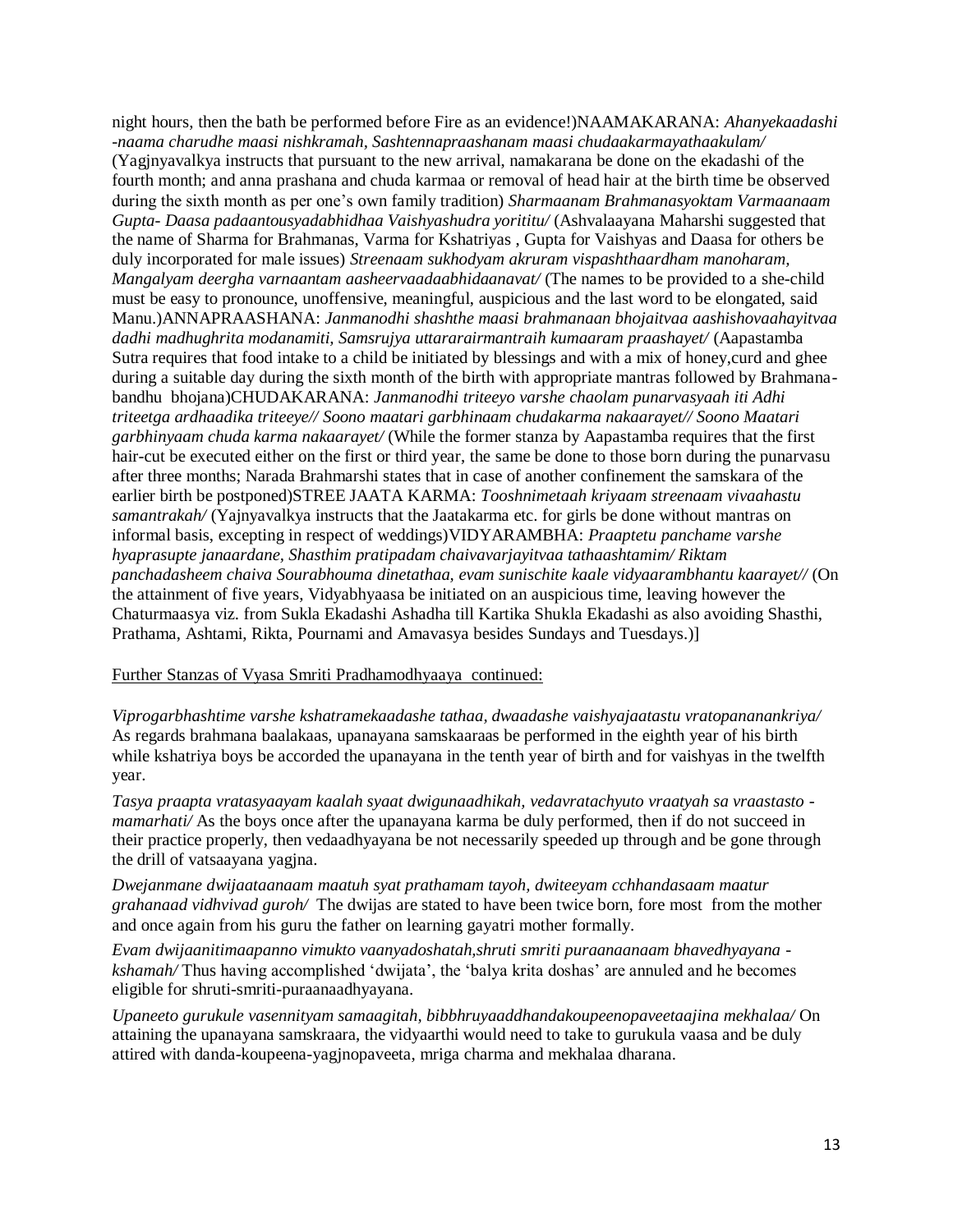night hours, then the bath be performed before Fire as an evidence!)NAAMAKARANA: *Ahanyekaadashi -naama charudhe maasi nishkramah, Sashtennapraashanam maasi chudaakarmayathaakulam/* (Yagjnyavalkya instructs that pursuant to the new arrival, namakarana be done on the ekadashi of the fourth month; and anna prashana and chuda karmaa or removal of head hair at the birth time be observed during the sixth month as per one's own family tradition) *Sharmaanam Brahmanasyoktam Varmaanaam Gupta- Daasa padaantousyadabhidhaa Vaishyashudra yorititu/* (Ashvalaayana Maharshi suggested that the name of Sharma for Brahmanas, Varma for Kshatriyas , Gupta for Vaishyas and Daasa for others be duly incorporated for male issues) *Streenaam sukhodyam akruram vispashthaardham manoharam, Mangalyam deergha varnaantam aasheervaadaabhidaanavat/* (The names to be provided to a she-child must be easy to pronounce, unoffensive, meaningful, auspicious and the last word to be elongated, said Manu.)ANNAPRAASHANA: *Janmanodhi shashthe maasi brahmanaan bhojaitvaa aashishovaahayitvaa dadhi madhughrita modanamiti, Samsrujya uttararairmantraih kumaaram praashayet/* (Aapastamba Sutra requires that food intake to a child be initiated by blessings and with a mix of honey,curd and ghee during a suitable day during the sixth month of the birth with appropriate mantras followed by Brahmana-bandhu bhojana)CHUDAKARANA: *Janmanodhi triteeyo varshe chaolam punarvasyaah iti Adhi triteetga ardhaadika triteeye// Soono maatari garbhinaam chudakarma nakaarayet// Soono Maatari garbhinyaam chuda karma nakaarayet/* (While the former stanza by Aapastamba requires that the first hair-cut be executed either on the first or third year, the same be done to those born during the punarvasu after three months; Narada Brahmarshi states that in case of another confinement the samskara of the earlier birth be postponed)STREE JAATA KARMA: *Tooshnimetaah kriyaam streenaam vivaahastu samantrakah/* (Yajnyavalkya instructs that the Jaatakarma etc. for girls be done without mantras on informal basis, excepting in respect of weddings)VIDYARAMBHA: *Praaptetu panchame varshe hyaprasupte janaardane, Shasthim pratipadam chaivavarjayitvaa tathaashtamim/ Riktam panchadasheem chaiva Sourabhouma dinetathaa, evam sunischite kaale vidyaarambhantu kaarayet//* (On the attainment of five years, Vidyabhyaasa be initiated on an auspicious time, leaving however the Chaturmaasya viz. from Sukla Ekadashi Ashadha till Kartika Shukla Ekadashi as also avoiding Shasthi, Prathama, Ashtami, Rikta, Pournami and Amavasya besides Sundays and Tuesdays.)]

Further Stanzas of Vyasa Smriti Pradhamodhyaaya continued:

*Viprogarbhashtime varshe kshatramekaadashe tathaa, dwaadashe vaishyajaatastu vratopananankriya/* As regards brahmana baalakaas, upanayana samskaaraas be performed in the eighth year of his birth while kshatriya boys be accorded the upanayana in the tenth year of birth and for vaishyas in the twelfth year.

*Tasya praapta vratasyaayam kaalah syaat dwigunaadhikah, vedavratachyuto vraatyah sa vraastasto - mamarhati/* As the boys once after the upanayana karma be duly performed, then if do not succeed in their practice properly, then vedaadhyayana be not necessarily speeded up through and be gone through the drill of vatsaayana yagjna.

*Dwejanmane dwijaataanaam maatuh syat prathamam tayoh, dwiteeyam cchhandasaam maatur grahanaad vidhvivad guroh/* The dwijas are stated to have been twice born, fore most from the mother and once again from his guru the father on learning gayatri mother formally.

*Evam dwijaanitimaapanno vimukto vaanyadoshatah,shruti smriti puraanaanaam bhavedhyayana - kshamah/* Thus having accomplished 'dwijata', the 'balya krita doshas' are annuled and he becomes eligible for shruti-smriti-puraanaadhyayana.

*Upaneeto gurukule vasennityam samaagitah, bibbhruyaaddhandakoupeenopaveetaajina mekhalaa/* On attaining the upanayana samskraara, the vidyaarthi would need to take to gurukula vaasa and be duly attired with danda-koupeena-yagjnopaveeta, mriga charma and mekhalaa dharana.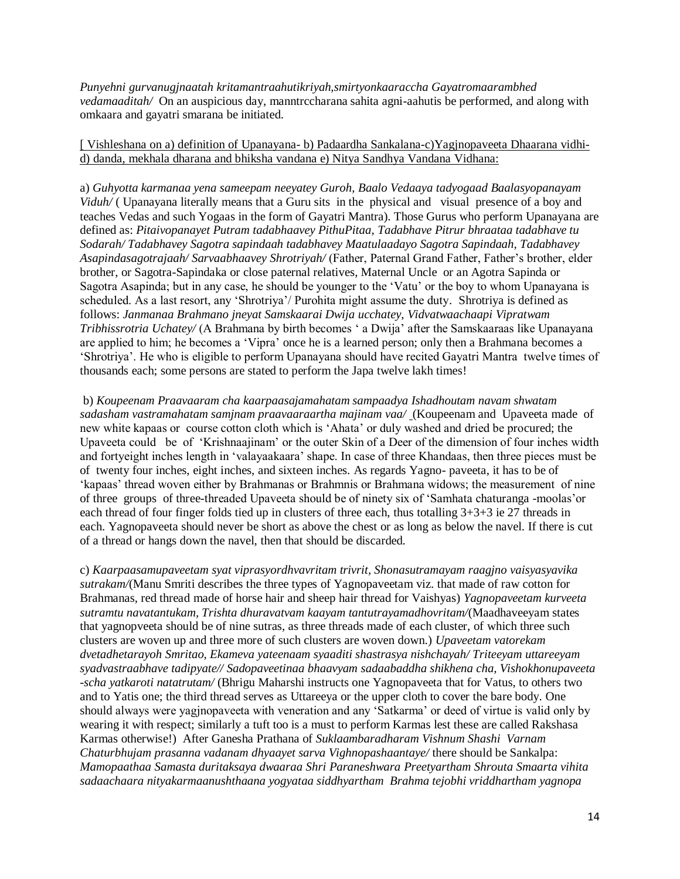*Punyehni gurvanugjnaatah kritamantraahutikriyah,smirtyonkaaraccha Gayatromaarambhed vedamaaditah/* On an auspicious day, manntrccharana sahita agni-aahutis be performed, and along with omkaara and gayatri smarana be initiated.

[ Vishleshana on a) definition of Upanayana- b) Padaardha Sankalana-c)Yagjnopaveeta Dhaarana vidhi- d) danda, mekhala dharana and bhiksha vandana e) Nitya Sandhya Vandana Vidhana:

a) *Guhyotta karmanaa yena sameepam neeyatey Guroh, Baalo Vedaaya tadyogaad Baalasyopanayam Viduh/* ( Upanayana literally means that a Guru sits in the physical and visual presence of a boy and teaches Vedas and such Yogaas in the form of Gayatri Mantra). Those Gurus who perform Upanayana are defined as: *Pitaivopanayet Putram tadabhaavey PithuPitaa, Tadabhave Pitrur bhraataa tadabhave tu Sodarah/ Tadabhavey Sagotra sapindaah tadabhavey Maatulaadayo Sagotra Sapindaah, Tadabhavey Asapindasagotrajaah/ Sarvaabhaavey Shrotriyah/* (Father, Paternal Grand Father, Father's brother, elder brother, or Sagotra-Sapindaka or close paternal relatives, Maternal Uncle or an Agotra Sapinda or Sagotra Asapinda; but in any case, he should be younger to the 'Vatu' or the boy to whom Upanayana is scheduled. As a last resort, any 'Shrotriya'/ Purohita might assume the duty. Shrotriya is defined as follows: *Janmanaa Brahmano jneyat Samskaarai Dwija ucchatey, Vidvatwaachaapi Vipratwam Tribhissrotria Uchatey/* (A Brahmana by birth becomes ' a Dwija' after the Samskaaraas like Upanayana are applied to him; he becomes a 'Vipra' once he is a learned person; only then a Brahmana becomes a 'Shrotriya'. He who is eligible to perform Upanayana should have recited Gayatri Mantra twelve times of thousands each; some persons are stated to perform the Japa twelve lakh times!

b) *Koupeenam Praavaaram cha kaarpaasajamahatam sampaadya Ishadhoutam navam shwatam sadasham vastramahatam samjnam praavaaraartha majinam vaa/* (Koupeenam and Upaveeta made of new white kapaas or course cotton cloth which is 'Ahata' or duly washed and dried be procured; the Upaveeta could be of 'Krishnaajinam' or the outer Skin of a Deer of the dimension of four inches width and fortyeight inches length in 'valayaakaara' shape. In case of three Khandaas, then three pieces must be of twenty four inches, eight inches, and sixteen inches. As regards Yagno- paveeta, it has to be of 'kapaas' thread woven either by Brahmanas or Brahmnis or Brahmana widows; the measurement of nine of three groups of three-threaded Upaveeta should be of ninety six of 'Samhata chaturanga -moolas'or each thread of four finger folds tied up in clusters of three each, thus totalling 3+3+3 ie 27 threads in each. Yagnopaveeta should never be short as above the chest or as long as below the navel. If there is cut of a thread or hangs down the navel, then that should be discarded.

c) *Kaarpaasamupaveetam syat viprasyordhvavritam trivrit, Shonasutramayam raagjno vaisyasyavika sutrakam/*(Manu Smriti describes the three types of Yagnopaveetam viz. that made of raw cotton for Brahmanas, red thread made of horse hair and sheep hair thread for Vaishyas) *Yagnopaveetam kurveeta sutramtu navatantukam, Trishta dhuravatvam kaayam tantutrayamadhovritam/*(Maadhaveeyam states that yagnopveeta should be of nine sutras, as three threads made of each cluster, of which three such clusters are woven up and three more of such clusters are woven down.) *Upaveetam vatorekam dvetadhetarayoh Smritao, Ekameva yateenaam syaaditi shastrasya nishchayah/ Triteeyam uttareeyam syadvastraabhave tadipyate// Sadopaveetinaa bhaavyam sadaabaddha shikhena cha, Vishokhonupaveeta -scha yatkaroti natatrutam/* (Bhrigu Maharshi instructs one Yagnopaveeta that for Vatus, to others two and to Yatis one; the third thread serves as Uttareeya or the upper cloth to cover the bare body. One should always were yagjnopaveeta with veneration and any 'Satkarma' or deed of virtue is valid only by wearing it with respect; similarly a tuft too is a must to perform Karmas lest these are called Rakshasa Karmas otherwise!) After Ganesha Prathana of *Suklaambaradharam Vishnum Shashi Varnam Chaturbhujam prasanna vadanam dhyaayet sarva Vighnopashaantaye/* there should be Sankalpa: *Mamopaathaa Samasta duritaksaya dwaaraa Shri Paraneshwara Preetyartham Shrouta Smaarta vihita sadaachaara nityakarmaanushthaana yogyataa siddhyartham Brahma tejobhi vriddhartham yagnopa*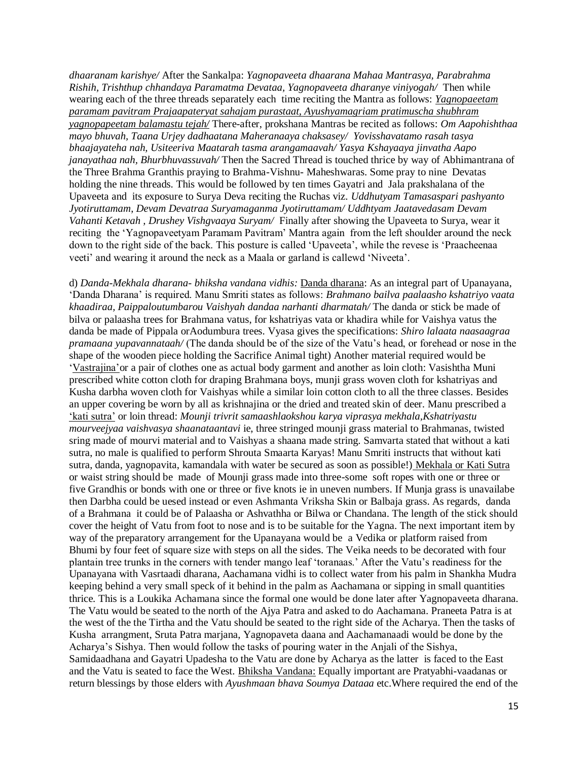*dhaaranam karishye/* After the Sankalpa: *Yagnopaveeta dhaarana Mahaa Mantrasya, Parabrahma Rishih, Trishthup chhandaya Paramatma Devataa, Yagnopaveeta dharanye viniyogah/* Then while wearing each of the three threads separately each time reciting the Mantra as follows: *Yagnopaeetam paramam pavitram Prajaapateryat sahajam purastaat, Ayushyamagriam pratimuscha shubhram yagnopapeetam balamastu tejah/* There-after, prokshana Mantras be recited as follows: *Om Aapohishthaa mayo bhuvah, Taana Urjey dadhaatana Maheranaaya chaksasey/ Yovisshavatamo rasah tasya bhaajayateha nah, Usiteeriva Maatarah tasma arangamaavah/ Yasya Kshayaaya jinvatha Aapo janayathaa nah, Bhurbhuvassuvah/* Then the Sacred Thread is touched thrice by way of Abhimantrana of the Three Brahma Granthis praying to Brahma-Vishnu- Maheshwaras. Some pray to nine Devatas holding the nine threads. This would be followed by ten times Gayatri and Jala prakshalana of the Upaveeta and its exposure to Surya Deva reciting the Ruchas viz. *Uddhutyam Tamasaspari pashyanto Jyotiruttamam, Devam Devatraa Suryamaganma Jyotiruttamam/ Uddhtyam Jaatavedasam Devam Vahanti Ketavah , Drushey Vishgvaaya Suryam/* Finally after showing the Upaveeta to Surya, wear it reciting the 'Yagnopaveetyam Paramam Pavitram' Mantra again from the left shoulder around the neck down to the right side of the back. This posture is called 'Upaveeta', while the revese is 'Praacheenaa veeti' and wearing it around the neck as a Maala or garland is callewd 'Niveeta'.

d) *Danda-Mekhala dharana- bhiksha vandana vidhis:* Danda dharana: As an integral part of Upanayana, 'Danda Dharana' is required. Manu Smriti states as follows: *Brahmano bailva paalaasho kshatriyo vaata khaadiraa, Paippaloutumbarou Vaishyah dandaa narhanti dharmatah/* The danda or stick be made of bilva or palaasha trees for Brahmana vatus, for kshatriyas vata or khadira while for Vaishya vatus the danda be made of Pippala orAodumbura trees. Vyasa gives the specifications: *Shiro lalaata naasaagraa pramaana yupavannataah/* (The danda should be of the size of the Vatu's head, or forehead or nose in the shape of the wooden piece holding the Sacrifice Animal tight) Another material required would be 'Vastrajina'or a pair of clothes one as actual body garment and another as loin cloth: Vasishtha Muni prescribed white cotton cloth for draping Brahmana boys, munji grass woven cloth for kshatriyas and Kusha darbha woven cloth for Vaishyas while a similar loin cotton cloth to all the three classes. Besides an upper covering be worn by all as krishnajina or the dried and treated skin of deer. Manu prescribed a 'kati sutra' or loin thread: *Mounji trivrit samaashlaokshou karya viprasya mekhala,Kshatriyastu mourveejyaa vaishvasya shaanataantavi* ie, three stringed mounji grass material to Brahmanas, twisted sring made of mourvi material and to Vaishyas a shaana made string. Samvarta stated that without a kati sutra, no male is qualified to perform Shrouta Smaarta Karyas! Manu Smriti instructs that without kati sutra, danda, yagnopavita, kamandala with water be secured as soon as possible!) Mekhala or Kati Sutra or waist string should be made of Mounji grass made into three-some soft ropes with one or three or five Grandhis or bonds with one or three or five knots ie in uneven numbers. If Munja grass is unavailabe then Darbha could be uesed instead or even Ashmanta Vriksha Skin or Balbaja grass. As regards, danda of a Brahmana it could be of Palaasha or Ashvathha or Bilwa or Chandana. The length of the stick should cover the height of Vatu from foot to nose and is to be suitable for the Yagna. The next important item by way of the preparatory arrangement for the Upanayana would be a Vedika or platform raised from Bhumi by four feet of square size with steps on all the sides. The Veika needs to be decorated with four plantain tree trunks in the corners with tender mango leaf 'toranaas.' After the Vatu's readiness for the Upanayana with Vasrtaadi dharana, Aachamana vidhi is to collect water from his palm in Shankha Mudra keeping behind a very small speck of it behind in the palm as Aachamana or sipping in small quantities thrice. This is a Loukika Achamana since the formal one would be done later after Yagnopaveeta dharana. The Vatu would be seated to the north of the Ajya Patra and asked to do Aachamana. Praneeta Patra is at the west of the the Tirtha and the Vatu should be seated to the right side of the Acharya. Then the tasks of Kusha arrangment, Sruta Patra marjana, Yagnopaveta daana and Aachamanaadi would be done by the Acharya's Sishya. Then would follow the tasks of pouring water in the Anjali of the Sishya, Samidaadhana and Gayatri Upadesha to the Vatu are done by Acharya as the latter is faced to the East and the Vatu is seated to face the West. Bhiksha Vandana: Equally important are Pratyabhi-vaadanas or return blessings by those elders with *Ayushmaan bhava Soumya Dataaa* etc.Where required the end of the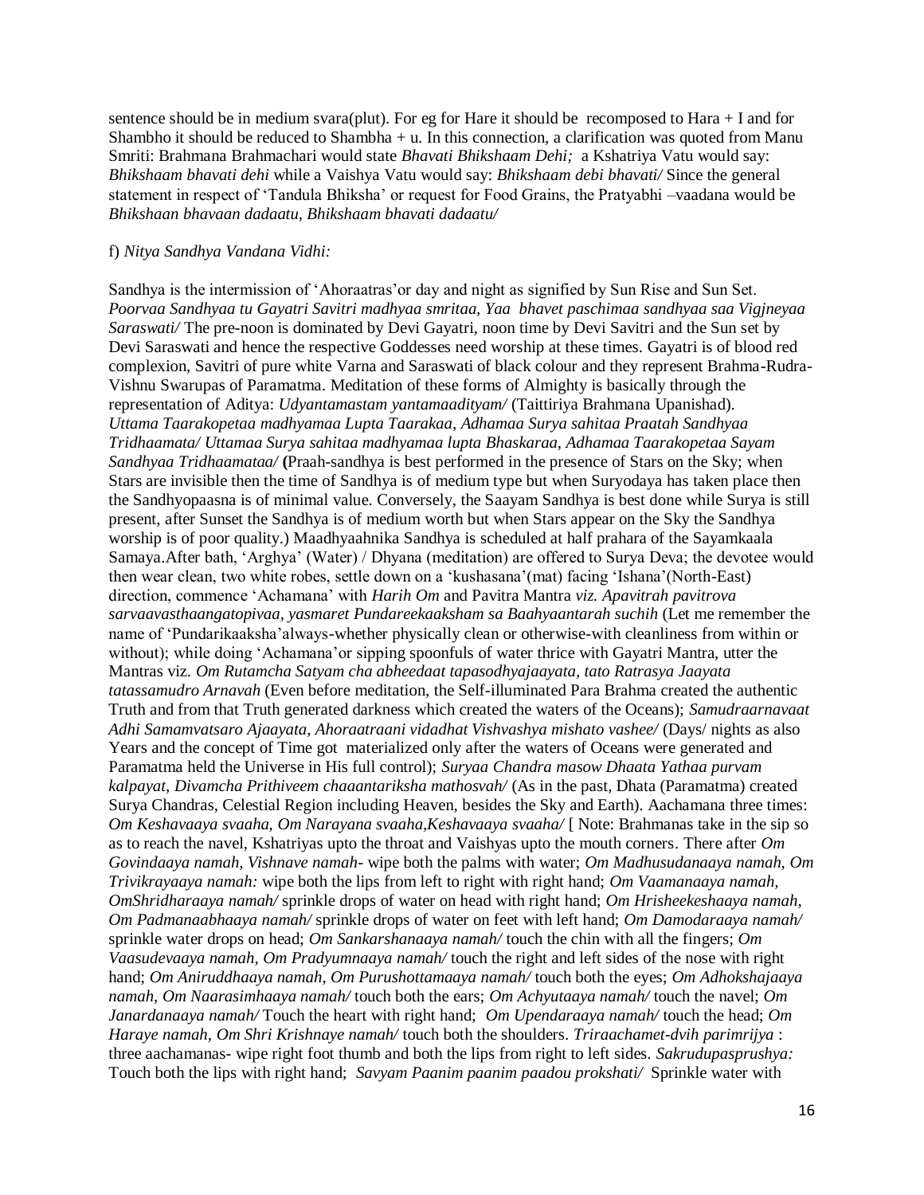sentence should be in medium svara(plut). For eg for Hare it should be recomposed to Hara + I and for Shambho it should be reduced to Shambha + u. In this connection, a clarification was quoted from Manu Smriti: Brahmana Brahmachari would state *Bhavati Bhikshaam Dehi;* a Kshatriya Vatu would say: *Bhikshaam bhavati dehi* while a Vaishya Vatu would say: *Bhikshaam debi bhavati/* Since the general statement in respect of 'Tandula Bhiksha' or request for Food Grains, the Pratyabhi –vaadana would be *Bhikshaan bhavaan dadaatu, Bhikshaam bhavati dadaatu/*

f) *Nitya Sandhya Vandana Vidhi:*

Sandhya is the intermission of 'Ahoraatras'or day and night as signified by Sun Rise and Sun Set. *Poorvaa Sandhyaa tu Gayatri Savitri madhyaa smritaa, Yaa bhavet paschimaa sandhyaa saa Vigjneyaa Saraswati/* The pre-noon is dominated by Devi Gayatri, noon time by Devi Savitri and the Sun set by Devi Saraswati and hence the respective Goddesses need worship at these times. Gayatri is of blood red complexion, Savitri of pure white Varna and Saraswati of black colour and they represent Brahma-Rudra-Vishnu Swarupas of Paramatma. Meditation of these forms of Almighty is basically through the representation of Aditya: *Udyantamastam yantamaadityam/* (Taittiriya Brahmana Upanishad). *Uttama Taarakopetaa madhyamaa Lupta Taarakaa, Adhamaa Surya sahitaa Praatah Sandhyaa Tridhaamata/ Uttamaa Surya sahitaa madhyamaa lupta Bhaskaraa, Adhamaa Taarakopetaa Sayam Sandhyaa Tridhaamataa/* **(**Praah-sandhya is best performed in the presence of Stars on the Sky; when Stars are invisible then the time of Sandhya is of medium type but when Suryodaya has taken place then the Sandhyopaasna is of minimal value. Conversely, the Saayam Sandhya is best done while Surya is still present, after Sunset the Sandhya is of medium worth but when Stars appear on the Sky the Sandhya worship is of poor quality.) Maadhyaahnika Sandhya is scheduled at half prahara of the Sayamkaala Samaya.After bath, 'Arghya' (Water) / Dhyana (meditation) are offered to Surya Deva; the devotee would then wear clean, two white robes, settle down on a 'kushasana'(mat) facing 'Ishana'(North-East) direction, commence 'Achamana' with *Harih Om* and Pavitra Mantra *viz. Apavitrah pavitrova sarvaavasthaangatopivaa, yasmaret Pundareekaaksham sa Baahyaantarah suchih* (Let me remember the name of 'Pundarikaaksha'always-whether physically clean or otherwise-with cleanliness from within or without); while doing 'Achamana'or sipping spoonfuls of water thrice with Gayatri Mantra, utter the Mantras viz. *Om Rutamcha Satyam cha abheedaat tapasodhyajaayata, tato Ratrasya Jaayata tatassamudro Arnavah* (Even before meditation, the Self-illuminated Para Brahma created the authentic Truth and from that Truth generated darkness which created the waters of the Oceans); *Samudraarnavaat Adhi Samamvatsaro Ajaayata, Ahoraatraani vidadhat Vishvashya mishato vashee/* (Days/ nights as also Years and the concept of Time got materialized only after the waters of Oceans were generated and Paramatma held the Universe in His full control); *Suryaa Chandra masow Dhaata Yathaa purvam kalpayat, Divamcha Prithiveem chaaantariksha mathosvah/* (As in the past, Dhata (Paramatma) created Surya Chandras, Celestial Region including Heaven, besides the Sky and Earth). Aachamana three times: *Om Keshavaaya svaaha, Om Narayana svaaha,Keshavaaya svaaha/* [ Note: Brahmanas take in the sip so as to reach the navel, Kshatriyas upto the throat and Vaishyas upto the mouth corners. There after *Om Govindaaya namah, Vishnave namah*- wipe both the palms with water; *Om Madhusudanaaya namah, Om Trivikrayaaya namah:* wipe both the lips from left to right with right hand; *Om Vaamanaaya namah, OmShridharaaya namah/* sprinkle drops of water on head with right hand; *Om Hrisheekeshaaya namah, Om Padmanaabhaaya namah/* sprinkle drops of water on feet with left hand; *Om Damodaraaya namah/* sprinkle water drops on head; *Om Sankarshanaaya namah/* touch the chin with all the fingers; *Om Vaasudevaaya namah, Om Pradyumnaaya namah/* touch the right and left sides of the nose with right hand; *Om Aniruddhaaya namah, Om Purushottamaaya namah/* touch both the eyes; *Om Adhokshajaaya namah, Om Naarasimhaaya namah/* touch both the ears; *Om Achyutaaya namah/* touch the navel; *Om Janardanaaya namah/* Touch the heart with right hand; *Om Upendaraaya namah/* touch the head; *Om Haraye namah, Om Shri Krishnaye namah/* touch both the shoulders. *Triraachamet-dvih parimrijya* : three aachamanas- wipe right foot thumb and both the lips from right to left sides. *Sakrudupasprushya:* Touch both the lips with right hand; *Savyam Paanim paanim paadou prokshati/* Sprinkle water with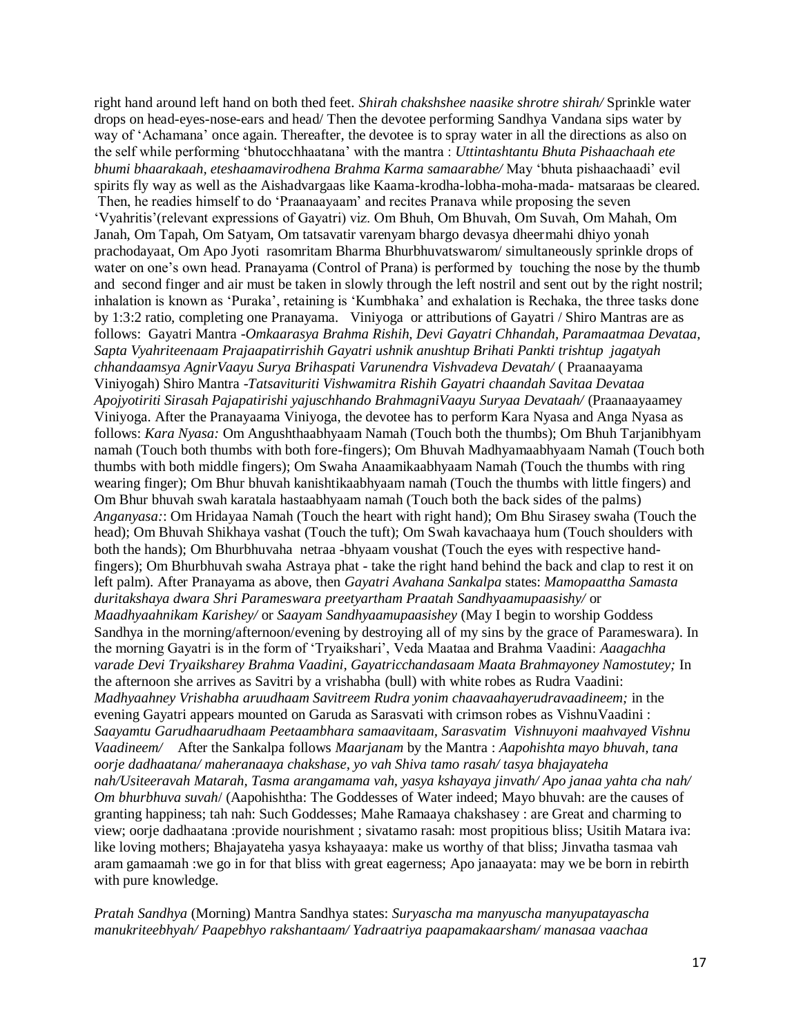right hand around left hand on both thed feet. *Shirah chakshshee naasike shrotre shirah/* Sprinkle water drops on head-eyes-nose-ears and head/ Then the devotee performing Sandhya Vandana sips water by way of 'Achamana' once again. Thereafter, the devotee is to spray water in all the directions as also on the self while performing 'bhutocchhaatana' with the mantra : *Uttintashtantu Bhuta Pishaachaah ete bhumi bhaarakaah, eteshaamavirodhena Brahma Karma samaarabhe/* May 'bhuta pishaachaadi' evil spirits fly way as well as the Aishadvargaas like Kaama-krodha-lobha-moha-mada- matsaraas be cleared. Then, he readies himself to do 'Praanaayaam' and recites Pranava while proposing the seven 'Vyahritis'(relevant expressions of Gayatri) viz. Om Bhuh, Om Bhuvah, Om Suvah, Om Mahah, Om Janah, Om Tapah, Om Satyam, Om tatsavatir varenyam bhargo devasya dheermahi dhiyo yonah prachodayaat, Om Apo Jyoti rasomritam Bharma Bhurbhuvatswarom/ simultaneously sprinkle drops of water on one's own head. Pranayama (Control of Prana) is performed by touching the nose by the thumb and second finger and air must be taken in slowly through the left nostril and sent out by the right nostril; inhalation is known as 'Puraka', retaining is 'Kumbhaka' and exhalation is Rechaka, the three tasks done by 1:3:2 ratio, completing one Pranayama. Viniyoga or attributions of Gayatri / Shiro Mantras are as follows: Gayatri Mantra -*Omkaarasya Brahma Rishih, Devi Gayatri Chhandah, Paramaatmaa Devataa, Sapta Vyahriteenaam Prajaapatirrishih Gayatri ushnik anushtup Brihati Pankti trishtup jagatyah chhandaamsya AgnirVaayu Surya Brihaspati Varunendra Vishvadeva Devatah/* ( Praanaayama Viniyogah) Shiro Mantra -*Tatsavituriti Vishwamitra Rishih Gayatri chaandah Savitaa Devataa Apojyotiriti Sirasah Pajapatirishi yajuschhando BrahmagniVaayu Suryaa Devataah/* (Praanaayaamey Viniyoga. After the Pranayaama Viniyoga, the devotee has to perform Kara Nyasa and Anga Nyasa as follows: *Kara Nyasa:* Om Angushthaabhyaam Namah (Touch both the thumbs); Om Bhuh Tarjanibhyam namah (Touch both thumbs with both fore-fingers); Om Bhuvah Madhyamaabhyaam Namah (Touch both thumbs with both middle fingers); Om Swaha Anaamikaabhyaam Namah (Touch the thumbs with ring wearing finger); Om Bhur bhuvah kanishtikaabhyaam namah (Touch the thumbs with little fingers) and Om Bhur bhuvah swah karatala hastaabhyaam namah (Touch both the back sides of the palms) *Anganyasa:*: Om Hridayaa Namah (Touch the heart with right hand); Om Bhu Sirasey swaha (Touch the head); Om Bhuvah Shikhaya vashat (Touch the tuft); Om Swah kavachaaya hum (Touch shoulders with both the hands); Om Bhurbhuvaha netraa -bhyaam voushat (Touch the eyes with respective hand-fingers); Om Bhurbhuvah swaha Astraya phat - take the right hand behind the back and clap to rest it on left palm). After Pranayama as above, then *Gayatri Avahana Sankalpa* states: *Mamopaattha Samasta duritakshaya dwara Shri Parameswara preetyartham Praatah Sandhyaamupaasishy/* or *Maadhyaahnikam Karishey/* or *Saayam Sandhyaamupaasishey* (May I begin to worship Goddess Sandhya in the morning/afternoon/evening by destroying all of my sins by the grace of Parameswara). In the morning Gayatri is in the form of 'Tryaikshari', Veda Maataa and Brahma Vaadini: *Aaagachha varade Devi Tryaiksharey Brahma Vaadini, Gayatricchandasaam Maata Brahmayoney Namostutey;* In the afternoon she arrives as Savitri by a vrishabha (bull) with white robes as Rudra Vaadini: *Madhyaahney Vrishabha aruudhaam Savitreem Rudra yonim chaavaahayerudravaadineem;* in the evening Gayatri appears mounted on Garuda as Sarasvati with crimson robes as VishnuVaadini : *Saayamtu Garudhaarudhaam Peetaambhara samaavitaam, Sarasvatim Vishnuyoni maahvayed Vishnu Vaadineem/* After the Sankalpa follows *Maarjanam* by the Mantra : *Aapohishta mayo bhuvah, tana oorje dadhaatana/ maheranaaya chakshase, yo vah Shiva tamo rasah/ tasya bhajayateha nah/Usiteeravah Matarah, Tasma arangamama vah, yasya kshayaya jinvath/ Apo janaa yahta cha nah/ Om bhurbhuva suvah*/ (Aapohishtha: The Goddesses of Water indeed; Mayo bhuvah: are the causes of granting happiness; tah nah: Such Goddesses; Mahe Ramaaya chakshasey : are Great and charming to view; oorje dadhaatana :provide nourishment ; sivatamo rasah: most propitious bliss; Usitih Matara iva: like loving mothers; Bhajayateha yasya kshayaaya: make us worthy of that bliss; Jinvatha tasmaa vah aram gamaamah :we go in for that bliss with great eagerness; Apo janaayata: may we be born in rebirth with pure knowledge.

*Pratah Sandhya* (Morning) Mantra Sandhya states: *Suryascha ma manyuscha manyupatayascha manukriteebhyah/ Paapebhyo rakshantaam/ Yadraatriya paapamakaarsham/ manasaa vaachaa*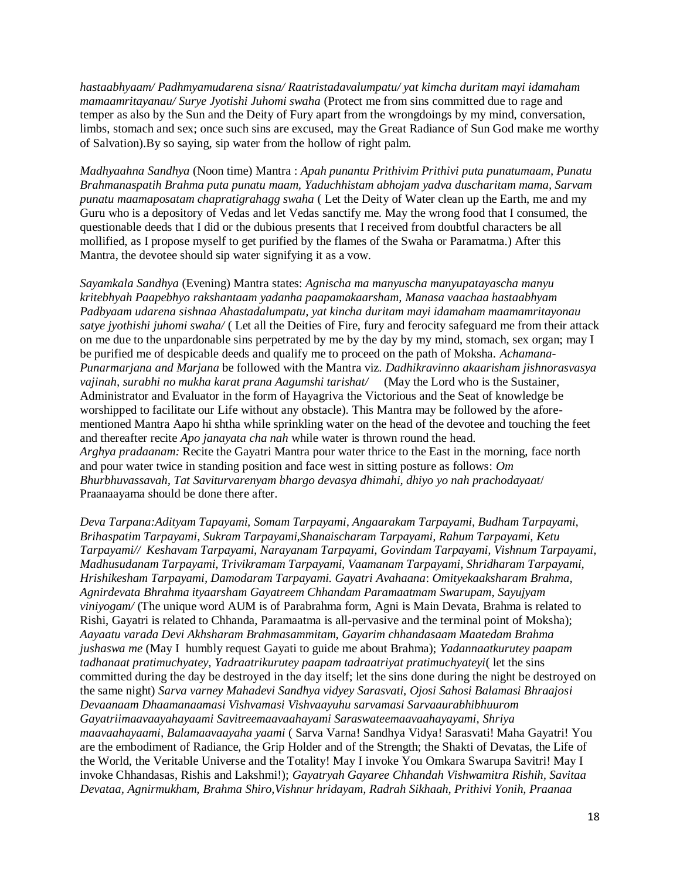*hastaabhyaam/ Padhmyamudarena sisna/ Raatristadavalumpatu/ yat kimcha duritam mayi idamaham mamaamritayanau/ Surye Jyotishi Juhomi swaha* (Protect me from sins committed due to rage and temper as also by the Sun and the Deity of Fury apart from the wrongdoings by my mind, conversation, limbs, stomach and sex; once such sins are excused, may the Great Radiance of Sun God make me worthy of Salvation).By so saying, sip water from the hollow of right palm.

*Madhyaahna Sandhya* (Noon time) Mantra : *Apah punantu Prithivim Prithivi puta punatumaam, Punatu Brahmanaspatih Brahma puta punatu maam, Yaduchhistam abhojam yadva duscharitam mama, Sarvam punatu maamaposatam chapratigrahagg swaha* ( Let the Deity of Water clean up the Earth, me and my Guru who is a depository of Vedas and let Vedas sanctify me. May the wrong food that I consumed, the questionable deeds that I did or the dubious presents that I received from doubtful characters be all mollified, as I propose myself to get purified by the flames of the Swaha or Paramatma.) After this Mantra, the devotee should sip water signifying it as a vow.

*Sayamkala Sandhya* (Evening) Mantra states: *Agnischa ma manyuscha manyupatayascha manyu kritebhyah Paapebhyo rakshantaam yadanha paapamakaarsham, Manasa vaachaa hastaabhyam Padbyaam udarena sishnaa Ahastadalumpatu, yat kincha duritam mayi idamaham maamamritayonau satye jyothishi juhomi swaha/* ( Let all the Deities of Fire, fury and ferocity safeguard me from their attack on me due to the unpardonable sins perpetrated by me by the day by my mind, stomach, sex organ; may I be purified me of despicable deeds and qualify me to proceed on the path of Moksha. *Achamana-Punarmarjana and Marjana* be followed with the Mantra viz. *Dadhikravinno akaarisham jishnorasvasya vajinah, surabhi no mukha karat prana Aagumshi tarishat/* (May the Lord who is the Sustainer, Administrator and Evaluator in the form of Hayagriva the Victorious and the Seat of knowledge be worshipped to facilitate our Life without any obstacle). This Mantra may be followed by the afore-mentioned Mantra Aapo hi shtha while sprinkling water on the head of the devotee and touching the feet and thereafter recite *Apo janayata cha nah* while water is thrown round the head.
*Arghya pradaanam:* Recite the Gayatri Mantra pour water thrice to the East in the morning, face north and pour water twice in standing position and face west in sitting posture as follows: *Om Bhurbhuvassavah, Tat Saviturvarenyam bhargo devasya dhimahi, dhiyo yo nah prachodayaat*/ Praanaayama should be done there after.

*Deva Tarpana:Adityam Tapayami, Somam Tarpayami, Angaarakam Tarpayami, Budham Tarpayami, Brihaspatim Tarpayami, Sukram Tarpayami,Shanaischaram Tarpayami, Rahum Tarpayami, Ketu Tarpayami// Keshavam Tarpayami, Narayanam Tarpayami, Govindam Tarpayami, Vishnum Tarpayami, Madhusudanam Tarpayami, Trivikramam Tarpayami, Vaamanam Tarpayami, Shridharam Tarpayami, Hrishikesham Tarpayami, Damodaram Tarpayami. Gayatri Avahaana*: *Omityekaaksharam Brahma, Agnirdevata Bhrahma ityaarsham Gayatreem Chhandam Paramaatmam Swarupam, Sayujyam viniyogam/* (The unique word AUM is of Parabrahma form, Agni is Main Devata, Brahma is related to Rishi, Gayatri is related to Chhanda, Paramaatma is all-pervasive and the terminal point of Moksha); *Aayaatu varada Devi Akhsharam Brahmasammitam, Gayarim chhandasaam Maatedam Brahma jushaswa me* (May I humbly request Gayati to guide me about Brahma); *Yadannaatkurutey paapam tadhanaat pratimuchyatey, Yadraatrikurutey paapam tadraatriyat pratimuchyateyi*( let the sins committed during the day be destroyed in the day itself; let the sins done during the night be destroyed on the same night) *Sarva varney Mahadevi Sandhya vidyey Sarasvati, Ojosi Sahosi Balamasi Bhraajosi Devaanaam Dhaamanaamasi Vishvamasi Vishvaayuhu sarvamasi Sarvaaurabhibhuurom Gayatriimaavaayahayaami Savitreemaavaahayami Saraswateemaavaahayayami, Shriya maavaahayaami, Balamaavaayaha yaami* ( Sarva Varna! Sandhya Vidya! Sarasvati! Maha Gayatri! You are the embodiment of Radiance, the Grip Holder and of the Strength; the Shakti of Devatas, the Life of the World, the Veritable Universe and the Totality! May I invoke You Omkara Swarupa Savitri! May I invoke Chhandasas, Rishis and Lakshmi!); *Gayatryah Gayaree Chhandah Vishwamitra Rishih, Savitaa Devataa, Agnirmukham, Brahma Shiro,Vishnur hridayam, Radrah Sikhaah, Prithivi Yonih, Praanaa*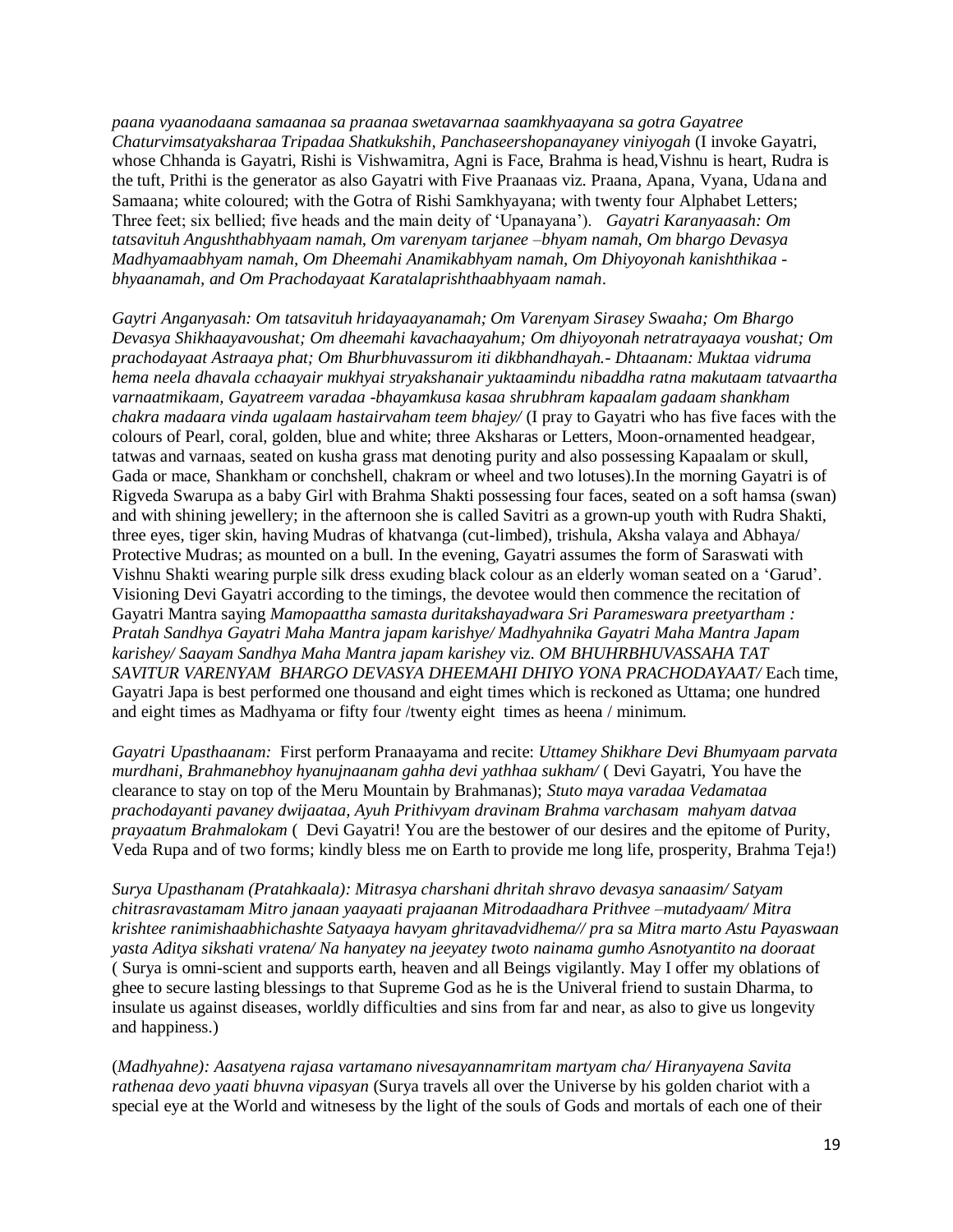*paana vyaanodaana samaanaa sa praanaa swetavarnaa saamkhyaayana sa gotra Gayatree Chaturvimsatyaksharaa Tripadaa Shatkukshih, Panchaseershopanayaney viniyogah* (I invoke Gayatri, whose Chhanda is Gayatri, Rishi is Vishwamitra, Agni is Face, Brahma is head,Vishnu is heart, Rudra is the tuft, Prithi is the generator as also Gayatri with Five Praanaas viz. Praana, Apana, Vyana, Udana and Samaana; white coloured; with the Gotra of Rishi Samkhyaayana; with twenty four Alphabet Letters; Three feet; six bellied; five heads and the main deity of 'Upanayana'). *Gayatri Karanyaasah: Om tatsavituh Angushthabhyaam namah, Om varenyam tarjanee –bhyam namah, Om bhargo Devasya Madhyamaabhyam namah, Om Dheemahi Anamikabhyam namah, Om Dhiyoyonah kanishthikaa - bhyaanamah, and Om Prachodayaat Karatalaprishthaabhyaam namah*.

*Gaytri Anganyasah: Om tatsavituh hridayaayanamah; Om Varenyam Sirasey Swaaha; Om Bhargo Devasya Shikhaayavoushat; Om dheemahi kavachaayahum; Om dhiyoyonah netratrayaaya voushat; Om prachodayaat Astraaya phat; Om Bhurbhuvassurom iti dikbhandhayah.- Dhtaanam: Muktaa vidruma hema neela dhavala cchaayair mukhyai stryakshanair yuktaamindu nibaddha ratna makutaam tatvaartha varnaatmikaam, Gayatreem varadaa -bhayamkusa kasaa shrubhram kapaalam gadaam shankham chakra madaara vinda ugalaam hastairvaham teem bhajey/* (I pray to Gayatri who has five faces with the colours of Pearl, coral, golden, blue and white; three Aksharas or Letters, Moon-ornamented headgear, tatwas and varnaas, seated on kusha grass mat denoting purity and also possessing Kapaalam or skull, Gada or mace, Shankham or conchshell, chakram or wheel and two lotuses).In the morning Gayatri is of Rigveda Swarupa as a baby Girl with Brahma Shakti possessing four faces, seated on a soft hamsa (swan) and with shining jewellery; in the afternoon she is called Savitri as a grown-up youth with Rudra Shakti, three eyes, tiger skin, having Mudras of khatvanga (cut-limbed), trishula, Aksha valaya and Abhaya/ Protective Mudras; as mounted on a bull. In the evening, Gayatri assumes the form of Saraswati with Vishnu Shakti wearing purple silk dress exuding black colour as an elderly woman seated on a 'Garud'. Visioning Devi Gayatri according to the timings, the devotee would then commence the recitation of Gayatri Mantra saying *Mamopaattha samasta duritakshayadwara Sri Parameswara preetyartham : Pratah Sandhya Gayatri Maha Mantra japam karishye/ Madhyahnika Gayatri Maha Mantra Japam karishey/ Saayam Sandhya Maha Mantra japam karishey* viz. *OM BHUHRBHUVASSAHA TAT SAVITUR VARENYAM BHARGO DEVASYA DHEEMAHI DHIYO YONA PRACHODAYAAT/* Each time, Gayatri Japa is best performed one thousand and eight times which is reckoned as Uttama; one hundred and eight times as Madhyama or fifty four /twenty eight times as heena / minimum.

*Gayatri Upasthaanam:* First perform Pranaayama and recite: *Uttamey Shikhare Devi Bhumyaam parvata murdhani, Brahmanebhoy hyanujnaanam gahha devi yathhaa sukham/* ( Devi Gayatri, You have the clearance to stay on top of the Meru Mountain by Brahmanas); *Stuto maya varadaa Vedamataa prachodayanti pavaney dwijaataa, Ayuh Prithivyam dravinam Brahma varchasam mahyam datvaa prayaatum Brahmalokam* ( Devi Gayatri! You are the bestower of our desires and the epitome of Purity, Veda Rupa and of two forms; kindly bless me on Earth to provide me long life, prosperity, Brahma Teja!)

*Surya Upasthanam (Pratahkaala): Mitrasya charshani dhritah shravo devasya sanaasim/ Satyam chitrasravastamam Mitro janaan yaayaati prajaanan Mitrodaadhara Prithvee –mutadyaam/ Mitra krishtee ranimishaabhichashte Satyaaya havyam ghritavadvidhema// pra sa Mitra marto Astu Payaswaan yasta Aditya sikshati vratena/ Na hanyatey na jeeyatey twoto nainama gumho Asnotyantito na dooraat* ( Surya is omni-scient and supports earth, heaven and all Beings vigilantly. May I offer my oblations of ghee to secure lasting blessings to that Supreme God as he is the Univeral friend to sustain Dharma, to insulate us against diseases, worldly difficulties and sins from far and near, as also to give us longevity and happiness.)

(*Madhyahne): Aasatyena rajasa vartamano nivesayannamritam martyam cha/ Hiranyayena Savita rathenaa devo yaati bhuvna vipasyan* (Surya travels all over the Universe by his golden chariot with a special eye at the World and witnesess by the light of the souls of Gods and mortals of each one of their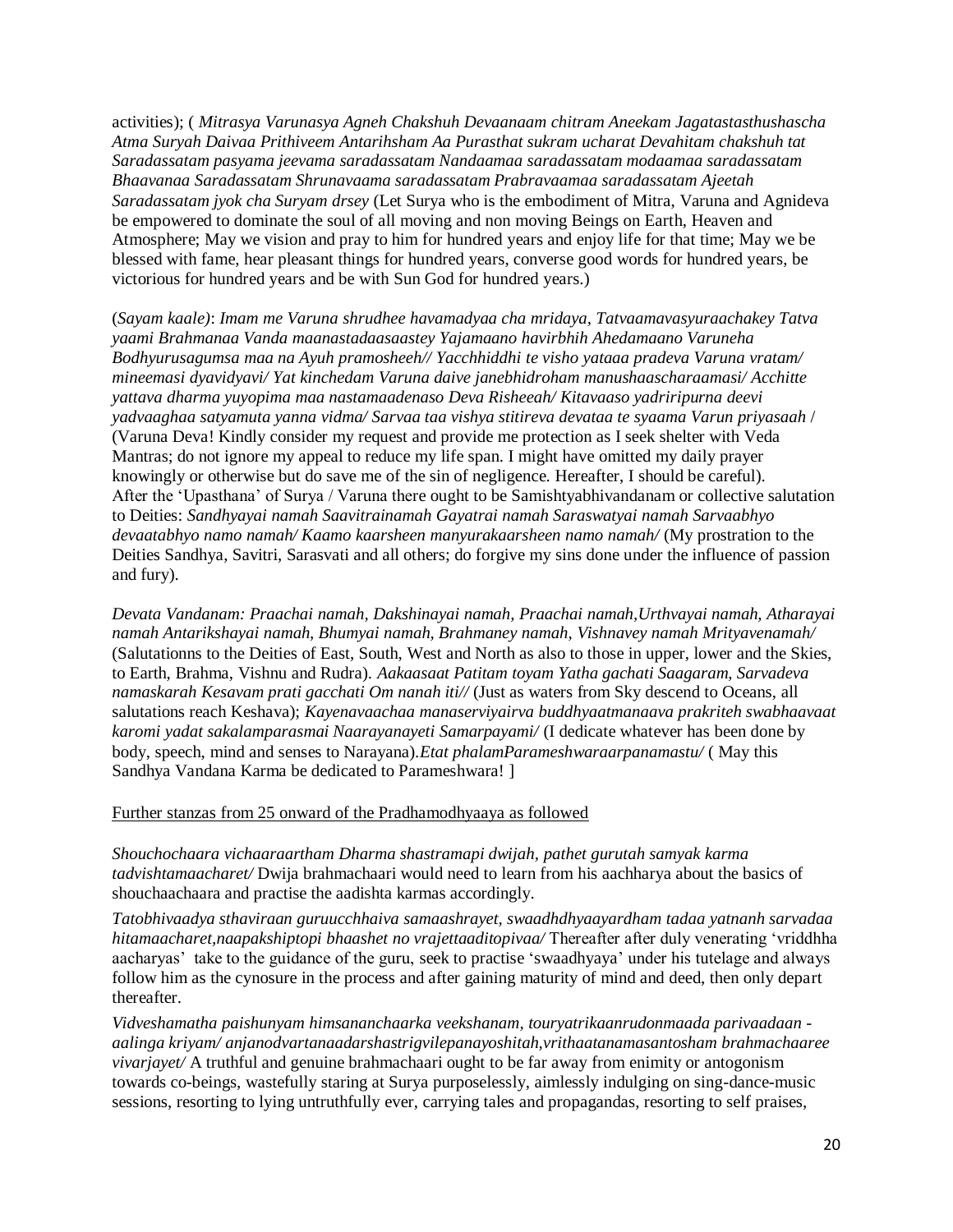activities); ( *Mitrasya Varunasya Agneh Chakshuh Devaanaam chitram Aneekam Jagatastasthushascha Atma Suryah Daivaa Prithiveem Antarihsham Aa Purasthat sukram ucharat Devahitam chakshuh tat Saradassatam pasyama jeevama saradassatam Nandaamaa saradassatam modaamaa saradassatam Bhaavanaa Saradassatam Shrunavaama saradassatam Prabravaamaa saradassatam Ajeetah Saradassatam jyok cha Suryam drsey* (Let Surya who is the embodiment of Mitra, Varuna and Agnideva be empowered to dominate the soul of all moving and non moving Beings on Earth, Heaven and Atmosphere; May we vision and pray to him for hundred years and enjoy life for that time; May we be blessed with fame, hear pleasant things for hundred years, converse good words for hundred years, be victorious for hundred years and be with Sun God for hundred years.)

(*Sayam kaale)*: *Imam me Varuna shrudhee havamadyaa cha mridaya, Tatvaamavasyuraachakey Tatva yaami Brahmanaa Vanda maanastadaasaastey Yajamaano havirbhih Ahedamaano Varuneha Bodhyurusagumsa maa na Ayuh pramosheeh// Yacchhiddhi te visho yataaa pradeva Varuna vratam/ mineemasi dyavidyavi/ Yat kinchedam Varuna daive janebhidroham manushaascharaamasi/ Acchitte yattava dharma yuyopima maa nastamaadenaso Deva Risheeah/ Kitavaaso yadriripurna deevi yadvaaghaa satyamuta yanna vidma/ Sarvaa taa vishya stitireva devataa te syaama Varun priyasaah* / (Varuna Deva! Kindly consider my request and provide me protection as I seek shelter with Veda Mantras; do not ignore my appeal to reduce my life span. I might have omitted my daily prayer knowingly or otherwise but do save me of the sin of negligence. Hereafter, I should be careful). After the 'Upasthana' of Surya / Varuna there ought to be Samishtyabhivandanam or collective salutation to Deities: *Sandhyayai namah Saavitrainamah Gayatrai namah Saraswatyai namah Sarvaabhyo devaatabhyo namo namah/ Kaamo kaarsheen manyurakaarsheen namo namah/* (My prostration to the Deities Sandhya, Savitri, Sarasvati and all others; do forgive my sins done under the influence of passion and fury).

*Devata Vandanam: Praachai namah, Dakshinayai namah, Praachai namah,Urthvayai namah, Atharayai namah Antarikshayai namah, Bhumyai namah, Brahmaney namah, Vishnavey namah Mrityavenamah/* (Salutationns to the Deities of East, South, West and North as also to those in upper, lower and the Skies, to Earth, Brahma, Vishnu and Rudra). *Aakaasaat Patitam toyam Yatha gachati Saagaram, Sarvadeva namaskarah Kesavam prati gacchati Om nanah iti//* (Just as waters from Sky descend to Oceans, all salutations reach Keshava); *Kayenavaachaa manaserviyairva buddhyaatmanaava prakriteh swabhaavaat karomi yadat sakalamparasmai Naarayanayeti Samarpayami/* (I dedicate whatever has been done by body, speech, mind and senses to Narayana).*Etat phalamParameshwaraarpanamastu/* ( May this Sandhya Vandana Karma be dedicated to Parameshwara! ]

Further stanzas from 25 onward of the Pradhamodhyaaya as followed

*Shouchochaara vichaaraartham Dharma shastramapi dwijah, pathet gurutah samyak karma tadvishtamaacharet/* Dwija brahmachaari would need to learn from his aachharya about the basics of shouchaachaara and practise the aadishta karmas accordingly.

*Tatobhivaadya sthaviraan guruucchhaiva samaashrayet, swaadhdhyaayardham tadaa yatnanh sarvadaa hitamaacharet,naapakshiptopi bhaashet no vrajettaaditopivaa/* Thereafter after duly venerating 'vriddhha aacharyas' take to the guidance of the guru, seek to practise 'swaadhyaya' under his tutelage and always follow him as the cynosure in the process and after gaining maturity of mind and deed, then only depart thereafter.

*Vidveshamatha paishunyam himsananchaarka veekshanam, touryatrikaanrudonmaada parivaadaan - aalinga kriyam/ anjanodvartanaadarshastrigvilepanayoshitah,vrithaatanamasantosham brahmachaaree vivarjayet/* A truthful and genuine brahmachaari ought to be far away from enimity or antogonism towards co-beings, wastefully staring at Surya purposelessly, aimlessly indulging on sing-dance-music sessions, resorting to lying untruthfully ever, carrying tales and propagandas, resorting to self praises,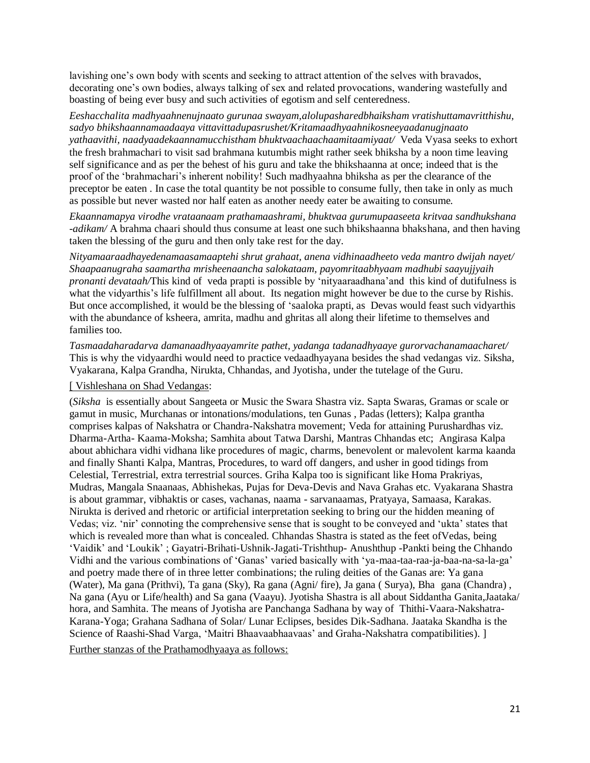lavishing one's own body with scents and seeking to attract attention of the selves with bravados, decorating one's own bodies, always talking of sex and related provocations, wandering wastefully and boasting of being ever busy and such activities of egotism and self centeredness.

*Eeshacchalita madhyaahnenujnaato gurunaa swayam,alolupasharedbhaiksham vratishuttamavritthishu, sadyo bhikshaannamaadaaya vittavittadupasrushet/Kritamaadhyaahnikosneeyaadanugjnaato yathaavithi, naadyaadekaannamucchistham bhuktvaachaachaamitaamiyaat/* Veda Vyasa seeks to exhort the fresh brahmachari to visit sad brahmana kutumbis might rather seek bhiksha by a noon time leaving self significance and as per the behest of his guru and take the bhikshaanna at once; indeed that is the proof of the 'brahmachari's inherent nobility! Such madhyaahna bhiksha as per the clearance of the preceptor be eaten . In case the total quantity be not possible to consume fully, then take in only as much as possible but never wasted nor half eaten as another needy eater be awaiting to consume.

*Ekaannamapya virodhe vrataanaam prathamaashrami, bhuktvaa gurumupaaseeta kritvaa sandhukshana -adikam/* A brahma chaari should thus consume at least one such bhikshaanna bhakshana, and then having taken the blessing of the guru and then only take rest for the day.

*Nityamaaraadhayedenamaasamaaptehi shrut grahaat, anena vidhinaadheeto veda mantro dwijah nayet/ Shaapaanugraha saamartha mrisheenaancha salokataam, payomritaabhyaam madhubi saayujjyaih pronanti devataah/*This kind of veda prapti is possible by 'nityaaraadhana'and this kind of dutifulness is what the vidyarthis's life fulfillment all about. Its negation might however be due to the curse by Rishis. But once accomplished, it would be the blessing of 'saaloka prapti, as Devas would feast such vidyarthis with the abundance of ksheera, amrita, madhu and ghritas all along their lifetime to themselves and families too.

*Tasmaadaharadarva damanaadhyaayamrite pathet, yadanga tadanadhyaaye gurorvachanamaacharet/* This is why the vidyaardhi would need to practice vedaadhyayana besides the shad vedangas viz. Siksha, Vyakarana, Kalpa Grandha, Nirukta, Chhandas, and Jyotisha, under the tutelage of the Guru.

[ Vishleshana on Shad Vedangas:

(*Siksha* is essentially about Sangeeta or Music the Swara Shastra viz. Sapta Swaras, Gramas or scale or gamut in music, Murchanas or intonations/modulations, ten Gunas , Padas (letters); Kalpa grantha comprises kalpas of Nakshatra or Chandra-Nakshatra movement; Veda for attaining Purushardhas viz. Dharma-Artha- Kaama-Moksha; Samhita about Tatwa Darshi, Mantras Chhandas etc; Angirasa Kalpa about abhichara vidhi vidhana like procedures of magic, charms, benevolent or malevolent karma kaanda and finally Shanti Kalpa, Mantras, Procedures, to ward off dangers, and usher in good tidings from Celestial, Terrestrial, extra terrestrial sources. Griha Kalpa too is significant like Homa Prakriyas, Mudras, Mangala Snaanaas, Abhishekas, Pujas for Deva-Devis and Nava Grahas etc. Vyakarana Shastra is about grammar, vibhaktis or cases, vachanas, naama - sarvanaamas, Pratyaya, Samaasa, Karakas. Nirukta is derived and rhetoric or artificial interpretation seeking to bring our the hidden meaning of Vedas; viz. 'nir' connoting the comprehensive sense that is sought to be conveyed and 'ukta' states that which is revealed more than what is concealed. Chhandas Shastra is stated as the feet ofVedas, being 'Vaidik' and 'Loukik' ; Gayatri-Brihati-Ushnik-Jagati-Trishthup- Anushthup -Pankti being the Chhando Vidhi and the various combinations of 'Ganas' varied basically with 'ya-maa-taa-raa-ja-baa-na-sa-la-ga' and poetry made there of in three letter combinations; the ruling deities of the Ganas are: Ya gana (Water), Ma gana (Prithvi), Ta gana (Sky), Ra gana (Agni/ fire), Ja gana ( Surya), Bha gana (Chandra) , Na gana (Ayu or Life/health) and Sa gana (Vaayu). Jyotisha Shastra is all about Siddantha Ganita,Jaataka/ hora, and Samhita. The means of Jyotisha are Panchanga Sadhana by way of Thithi-Vaara-Nakshatra-Karana-Yoga; Grahana Sadhana of Solar/ Lunar Eclipses, besides Dik-Sadhana. Jaataka Skandha is the Science of Raashi-Shad Varga, 'Maitri Bhaavaabhaavaas' and Graha-Nakshatra compatibilities). ]

Further stanzas of the Prathamodhyaaya as follows: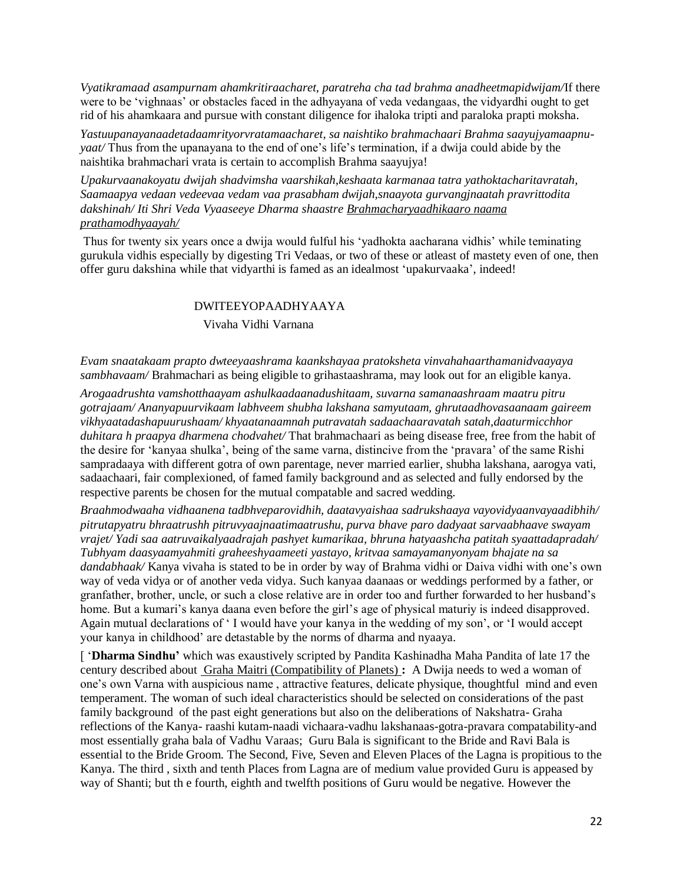*Vyatikramaad asampurnam ahamkritiraacharet, paratreha cha tad brahma anadheetmapidwijam/*If there were to be 'vighnaas' or obstacles faced in the adhyayana of veda vedangaas, the vidyardhi ought to get rid of his ahamkaara and pursue with constant diligence for ihaloka tripti and paraloka prapti moksha.

*Yastuupanayanaadetadaamrityorvratamaacharet, sa naishtiko brahmachaari Brahma saayujyamaapnu-yaat/* Thus from the upanayana to the end of one's life's termination, if a dwija could abide by the naishtika brahmachari vrata is certain to accomplish Brahma saayujya!

*Upakurvaanakoyatu dwijah shadvimsha vaarshikah,keshaata karmanaa tatra yathoktacharitavratah, Saamaapya vedaan vedeevaa vedam vaa prasabham dwijah,snaayota gurvangjnaatah pravrittodita dakshinah/ Iti Shri Veda Vyaaseeye Dharma shaastre* <u>*Brahmacharyaadhikaaro naama prathamodhyaayah/*</u>

Thus for twenty six years once a dwija would fulful his 'yadhokta aacharana vidhis' while teminating gurukula vidhis especially by digesting Tri Vedaas, or two of these or atleast of mastety even of one, then offer guru dakshina while that vidyarthi is famed as an idealmost 'upakurvaaka', indeed!

## DWITEEYOPAADHYAAYA

### Vivaha Vidhi Varnana

*Evam snaatakaam prapto dweteeyaashrama kaankshayaa pratoksheta vinvahahaarthamanidvaayaya sambhavaam/* Brahmachari as being eligible to grihastaashrama, may look out for an eligible kanya.

*Arogaadrushta vamshotthaayam ashulkaadaanadushitaam, suvarna samanaashraam maatru pitru gotrajaam/ Ananyapuurvikaam labhveem shubha lakshana samyutaam, ghrutaadhovasaanaam gaireem vikhyaatadashapuurushaam/ khyaatanaamnah putravatah sadaachaaravatah satah,daaturmicchhor duhitara h praapya dharmena chodvahet/* That brahmachaari as being disease free, free from the habit of the desire for 'kanyaa shulka', being of the same varna, distincive from the 'pravara' of the same Rishi sampradaaya with different gotra of own parentage, never married earlier, shubha lakshana, aarogya vati, sadaachaari, fair complexioned, of famed family background and as selected and fully endorsed by the respective parents be chosen for the mutual compatable and sacred wedding.

*Braahmodwaaha vidhaanena tadbhveparovidhih, daatavyaishaa sadrukshaaya vayovidyaanvayaadibhih/ pitrutapyatru bhraatrushh pitruvyaajnaatimaatrushu, purva bhave paro dadyaat sarvaabhaave swayam vrajet/ Yadi saa aatruvaikalyaadrajah pashyet kumarikaa, bhruna hatyaashcha patitah syaattadapradah/ Tubhyam daasyaamyahmiti graheeshyaameeti yastayo, kritvaa samayamanyonyam bhajate na sa dandabhaak/* Kanya vivaha is stated to be in order by way of Brahma vidhi or Daiva vidhi with one's own way of veda vidya or of another veda vidya. Such kanyaa daanaas or weddings performed by a father, or granfather, brother, uncle, or such a close relative are in order too and further forwarded to her husband's home. But a kumari's kanya daana even before the girl's age of physical maturiy is indeed disapproved. Again mutual declarations of ' I would have your kanya in the wedding of my son', or 'I would accept your kanya in childhood' are detastable by the norms of dharma and nyaaya.

[ '**Dharma Sindhu'** which was exaustively scripted by Pandita Kashinadha Maha Pandita of late 17 the century described about <u>Graha Maitri (Compatibility of Planets)</u> **:** A Dwija needs to wed a woman of one's own Varna with auspicious name , attractive features, delicate physique, thoughtful mind and even temperament. The woman of such ideal characteristics should be selected on considerations of the past family background of the past eight generations but also on the deliberations of Nakshatra- Graha reflections of the Kanya- raashi kutam-naadi vichaara-vadhu lakshanaas-gotra-pravara compatability-and most essentially graha bala of Vadhu Varaas; Guru Bala is significant to the Bride and Ravi Bala is essential to the Bride Groom. The Second, Five, Seven and Eleven Places of the Lagna is propitious to the Kanya. The third , sixth and tenth Places from Lagna are of medium value provided Guru is appeased by way of Shanti; but th e fourth, eighth and twelfth positions of Guru would be negative. However the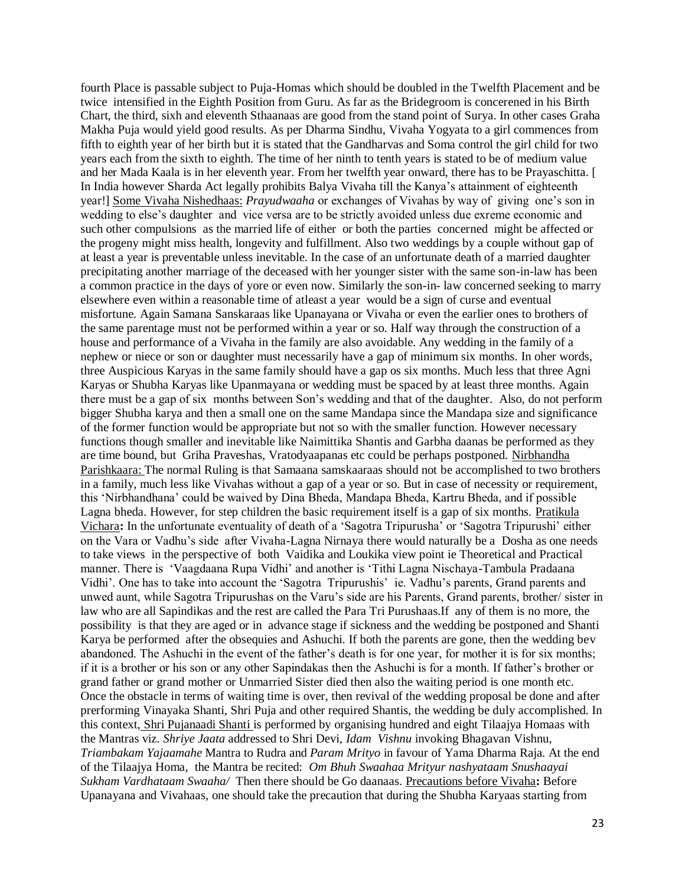fourth Place is passable subject to Puja-Homas which should be doubled in the Twelfth Placement and be twice intensified in the Eighth Position from Guru. As far as the Bridegroom is concerened in his Birth Chart, the third, sixh and eleventh Sthaanaas are good from the stand point of Surya. In other cases Graha Makha Puja would yield good results. As per Dharma Sindhu, Vivaha Yogyata to a girl commences from fifth to eighth year of her birth but it is stated that the Gandharvas and Soma control the girl child for two years each from the sixth to eighth. The time of her ninth to tenth years is stated to be of medium value and her Mada Kaala is in her eleventh year. From her twelfth year onward, there has to be Prayaschitta. [ In India however Sharda Act legally prohibits Balya Vivaha till the Kanya's attainment of eighteenth year!] Some Vivaha Nishedhaas: *Prayudwaaha* or exchanges of Vivahas by way of giving one's son in wedding to else's daughter and vice versa are to be strictly avoided unless due exreme economic and such other compulsions as the married life of either or both the parties concerned might be affected or the progeny might miss health, longevity and fulfillment. Also two weddings by a couple without gap of at least a year is preventable unless inevitable. In the case of an unfortunate death of a married daughter precipitating another marriage of the deceased with her younger sister with the same son-in-law has been a common practice in the days of yore or even now. Similarly the son-in- law concerned seeking to marry elsewhere even within a reasonable time of atleast a year would be a sign of curse and eventual misfortune. Again Samana Sanskaraas like Upanayana or Vivaha or even the earlier ones to brothers of the same parentage must not be performed within a year or so. Half way through the construction of a house and performance of a Vivaha in the family are also avoidable. Any wedding in the family of a nephew or niece or son or daughter must necessarily have a gap of minimum six months. In oher words, three Auspicious Karyas in the same family should have a gap os six months. Much less that three Agni Karyas or Shubha Karyas like Upanmayana or wedding must be spaced by at least three months. Again there must be a gap of six months between Son's wedding and that of the daughter. Also, do not perform bigger Shubha karya and then a small one on the same Mandapa since the Mandapa size and significance of the former function would be appropriate but not so with the smaller function. However necessary functions though smaller and inevitable like Naimittika Shantis and Garbha daanas be performed as they are time bound, but Griha Praveshas, Vratodyaapanas etc could be perhaps postponed. Nirbhandha Parishkaara: The normal Ruling is that Samaana samskaaraas should not be accomplished to two brothers in a family, much less like Vivahas without a gap of a year or so. But in case of necessity or requirement, this 'Nirbhandhana' could be waived by Dina Bheda, Mandapa Bheda, Kartru Bheda, and if possible Lagna bheda. However, for step children the basic requirement itself is a gap of six months. Pratikula Vichara**:** In the unfortunate eventuality of death of a 'Sagotra Tripurusha' or 'Sagotra Tripurushi' either on the Vara or Vadhu's side after Vivaha-Lagna Nirnaya there would naturally be a Dosha as one needs to take views in the perspective of both Vaidika and Loukika view point ie Theoretical and Practical manner. There is 'Vaagdaana Rupa Vidhi' and another is 'Tithi Lagna Nischaya-Tambula Pradaana Vidhi'. One has to take into account the 'Sagotra Tripurushis' ie. Vadhu's parents, Grand parents and unwed aunt, while Sagotra Tripurushas on the Varu's side are his Parents, Grand parents, brother/ sister in law who are all Sapindikas and the rest are called the Para Tri Purushaas.If any of them is no more, the possibility is that they are aged or in advance stage if sickness and the wedding be postponed and Shanti Karya be performed after the obsequies and Ashuchi. If both the parents are gone, then the wedding bev abandoned. The Ashuchi in the event of the father's death is for one year, for mother it is for six months; if it is a brother or his son or any other Sapindakas then the Ashuchi is for a month. If father's brother or grand father or grand mother or Unmarried Sister died then also the waiting period is one month etc. Once the obstacle in terms of waiting time is over, then revival of the wedding proposal be done and after prerforming Vinayaka Shanti, Shri Puja and other required Shantis, the wedding be duly accomplished. In this context, Shri Pujanaadi Shanti is performed by organising hundred and eight Tilaajya Homaas with the Mantras viz. *Shriye Jaata* addressed to Shri Devi, *Idam Vishnu* invoking Bhagavan Vishnu, *Triambakam Yajaamahe* Mantra to Rudra and *Param Mrityo* in favour of Yama Dharma Raja. At the end of the Tilaajya Homa, the Mantra be recited: *Om Bhuh Swaahaa Mrityur nashyataam Snushaayai Sukham Vardhataam Swaaha/* Then there should be Go daanaas. Precautions before Vivaha**:** Before Upanayana and Vivahaas, one should take the precaution that during the Shubha Karyaas starting from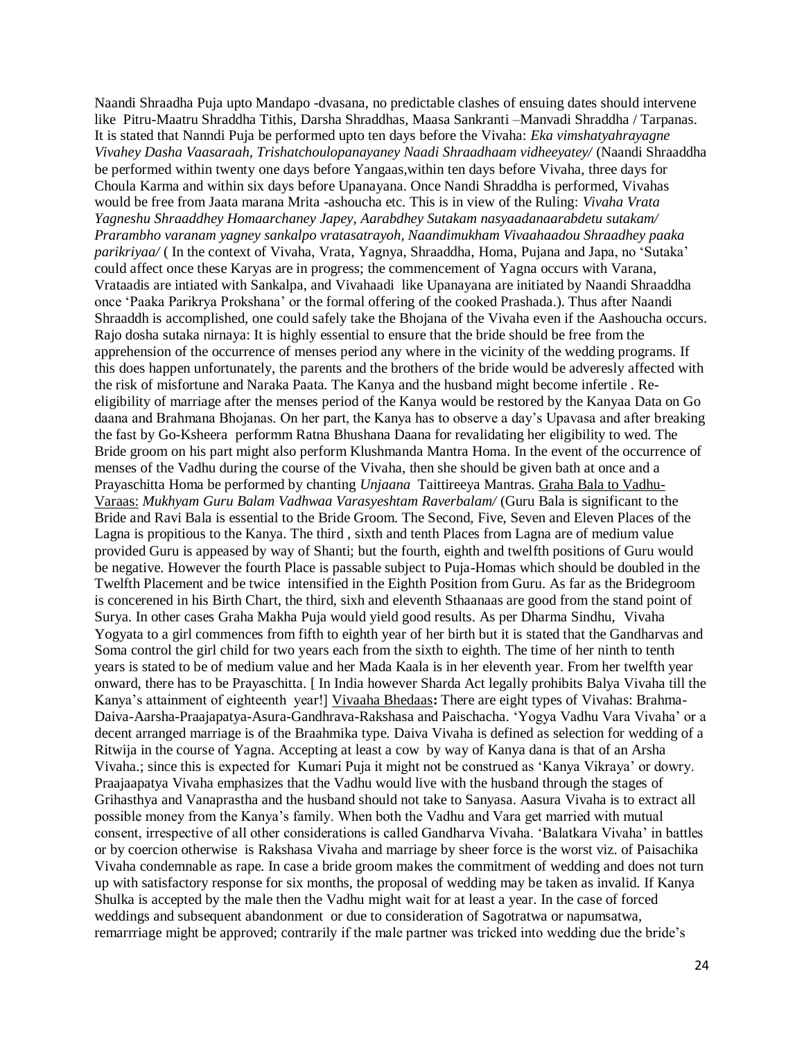Naandi Shraadha Puja upto Mandapo -dvasana, no predictable clashes of ensuing dates should intervene like Pitru-Maatru Shraddha Tithis, Darsha Shraddhas, Maasa Sankranti –Manvadi Shraddha / Tarpanas. It is stated that Nanndi Puja be performed upto ten days before the Vivaha: *Eka vimshatyahrayagne Vivahey Dasha Vaasaraah, Trishatchoulopanayaney Naadi Shraadhaam vidheeyatey/* (Naandi Shraaddha be performed within twenty one days before Yangaas,within ten days before Vivaha, three days for Choula Karma and within six days before Upanayana. Once Nandi Shraddha is performed, Vivahas would be free from Jaata marana Mrita -ashoucha etc. This is in view of the Ruling: *Vivaha Vrata Yagneshu Shraaddhey Homaarchaney Japey, Aarabdhey Sutakam nasyaadanaarabdetu sutakam/ Prarambho varanam yagney sankalpo vratasatrayoh, Naandimukham Vivaahaadou Shraadhey paaka parikriyaa/* ( In the context of Vivaha, Vrata, Yagnya, Shraaddha, Homa, Pujana and Japa, no 'Sutaka' could affect once these Karyas are in progress; the commencement of Yagna occurs with Varana, Vrataadis are intiated with Sankalpa, and Vivahaadi like Upanayana are initiated by Naandi Shraaddha once 'Paaka Parikrya Prokshana' or the formal offering of the cooked Prashada.). Thus after Naandi Shraaddh is accomplished, one could safely take the Bhojana of the Vivaha even if the Aashoucha occurs. Rajo dosha sutaka nirnaya: It is highly essential to ensure that the bride should be free from the apprehension of the occurrence of menses period any where in the vicinity of the wedding programs. If this does happen unfortunately, the parents and the brothers of the bride would be adveresly affected with the risk of misfortune and Naraka Paata. The Kanya and the husband might become infertile . Re-eligibility of marriage after the menses period of the Kanya would be restored by the Kanyaa Data on Go daana and Brahmana Bhojanas. On her part, the Kanya has to observe a day's Upavasa and after breaking the fast by Go-Ksheera performm Ratna Bhushana Daana for revalidating her eligibility to wed. The Bride groom on his part might also perform Klushmanda Mantra Homa. In the event of the occurrence of menses of the Vadhu during the course of the Vivaha, then she should be given bath at once and a Prayaschitta Homa be performed by chanting *Unjaana* Taittireeya Mantras. Graha Bala to Vadhu-Varaas: *Mukhyam Guru Balam Vadhwaa Varasyeshtam Raverbalam/* (Guru Bala is significant to the Bride and Ravi Bala is essential to the Bride Groom. The Second, Five, Seven and Eleven Places of the Lagna is propitious to the Kanya. The third , sixth and tenth Places from Lagna are of medium value provided Guru is appeased by way of Shanti; but the fourth, eighth and twelfth positions of Guru would be negative. However the fourth Place is passable subject to Puja-Homas which should be doubled in the Twelfth Placement and be twice intensified in the Eighth Position from Guru. As far as the Bridegroom is concerened in his Birth Chart, the third, sixh and eleventh Sthaanaas are good from the stand point of Surya. In other cases Graha Makha Puja would yield good results. As per Dharma Sindhu, Vivaha Yogyata to a girl commences from fifth to eighth year of her birth but it is stated that the Gandharvas and Soma control the girl child for two years each from the sixth to eighth. The time of her ninth to tenth years is stated to be of medium value and her Mada Kaala is in her eleventh year. From her twelfth year onward, there has to be Prayaschitta. [ In India however Sharda Act legally prohibits Balya Vivaha till the Kanya's attainment of eighteenth year!] Vivaaha Bhedaas**:** There are eight types of Vivahas: Brahma-Daiva-Aarsha-Praajapatya-Asura-Gandhrava-Rakshasa and Paischacha. 'Yogya Vadhu Vara Vivaha' or a decent arranged marriage is of the Braahmika type. Daiva Vivaha is defined as selection for wedding of a Ritwija in the course of Yagna. Accepting at least a cow by way of Kanya dana is that of an Arsha Vivaha.; since this is expected for Kumari Puja it might not be construed as 'Kanya Vikraya' or dowry. Praajaapatya Vivaha emphasizes that the Vadhu would live with the husband through the stages of Grihasthya and Vanaprastha and the husband should not take to Sanyasa. Aasura Vivaha is to extract all possible money from the Kanya's family. When both the Vadhu and Vara get married with mutual consent, irrespective of all other considerations is called Gandharva Vivaha. 'Balatkara Vivaha' in battles or by coercion otherwise is Rakshasa Vivaha and marriage by sheer force is the worst viz. of Paisachika Vivaha condemnable as rape. In case a bride groom makes the commitment of wedding and does not turn up with satisfactory response for six months, the proposal of wedding may be taken as invalid. If Kanya Shulka is accepted by the male then the Vadhu might wait for at least a year. In the case of forced weddings and subsequent abandonment or due to consideration of Sagotratwa or napumsatwa, remarrriage might be approved; contrarily if the male partner was tricked into wedding due the bride's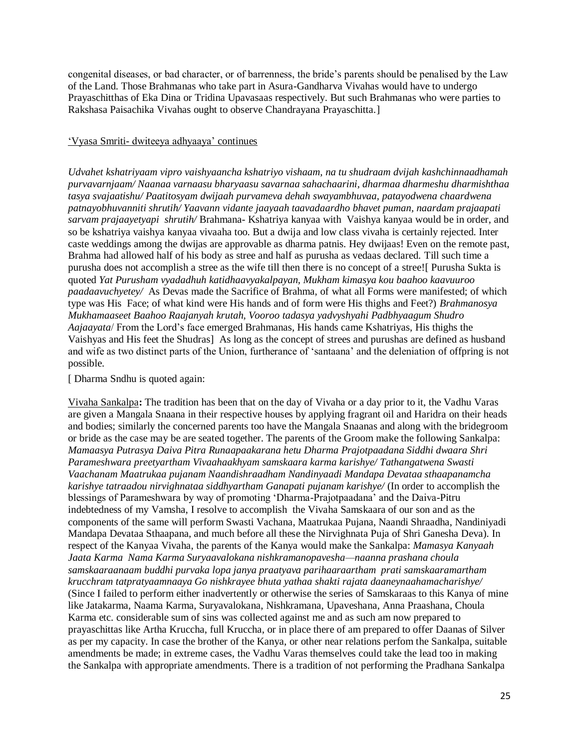congenital diseases, or bad character, or of barrenness, the bride's parents should be penalised by the Law of the Land. Those Brahmanas who take part in Asura-Gandharva Vivahas would have to undergo Prayaschitthas of Eka Dina or Tridina Upavasaas respectively. But such Brahmanas who were parties to Rakshasa Paisachika Vivahas ought to observe Chandrayana Prayaschitta.]

<u>'Vyasa Smriti- dwiteeya adhyaaya' continues</u>

*Udvahet kshatriyaam vipro vaishyaancha kshatriyo vishaam, na tu shudraam dvijah kashchinnaadhamah purvavarnjaam/ Naanaa varnaasu bharyaasu savarnaa sahachaarini, dharmaa dharmeshu dharmishthaa tasya svajaatishu/ Paatitosyam dwijaah purvameva dehah swayambhuvaa, patayodwena chaardwena patnayobhuvanniti shrutih/ Yaavann vidante jaayaah taavadaardho bhavet puman, naardam prajaapati sarvam prajaayetyapi shrutih/* Brahmana- Kshatriya kanyaa with Vaishya kanyaa would be in order, and so be kshatriya vaishya kanyaa vivaaha too. But a dwija and low class vivaha is certainly rejected. Inter caste weddings among the dwijas are approvable as dharma patnis. Hey dwijaas! Even on the remote past, Brahma had allowed half of his body as stree and half as purusha as vedaas declared. Till such time a purusha does not accomplish a stree as the wife till then there is no concept of a stree![ Purusha Sukta is quoted *Yat Purusham vyadadhuh katidhaavyakalpayan, Mukham kimasya kou baahoo kaavuuroo paadaavuchyetey/* As Devas made the Sacrifice of Brahma, of what all Forms were manifested; of which type was His Face; of what kind were His hands and of form were His thighs and Feet?) *Brahmanosya Mukhamaaseet Baahoo Raajanyah krutah, Vooroo tadasya yadvyshyahi Padbhyaagum Shudro Aajaayata*/ From the Lord's face emerged Brahmanas, His hands came Kshatriyas, His thighs the Vaishyas and His feet the Shudras] As long as the concept of strees and purushas are defined as husband and wife as two distinct parts of the Union, furtherance of 'santaana' and the deleniation of offpring is not possible.

[ Dharma Sndhu is quoted again:

<u>Vivaha Sankalpa</u>**:** The tradition has been that on the day of Vivaha or a day prior to it, the Vadhu Varas are given a Mangala Snaana in their respective houses by applying fragrant oil and Haridra on their heads and bodies; similarly the concerned parents too have the Mangala Snaanas and along with the bridegroom or bride as the case may be are seated together. The parents of the Groom make the following Sankalpa: *Mamaasya Putrasya Daiva Pitra Runaapaakarana hetu Dharma Prajotpaadana Siddhi dwaara Shri Parameshwara preetyartham Vivaahaakhyam samskaara karma karishye/ Tathangatwena Swasti Vaachanam Maatrukaa pujanam Naandishraadham Nandinyaadi Mandapa Devataa sthaapanamcha karishye tatraadou nirvighnataa siddhyartham Ganapati pujanam karishye/* (In order to accomplish the blessings of Parameshwara by way of promoting 'Dharma-Prajotpaadana' and the Daiva-Pitru indebtedness of my Vamsha, I resolve to accomplish the Vivaha Samskaara of our son and as the components of the same will perform Swasti Vachana, Maatrukaa Pujana, Naandi Shraadha, Nandiniyadi Mandapa Devataa Sthaapana, and much before all these the Nirvighnata Puja of Shri Ganesha Deva). In respect of the Kanyaa Vivaha, the parents of the Kanya would make the Sankalpa: *Mamasya Kanyaah Jaata Karma Nama Karma Suryaavalokana nishkramanopavesha—naanna prashana choula samskaaraanaam buddhi purvaka lopa janya praatyava parihaaraartham prati samskaaramartham krucchram tatpratyaamnaaya Go nishkrayee bhuta yathaa shakti rajata daaneynaahamacharishye/* (Since I failed to perform either inadvertently or otherwise the series of Samskaraas to this Kanya of mine like Jatakarma, Naama Karma, Suryavalokana, Nishkramana, Upaveshana, Anna Praashana, Choula Karma etc. considerable sum of sins was collected against me and as such am now prepared to prayaschittas like Artha Kruccha, full Kruccha, or in place there of am prepared to offer Daanas of Silver as per my capacity. In case the brother of the Kanya, or other near relations perfom the Sankalpa, suitable amendments be made; in extreme cases, the Vadhu Varas themselves could take the lead too in making the Sankalpa with appropriate amendments. There is a tradition of not performing the Pradhana Sankalpa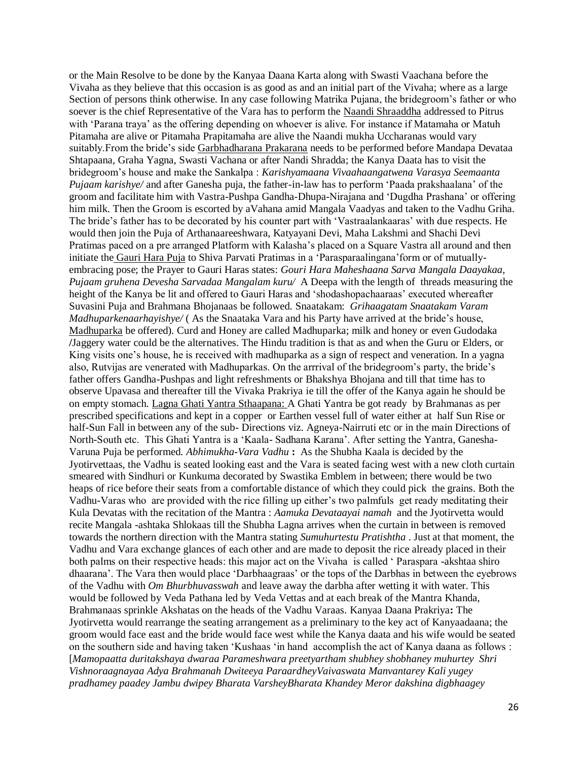or the Main Resolve to be done by the Kanyaa Daana Karta along with Swasti Vaachana before the Vivaha as they believe that this occasion is as good as and an initial part of the Vivaha; where as a large Section of persons think otherwise. In any case following Matrika Pujana, the bridegroom's father or who soever is the chief Representative of the Vara has to perform the Naandi Shraaddha addressed to Pitrus with 'Parana traya' as the offering depending on whoever is alive. For instance if Matamaha or Matuh Pitamaha are alive or Pitamaha Prapitamaha are alive the Naandi mukha Uccharanas would vary suitably.From the bride's side Garbhadharana Prakarana needs to be performed before Mandapa Devataa Shtapaana, Graha Yagna, Swasti Vachana or after Nandi Shradda; the Kanya Daata has to visit the bridegroom's house and make the Sankalpa : *Karishyamaana Vivaahaangatwena Varasya Seemaanta Pujaam karishye/* and after Ganesha puja, the father-in-law has to perform 'Paada prakshaalana' of the groom and facilitate him with Vastra-Pushpa Gandha-Dhupa-Nirajana and 'Dugdha Prashana' or offering him milk. Then the Groom is escorted by aVahana amid Mangala Vaadyas and taken to the Vadhu Griha. The bride's father has to be decorated by his counter part with 'Vastraalankaaras' with due respects. He would then join the Puja of Arthanaareeshwara, Katyayani Devi, Maha Lakshmi and Shachi Devi Pratimas paced on a pre arranged Platform with Kalasha's placed on a Square Vastra all around and then initiate the Gauri Hara Puja to Shiva Parvati Pratimas in a 'Parasparaalingana' form or of mutually-embracing pose; the Prayer to Gauri Haras states: *Gouri Hara Maheshaana Sarva Mangala Daayakaa, Pujaam gruhena Devesha Sarvadaa Mangalam kuru/* A Deepa with the length of threads measuring the height of the Kanya be lit and offered to Gauri Haras and 'shodashopachaaraas' executed whereafter Suvasini Puja and Brahmana Bhojanaas be followed. Snaatakam: *Grihaagatam Snaatakam Varam Madhuparkenaarhayishye/* ( As the Snaataka Vara and his Party have arrived at the bride's house, Madhuparka be offered). Curd and Honey are called Madhuparka; milk and honey or even Gudodaka /Jaggery water could be the alternatives. The Hindu tradition is that as and when the Guru or Elders, or King visits one's house, he is received with madhuparka as a sign of respect and veneration. In a yagna also, Rutvijas are venerated with Madhuparkas. On the arrrival of the bridegroom's party, the bride's father offers Gandha-Pushpas and light refreshments or Bhakshya Bhojana and till that time has to observe Upavasa and thereafter till the Vivaka Prakriya ie till the offer of the Kanya again he should be on empty stomach. Lagna Ghati Yantra Sthaapana: A Ghati Yantra be got ready by Brahmanas as per prescribed specifications and kept in a copper or Earthen vessel full of water either at half Sun Rise or half-Sun Fall in between any of the sub- Directions viz. Agneya-Nairruti etc or in the main Directions of North-South etc. This Ghati Yantra is a 'Kaala- Sadhana Karana'. After setting the Yantra, Ganesha-Varuna Puja be performed. *Abhimukha-Vara Vadhu* **:** As the Shubha Kaala is decided by the Jyotirvettaas, the Vadhu is seated looking east and the Vara is seated facing west with a new cloth curtain smeared with Sindhuri or Kunkuma decorated by Swastika Emblem in between; there would be two heaps of rice before their seats from a comfortable distance of which they could pick the grains. Both the Vadhu-Varas who are provided with the rice filling up either's two palmfuls get ready meditating their Kula Devatas with the recitation of the Mantra : *Aamuka Devataayai namah* and the Jyotirvetta would recite Mangala -ashtaka Shlokaas till the Shubha Lagna arrives when the curtain in between is removed towards the northern direction with the Mantra stating *Sumuhurtestu Pratishtha* . Just at that moment, the Vadhu and Vara exchange glances of each other and are made to deposit the rice already placed in their both palms on their respective heads: this major act on the Vivaha is called ' Paraspara -akshtaa shiro dhaarana'. The Vara then would place 'Darbhaagraas' or the tops of the Darbhas in between the eyebrows of the Vadhu with *Om Bhurbhuvasswah* and leave away the darbha after wetting it with water. This would be followed by Veda Pathana led by Veda Vettas and at each break of the Mantra Khanda, Brahmanaas sprinkle Akshatas on the heads of the Vadhu Varaas. Kanyaa Daana Prakriya**:** The Jyotirvetta would rearrange the seating arrangement as a preliminary to the key act of Kanyaadaana; the groom would face east and the bride would face west while the Kanya daata and his wife would be seated on the southern side and having taken 'Kushaas 'in hand accomplish the act of Kanya daana as follows : [*Mamopaatta duritakshaya dwaraa Parameshwara preetyartham shubhey shobhaney muhurtey Shri Vishnoraagnayaa Adya Brahmanah Dwiteeya ParaardheyVaivaswata Manvantarey Kali yugey pradhamey paadey Jambu dwipey Bharata VarsheyBharata Khandey Meror dakshina digbhaagey*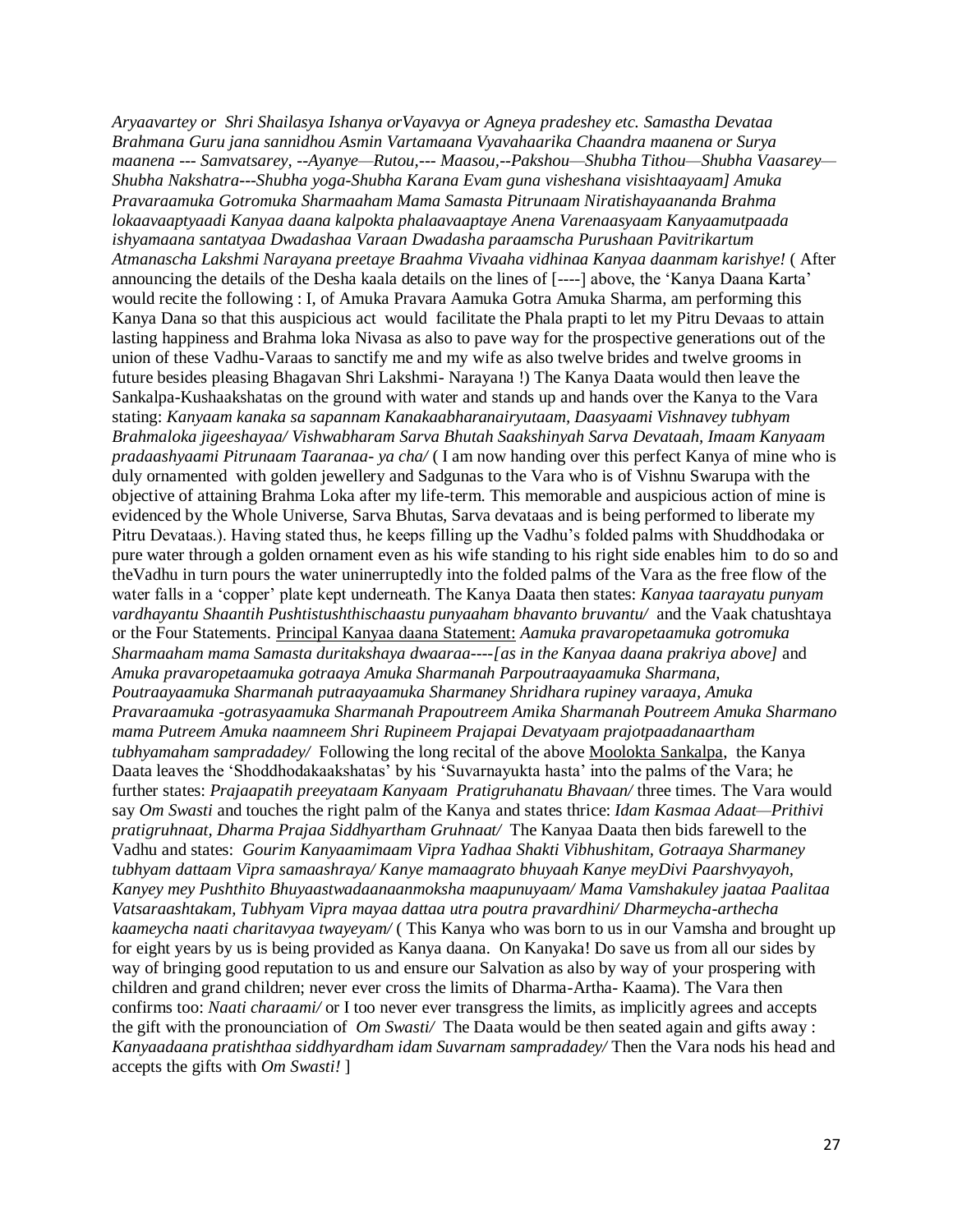*Aryaavartey or Shri Shailasya Ishanya orVayavya or Agneya pradeshey etc. Samastha Devataa Brahmana Guru jana sannidhou Asmin Vartamaana Vyavahaarika Chaandra maanena or Surya maanena --- Samvatsarey, --Ayanye—Rutou,--- Maasou,--Pakshou—Shubha Tithou—Shubha Vaasarey—Shubha Nakshatra---Shubha yoga-Shubha Karana Evam guna visheshana visishtaayaam] Amuka Pravaraamuka Gotromuka Sharmaaham Mama Samasta Pitrunaam Niratishayaananda Brahma lokaavaaptyaadi Kanyaa daana kalpokta phalaavaaptaye Anena Varenaasyaam Kanyaamutpaada ishyamaana santatyaa Dwadashaa Varaan Dwadasha paraamscha Purushaan Pavitrikartum Atmanascha Lakshmi Narayana preetaye Braahma Vivaaha vidhinaa Kanyaa daanmam karishye!* ( After announcing the details of the Desha kaala details on the lines of [----] above, the 'Kanya Daana Karta' would recite the following : I, of Amuka Pravara Aamuka Gotra Amuka Sharma, am performing this Kanya Dana so that this auspicious act would facilitate the Phala prapti to let my Pitru Devaas to attain lasting happiness and Brahma loka Nivasa as also to pave way for the prospective generations out of the union of these Vadhu-Varaas to sanctify me and my wife as also twelve brides and twelve grooms in future besides pleasing Bhagavan Shri Lakshmi- Narayana !) The Kanya Daata would then leave the Sankalpa-Kushaakshatas on the ground with water and stands up and hands over the Kanya to the Vara stating: *Kanyaam kanaka sa sapannam Kanakaabharanairyutaam, Daasyaami Vishnavey tubhyam Brahmaloka jigeeshayaa/ Vishwabharam Sarva Bhutah Saakshinyah Sarva Devataah, Imaam Kanyaam pradaashyaami Pitrunaam Taaranaa- ya cha/* ( I am now handing over this perfect Kanya of mine who is duly ornamented with golden jewellery and Sadgunas to the Vara who is of Vishnu Swarupa with the objective of attaining Brahma Loka after my life-term. This memorable and auspicious action of mine is evidenced by the Whole Universe, Sarva Bhutas, Sarva devataas and is being performed to liberate my Pitru Devataas.). Having stated thus, he keeps filling up the Vadhu's folded palms with Shuddhodaka or pure water through a golden ornament even as his wife standing to his right side enables him to do so and theVadhu in turn pours the water uninerruptedly into the folded palms of the Vara as the free flow of the water falls in a 'copper' plate kept underneath. The Kanya Daata then states: *Kanyaa taarayatu punyam vardhayantu Shaantih Pushtistushthischaastu punyaaham bhavanto bruvantu/* and the Vaak chatushtaya or the Four Statements. Principal Kanyaa daana Statement: *Aamuka pravaropetaamuka gotromuka Sharmaaham mama Samasta duritakshaya dwaaraa----[as in the Kanyaa daana prakriya above]* and *Amuka pravaropetaamuka gotraaya Amuka Sharmanah Parpoutraayaamuka Sharmana, Poutraayaamuka Sharmanah putraayaamuka Sharmaney Shridhara rupiney varaaya, Amuka Pravaraamuka -gotrasyaamuka Sharmanah Prapoutreem Amika Sharmanah Poutreem Amuka Sharmano mama Putreem Amuka naamneem Shri Rupineem Prajapai Devatyaam prajotpaadanaartham tubhyamaham sampradadey/* Following the long recital of the above Moolokta Sankalpa, the Kanya Daata leaves the 'Shoddhodakaakshatas' by his 'Suvarnayukta hasta' into the palms of the Vara; he further states: *Prajaapatih preeyataam Kanyaam Pratigruhanatu Bhavaan/* three times. The Vara would say *Om Swasti* and touches the right palm of the Kanya and states thrice: *Idam Kasmaa Adaat—Prithivi pratigruhnaat, Dharma Prajaa Siddhyartham Gruhnaat/* The Kanyaa Daata then bids farewell to the Vadhu and states: *Gourim Kanyaamimaam Vipra Yadhaa Shakti Vibhushitam, Gotraaya Sharmaney tubhyam dattaam Vipra samaashraya/ Kanye mamaagrato bhuyaah Kanye meyDivi Paarshvyayoh, Kanyey mey Pushthito Bhuyaastwadaanaanmoksha maapunuyaam/ Mama Vamshakuley jaataa Paalitaa Vatsaraashtakam, Tubhyam Vipra mayaa dattaa utra poutra pravardhini/ Dharmeycha-arthecha kaameycha naati charitavyaa twayeyam/* ( This Kanya who was born to us in our Vamsha and brought up for eight years by us is being provided as Kanya daana. On Kanyaka! Do save us from all our sides by way of bringing good reputation to us and ensure our Salvation as also by way of your prospering with children and grand children; never ever cross the limits of Dharma-Artha- Kaama). The Vara then confirms too: *Naati charaami/* or I too never ever transgress the limits, as implicitly agrees and accepts the gift with the pronounciation of *Om Swasti/* The Daata would be then seated again and gifts away : *Kanyaadaana pratishthaa siddhyardham idam Suvarnam sampradadey/* Then the Vara nods his head and accepts the gifts with *Om Swasti!* ]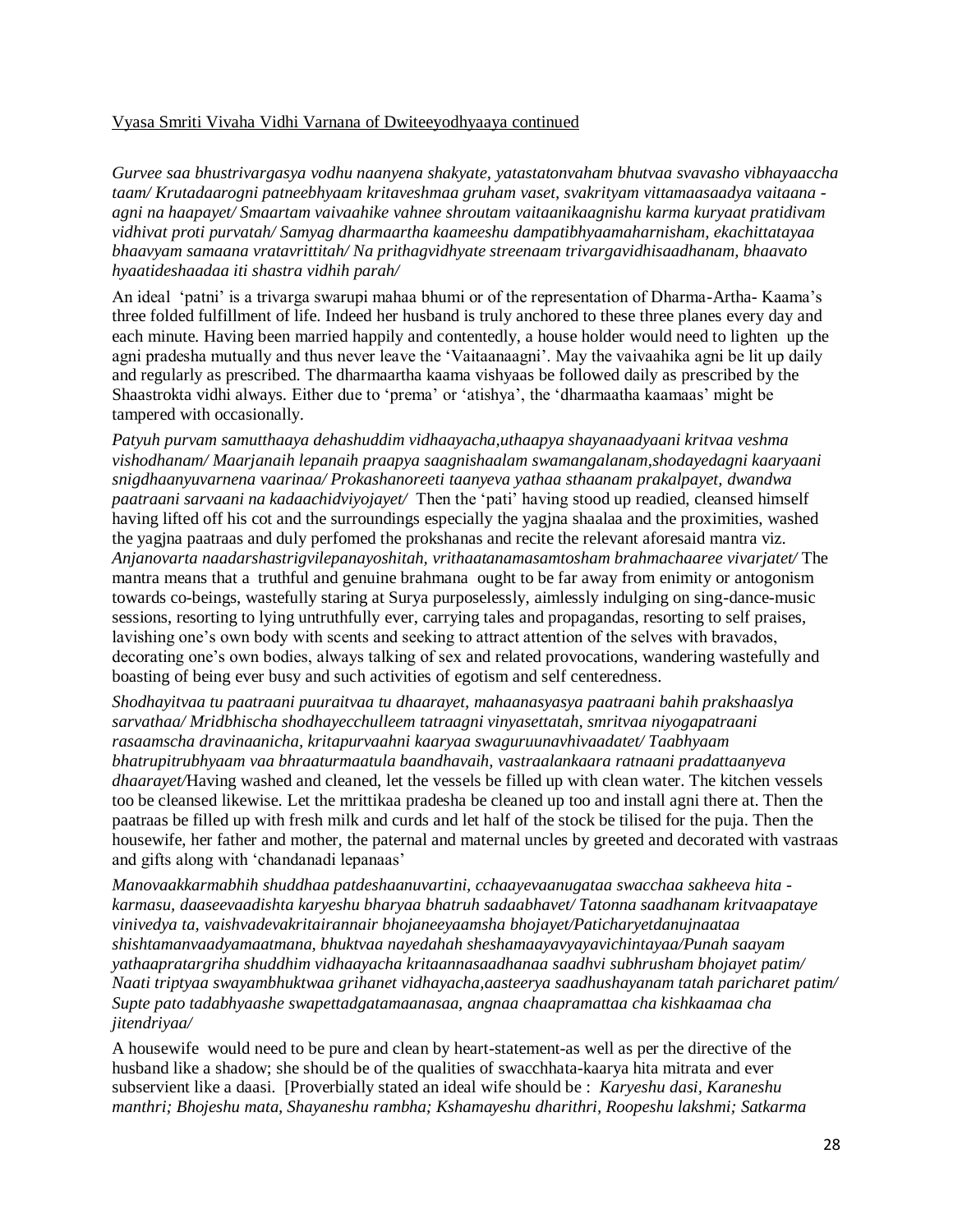Vyasa Smriti Vivaha Vidhi Varnana of Dwiteeyodhyaaya continued

*Gurvee saa bhustrivargasya vodhu naanyena shakyate, yatastatonvaham bhutvaa svavasho vibhayaaccha taam/ Krutadaarogni patneebhyaam kritaveshmaa gruham vaset, svakrityam vittamaasaadya vaitaana - agni na haapayet/ Smaartam vaivaahike vahnee shroutam vaitaanikaagnishu karma kuryaat pratidivam vidhivat proti purvatah/ Samyag dharmaartha kaameeshu dampatibhyaamaharnisham, ekachittatayaa bhaavyam samaana vratavrittitah/ Na prithagvidhyate streenaam trivargavidhisaadhanam, bhaavato hyaatideshaadaa iti shastra vidhih parah/*

An ideal 'patni' is a trivarga swarupi mahaa bhumi or of the representation of Dharma-Artha- Kaama's three folded fulfillment of life. Indeed her husband is truly anchored to these three planes every day and each minute. Having been married happily and contentedly, a house holder would need to lighten up the agni pradesha mutually and thus never leave the 'Vaitaanaagni'. May the vaivaahika agni be lit up daily and regularly as prescribed. The dharmaartha kaama vishyaas be followed daily as prescribed by the Shaastrokta vidhi always. Either due to 'prema' or 'atishya', the 'dharmaatha kaamaas' might be tampered with occasionally.

*Patyuh purvam samutthaaya dehashuddim vidhaayacha,uthaapya shayanaadyaani kritvaa veshma vishodhanam/ Maarjanaih lepanaih praapya saagnishaalam swamangalanam,shodayedagni kaaryaani snigdhaanyuvarnena vaarinaa/ Prokashanoreeti taanyeva yathaa sthaanam prakalpayet, dwandwa paatraani sarvaani na kadaachidviyojayet/* Then the 'pati' having stood up readied, cleansed himself having lifted off his cot and the surroundings especially the yagjna shaalaa and the proximities, washed the yagjna paatraas and duly perfomed the prokshanas and recite the relevant aforesaid mantra viz. *Anjanovarta naadarshastrigvilepanayoshitah, vrithaatanamasamtosham brahmachaaree vivarjatet/* The mantra means that a truthful and genuine brahmana ought to be far away from enimity or antogonism towards co-beings, wastefully staring at Surya purposelessly, aimlessly indulging on sing-dance-music sessions, resorting to lying untruthfully ever, carrying tales and propagandas, resorting to self praises, lavishing one's own body with scents and seeking to attract attention of the selves with bravados, decorating one's own bodies, always talking of sex and related provocations, wandering wastefully and boasting of being ever busy and such activities of egotism and self centeredness.

*Shodhayitvaa tu paatraani puuraitvaa tu dhaarayet, mahaanasyasya paatraani bahih prakshaaslya sarvathaa/ Mridbhischa shodhayecchulleem tatraagni vinyasettatah, smritvaa niyogapatraani rasaamscha dravinaanicha, kritapurvaahni kaaryaa swaguruunavhivaadatet/ Taabhyaam bhatrupitrubhyaam vaa bhraaturmaatula baandhavaih, vastraalankaara ratnaani pradattaanyeva dhaarayet/*Having washed and cleaned, let the vessels be filled up with clean water. The kitchen vessels too be cleansed likewise. Let the mrittikaa pradesha be cleaned up too and install agni there at. Then the paatraas be filled up with fresh milk and curds and let half of the stock be tilised for the puja. Then the housewife, her father and mother, the paternal and maternal uncles by greeted and decorated with vastraas and gifts along with 'chandanadi lepanaas'

*Manovaakkarmabhih shuddhaa patdeshaanuvartini, cchaayevaanugataa swacchaa sakheeva hita - karmasu, daaseevaadishta karyeshu bharyaa bhatruh sadaabhavet/ Tatonna saadhanam kritvaapataye vinivedya ta, vaishvadevakritairannair bhojaneeyaamsha bhojayet/Paticharyetdanujnaataa shishtamanvaadyamaatmana, bhuktvaa nayedahah sheshamaayavyayavichintayaa/Punah saayam yathaapratargriha shuddhim vidhaayacha kritaannasaadhanaa saadhvi subhrusham bhojayet patim/ Naati triptyaa swayambhuktwaa grihanet vidhayacha,aasteerya saadhushayanam tatah paricharet patim/ Supte pato tadabhyaashe swapettadgatamaanasaa, angnaa chaapramattaa cha kishkaamaa cha jitendriyaa/*

A housewife would need to be pure and clean by heart-statement-as well as per the directive of the husband like a shadow; she should be of the qualities of swacchhata-kaarya hita mitrata and ever subservient like a daasi. [Proverbially stated an ideal wife should be : *Karyeshu dasi, Karaneshu manthri; Bhojeshu mata, Shayaneshu rambha; Kshamayeshu dharithri, Roopeshu lakshmi; Satkarma*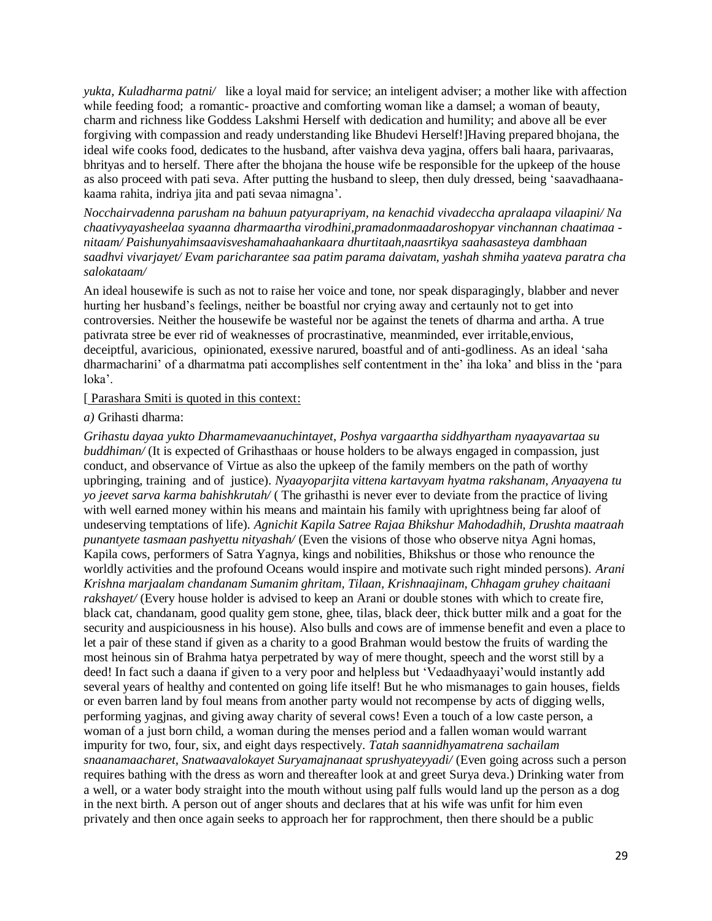*yukta, Kuladharma patni/* like a loyal maid for service; an inteligent adviser; a mother like with affection while feeding food; a romantic- proactive and comforting woman like a damsel; a woman of beauty, charm and richness like Goddess Lakshmi Herself with dedication and humility; and above all be ever forgiving with compassion and ready understanding like Bhudevi Herself!]Having prepared bhojana, the ideal wife cooks food, dedicates to the husband, after vaishva deva yagjna, offers bali haara, parivaaras, bhrityas and to herself. There after the bhojana the house wife be responsible for the upkeep of the house as also proceed with pati seva. After putting the husband to sleep, then duly dressed, being 'saavadhaana-kaama rahita, indriya jita and pati sevaa nimagna'.

*Nocchairvadenna parusham na bahuun patyurapriyam, na kenachid vivadeccha apralaapa vilaapini/ Na chaativyayasheelaa syaanna dharmaartha virodhini,pramadonmaadaroshopyar vinchannan chaatimaa - nitaam/ Paishunyahimsaavisveshamahaahankaara dhurtitaah,naasrtikya saahasasteya dambhaan saadhvi vivarjayet/ Evam paricharantee saa patim parama daivatam, yashah shmiha yaateva paratra cha salokataam/*

An ideal housewife is such as not to raise her voice and tone, nor speak disparagingly, blabber and never hurting her husband's feelings, neither be boastful nor crying away and certaunly not to get into controversies. Neither the housewife be wasteful nor be against the tenets of dharma and artha. A true pativrata stree be ever rid of weaknesses of procrastinative, meanminded, ever irritable,envious, deceiptful, avaricious, opinionated, exessive narured, boastful and of anti-godliness. As an ideal 'saha dharmacharini' of a dharmatma pati accomplishes self contentment in the' iha loka' and bliss in the 'para loka'.

[ Parashara Smiti is quoted in this context:

*a)* Grihasti dharma:

*Grihastu dayaa yukto Dharmamevaanuchintayet, Poshya vargaartha siddhyartham nyaayavartaa su buddhiman/* (It is expected of Grihasthaas or house holders to be always engaged in compassion, just conduct, and observance of Virtue as also the upkeep of the family members on the path of worthy upbringing, training and of justice). *Nyaayoparjita vittena kartavyam hyatma rakshanam, Anyaayena tu yo jeevet sarva karma bahishkrutah/* ( The grihasthi is never ever to deviate from the practice of living with well earned money within his means and maintain his family with uprightness being far aloof of undeserving temptations of life). *Agnichit Kapila Satree Rajaa Bhikshur Mahodadhih, Drushta maatraah punantyete tasmaan pashyettu nityashah/* (Even the visions of those who observe nitya Agni homas, Kapila cows, performers of Satra Yagnya, kings and nobilities, Bhikshus or those who renounce the worldly activities and the profound Oceans would inspire and motivate such right minded persons). *Arani Krishna marjaalam chandanam Sumanim ghritam, Tilaan, Krishnaajinam, Chhagam gruhey chaitaani rakshayet/* (Every house holder is advised to keep an Arani or double stones with which to create fire, black cat, chandanam, good quality gem stone, ghee, tilas, black deer, thick butter milk and a goat for the security and auspiciousness in his house). Also bulls and cows are of immense benefit and even a place to let a pair of these stand if given as a charity to a good Brahman would bestow the fruits of warding the most heinous sin of Brahma hatya perpetrated by way of mere thought, speech and the worst still by a deed! In fact such a daana if given to a very poor and helpless but 'Vedaadhyaayi'would instantly add several years of healthy and contented on going life itself! But he who mismanages to gain houses, fields or even barren land by foul means from another party would not recompense by acts of digging wells, performing yagjnas, and giving away charity of several cows! Even a touch of a low caste person, a woman of a just born child, a woman during the menses period and a fallen woman would warrant impurity for two, four, six, and eight days respectively. *Tatah saannidhyamatrena sachailam snaanamaacharet, Snatwaavalokayet Suryamajnanaat sprushyateyyadi/* (Even going across such a person requires bathing with the dress as worn and thereafter look at and greet Surya deva.) Drinking water from a well, or a water body straight into the mouth without using palf fulls would land up the person as a dog in the next birth. A person out of anger shouts and declares that at his wife was unfit for him even privately and then once again seeks to approach her for rapprochment, then there should be a public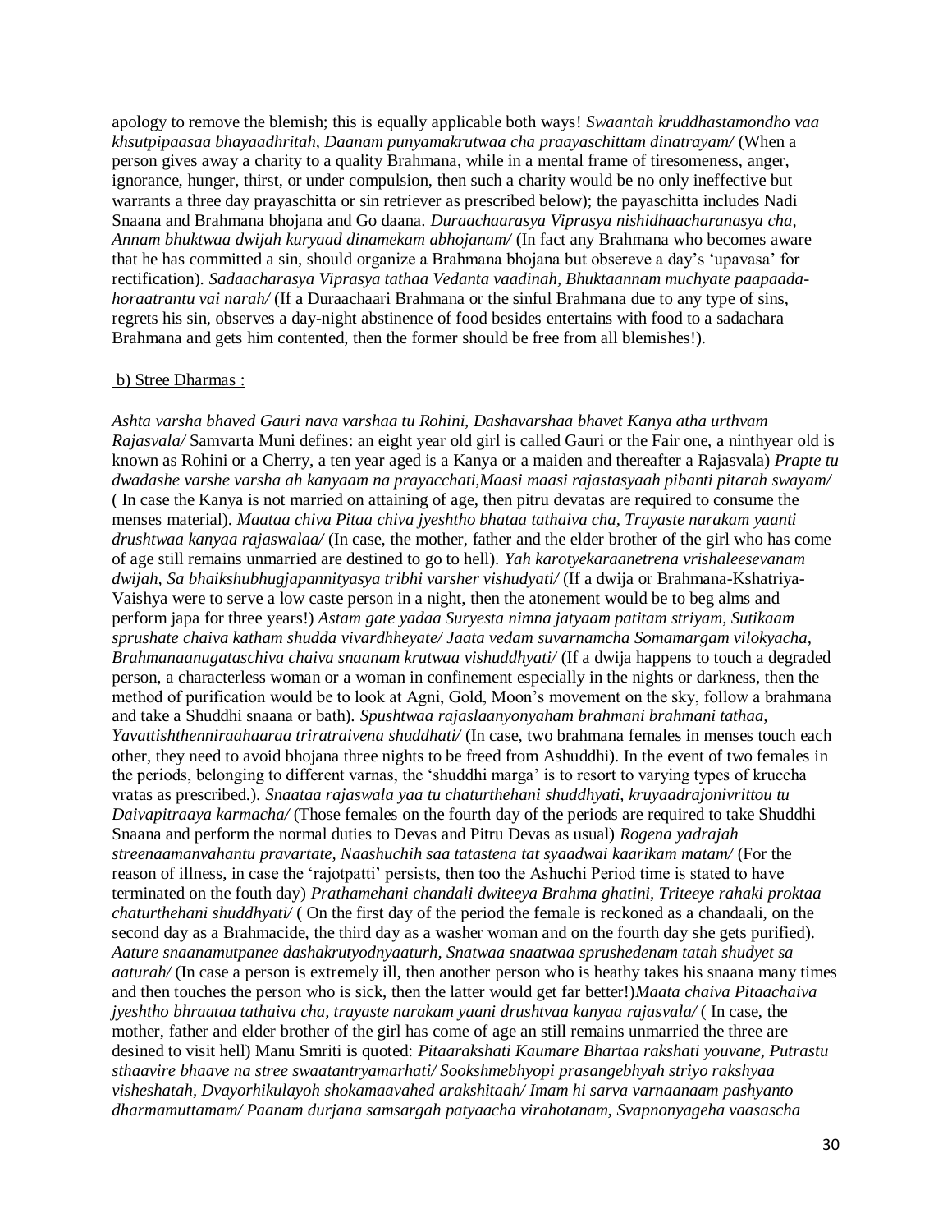apology to remove the blemish; this is equally applicable both ways! *Swaantah kruddhastamondho vaa khsutpipaasaa bhayaadhritah, Daanam punyamakrutwaa cha praayaschittam dinatrayam/* (When a person gives away a charity to a quality Brahmana, while in a mental frame of tiresomeness, anger, ignorance, hunger, thirst, or under compulsion, then such a charity would be no only ineffective but warrants a three day prayaschitta or sin retriever as prescribed below); the payaschitta includes Nadi Snaana and Brahmana bhojana and Go daana. *Duraachaarasya Viprasya nishidhaacharanasya cha, Annam bhuktwaa dwijah kuryaad dinamekam abhojanam/* (In fact any Brahmana who becomes aware that he has committed a sin, should organize a Brahmana bhojana but obsereve a day's 'upavasa' for rectification). *Sadaacharasya Viprasya tathaa Vedanta vaadinah, Bhuktaannam muchyate paapaada-horaatrantu vai narah/* (If a Duraachaari Brahmana or the sinful Brahmana due to any type of sins, regrets his sin, observes a day-night abstinence of food besides entertains with food to a sadachara Brahmana and gets him contented, then the former should be free from all blemishes!).

b) Stree Dharmas :

*Ashta varsha bhaved Gauri nava varshaa tu Rohini, Dashavarshaa bhavet Kanya atha urthvam Rajasvala/* Samvarta Muni defines: an eight year old girl is called Gauri or the Fair one, a ninthyear old is known as Rohini or a Cherry, a ten year aged is a Kanya or a maiden and thereafter a Rajasvala) *Prapte tu dwadashe varshe varsha ah kanyaam na prayacchati,Maasi maasi rajastasyaah pibanti pitarah swayam/* ( In case the Kanya is not married on attaining of age, then pitru devatas are required to consume the menses material). *Maataa chiva Pitaa chiva jyeshtho bhataa tathaiva cha, Trayaste narakam yaanti drushtwaa kanyaa rajaswalaa/* (In case, the mother, father and the elder brother of the girl who has come of age still remains unmarried are destined to go to hell). *Yah karotyekaraanetrena vrishaleesevanam dwijah, Sa bhaikshubhugjapannityasya tribhi varsher vishudyati/* (If a dwija or Brahmana-Kshatriya-Vaishya were to serve a low caste person in a night, then the atonement would be to beg alms and perform japa for three years!) *Astam gate yadaa Suryesta nimna jatyaam patitam striyam, Sutikaam sprushate chaiva katham shudda vivardhheyate/ Jaata vedam suvarnamcha Somamargam vilokyacha, Brahmanaanugataschiva chaiva snaanam krutwaa vishuddhyati/* (If a dwija happens to touch a degraded person, a characterless woman or a woman in confinement especially in the nights or darkness, then the method of purification would be to look at Agni, Gold, Moon's movement on the sky, follow a brahmana and take a Shuddhi snaana or bath). *Spushtwaa rajaslaanyonyaham brahmani brahmani tathaa, Yavattishthenniraahaaraa triratraivena shuddhati/* (In case, two brahmana females in menses touch each other, they need to avoid bhojana three nights to be freed from Ashuddhi). In the event of two females in the periods, belonging to different varnas, the 'shuddhi marga' is to resort to varying types of kruccha vratas as prescribed.). *Snaataa rajaswala yaa tu chaturthehani shuddhyati, kruyaadrajonivrittou tu Daivapitraaya karmacha/* (Those females on the fourth day of the periods are required to take Shuddhi Snaana and perform the normal duties to Devas and Pitru Devas as usual) *Rogena yadrajah streenaamanvahantu pravartate, Naashuchih saa tatastena tat syaadwai kaarikam matam/* (For the reason of illness, in case the 'rajotpatti' persists, then too the Ashuchi Period time is stated to have terminated on the fouth day) *Prathamehani chandali dwiteeya Brahma ghatini, Triteeye rahaki proktaa chaturthehani shuddhyati/* ( On the first day of the period the female is reckoned as a chandaali, on the second day as a Brahmacide, the third day as a washer woman and on the fourth day she gets purified). *Aature snaanamutpanee dashakrutyodnyaaturh, Snatwaa snaatwaa sprushedenam tatah shudyet sa aaturah/* (In case a person is extremely ill, then another person who is heathy takes his snaana many times and then touches the person who is sick, then the latter would get far better!)*Maata chaiva Pitaachaiva jyeshtho bhraataa tathaiva cha, trayaste narakam yaani drushtvaa kanyaa rajasvala/* ( In case, the mother, father and elder brother of the girl has come of age an still remains unmarried the three are desined to visit hell) Manu Smriti is quoted: *Pitaarakshati Kaumare Bhartaa rakshati youvane, Putrastu sthaavire bhaave na stree swaatantryamarhati/ Sookshmebhyopi prasangebhyah striyo rakshyaa visheshatah, Dvayorhikulayoh shokamaavahed arakshitaah/ Imam hi sarva varnaanaam pashyanto dharmamuttamam/ Paanam durjana samsargah patyaacha virahotanam, Svapnonyageha vaasascha*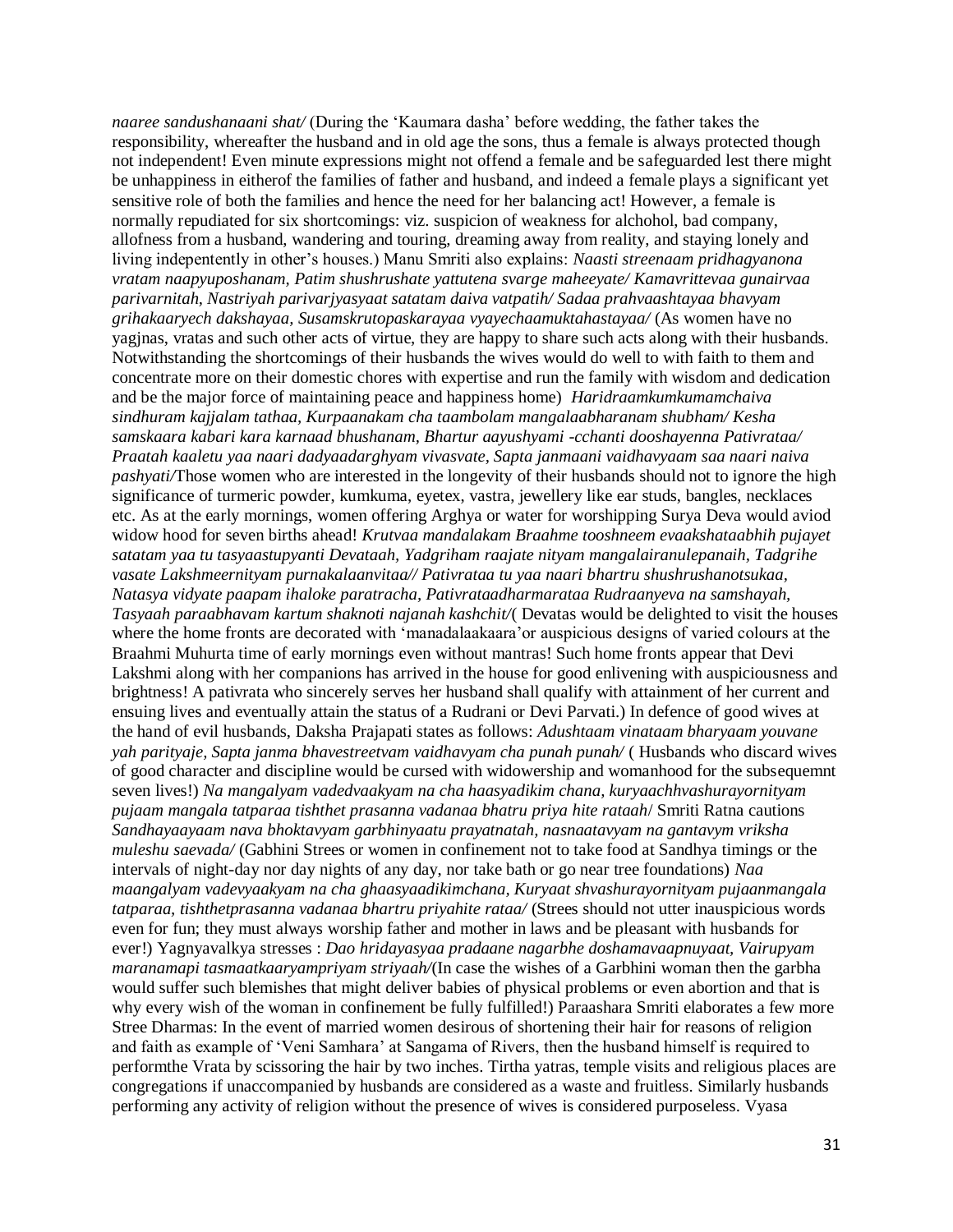*naaree sandushanaani shat/* (During the 'Kaumara dasha' before wedding, the father takes the responsibility, whereafter the husband and in old age the sons, thus a female is always protected though not independent! Even minute expressions might not offend a female and be safeguarded lest there might be unhappiness in eitherof the families of father and husband, and indeed a female plays a significant yet sensitive role of both the families and hence the need for her balancing act! However, a female is normally repudiated for six shortcomings: viz. suspicion of weakness for alchohol, bad company, allofness from a husband, wandering and touring, dreaming away from reality, and staying lonely and living indepentently in other's houses.) Manu Smriti also explains: *Naasti streenaam pridhagyanona vratam naapyuposhanam, Patim shushrushate yattutena svarge maheeyate/ Kamavrittevaa gunairvaa parivarnitah, Nastriyah parivarjyasyaat satatam daiva vatpatih/ Sadaa prahvaashtayaa bhavyam grihakaaryech dakshayaa, Susamskrutopaskarayaa vyayechaamuktahastayaa/* (As women have no yagjnas, vratas and such other acts of virtue, they are happy to share such acts along with their husbands. Notwithstanding the shortcomings of their husbands the wives would do well to with faith to them and concentrate more on their domestic chores with expertise and run the family with wisdom and dedication and be the major force of maintaining peace and happiness home) *Haridraamkumkumamchaiva sindhuram kajjalam tathaa, Kurpaanakam cha taambolam mangalaabharanam shubham/ Kesha samskaara kabari kara karnaad bhushanam, Bhartur aayushyami -cchanti dooshayenna Pativrataa/ Praatah kaaletu yaa naari dadyaadarghyam vivasvate, Sapta janmaani vaidhavyaam saa naari naiva pashyati/*Those women who are interested in the longevity of their husbands should not to ignore the high significance of turmeric powder, kumkuma, eyetex, vastra, jewellery like ear studs, bangles, necklaces etc. As at the early mornings, women offering Arghya or water for worshipping Surya Deva would aviod widow hood for seven births ahead! *Krutvaa mandalakam Braahme tooshneem evaakshataabhih pujayet satatam yaa tu tasyaastupyanti Devataah, Yadgriham raajate nityam mangalairanulepanaih, Tadgrihe vasate Lakshmeernityam purnakalaanvitaa// Pativrataa tu yaa naari bhartru shushrushanotsukaa, Natasya vidyate paapam ihaloke paratracha, Pativrataadharmarataa Rudraanyeva na samshayah, Tasyaah paraabhavam kartum shaknoti najanah kashchit/*( Devatas would be delighted to visit the houses where the home fronts are decorated with 'manadalaakaara'or auspicious designs of varied colours at the Braahmi Muhurta time of early mornings even without mantras! Such home fronts appear that Devi Lakshmi along with her companions has arrived in the house for good enlivening with auspiciousness and brightness! A pativrata who sincerely serves her husband shall qualify with attainment of her current and ensuing lives and eventually attain the status of a Rudrani or Devi Parvati.) In defence of good wives at the hand of evil husbands, Daksha Prajapati states as follows: *Adushtaam vinataam bharyaam youvane yah parityaje, Sapta janma bhavestreetvam vaidhavyam cha punah punah/* ( Husbands who discard wives of good character and discipline would be cursed with widowership and womanhood for the subsequemnt seven lives!) *Na mangalyam vadedvaakyam na cha haasyadikim chana, kuryaachhvashurayornityam pujaam mangala tatparaa tishthet prasanna vadanaa bhatru priya hite rataah*/ Smriti Ratna cautions *Sandhayaayaam nava bhoktavyam garbhinyaatu prayatnatah, nasnaatavyam na gantavym vriksha muleshu saevada/* (Gabhini Strees or women in confinement not to take food at Sandhya timings or the intervals of night-day nor day nights of any day, nor take bath or go near tree foundations) *Naa maangalyam vadevyaakyam na cha ghaasyaadikimchana, Kuryaat shvashurayornityam pujaanmangala tatparaa, tishthetprasanna vadanaa bhartru priyahite rataa/* (Strees should not utter inauspicious words even for fun; they must always worship father and mother in laws and be pleasant with husbands for ever!) Yagnyavalkya stresses : *Dao hridayasyaa pradaane nagarbhe doshamavaapnuyaat, Vairupyam maranamapi tasmaatkaaryampriyam striyaah/*(In case the wishes of a Garbhini woman then the garbha would suffer such blemishes that might deliver babies of physical problems or even abortion and that is why every wish of the woman in confinement be fully fulfilled!) Paraashara Smriti elaborates a few more Stree Dharmas: In the event of married women desirous of shortening their hair for reasons of religion and faith as example of 'Veni Samhara' at Sangama of Rivers, then the husband himself is required to performthe Vrata by scissoring the hair by two inches. Tirtha yatras, temple visits and religious places are congregations if unaccompanied by husbands are considered as a waste and fruitless. Similarly husbands performing any activity of religion without the presence of wives is considered purposeless. Vyasa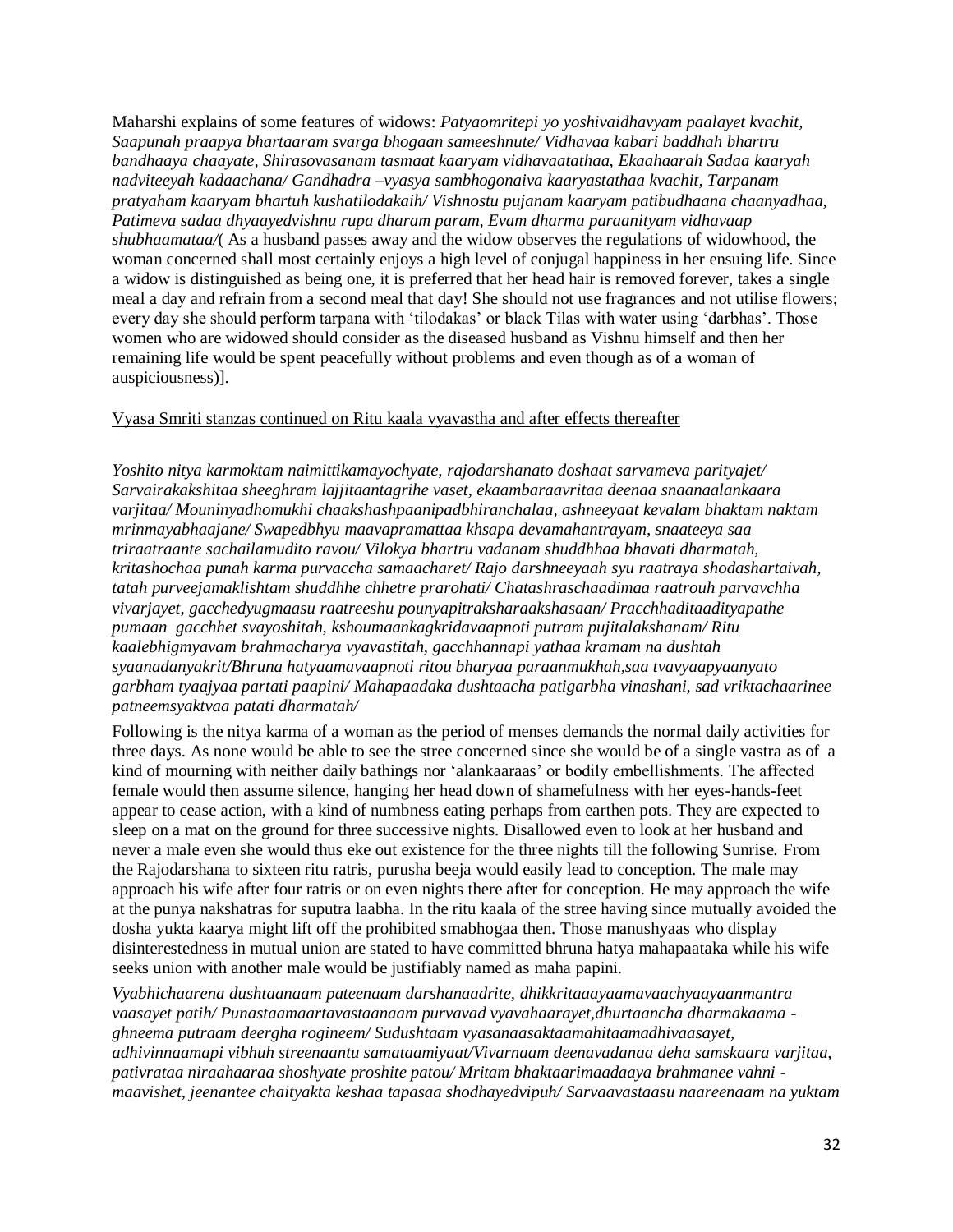Maharshi explains of some features of widows: *Patyaomritepi yo yoshivaidhavyam paalayet kvachit, Saapunah praapya bhartaaram svarga bhogaan sameeshnute/ Vidhavaa kabari baddhah bhartru bandhaaya chaayate, Shirasovasanam tasmaat kaaryam vidhavaatathaa, Ekaahaarah Sadaa kaaryah nadviteeyah kadaachana/ Gandhadra –vyasya sambhogonaiva kaaryastathaa kvachit, Tarpanam pratyaham kaaryam bhartuh kushatilodakaih/ Vishnostu pujanam kaaryam patibudhaana chaanyadhaa, Patimeva sadaa dhyaayedvishnu rupa dharam param, Evam dharma paraanityam vidhavaap shubhaamataa/*( As a husband passes away and the widow observes the regulations of widowhood, the woman concerned shall most certainly enjoys a high level of conjugal happiness in her ensuing life. Since a widow is distinguished as being one, it is preferred that her head hair is removed forever, takes a single meal a day and refrain from a second meal that day! She should not use fragrances and not utilise flowers; every day she should perform tarpana with 'tilodakas' or black Tilas with water using 'darbhas'. Those women who are widowed should consider as the diseased husband as Vishnu himself and then her remaining life would be spent peacefully without problems and even though as of a woman of auspiciousness)].

Vyasa Smriti stanzas continued on Ritu kaala vyavastha and after effects thereafter

*Yoshito nitya karmoktam naimittikamayochyate, rajodarshanato doshaat sarvameva parityajet/ Sarvairakakshitaa sheeghram lajjitaantagrihe vaset, ekaambaraavritaa deenaa snaanaalankaara varjitaa/ Mouninyadhomukhi chaakshashpaanipadbhiranchalaa, ashneeyaat kevalam bhaktam naktam mrinmayabhaajane/ Swapedbhyu maavapramattaa khsapa devamahantrayam, snaateeya saa triraatraante sachailamudito ravou/ Vilokya bhartru vadanam shuddhhaa bhavati dharmatah, kritashochaa punah karma purvaccha samaacharet/ Rajo darshneeyaah syu raatraya shodashartaivah, tatah purveejamaklishtam shuddhhe chhetre prarohati/ Chatashraschaadimaa raatrouh parvavchha vivarjayet, gacchedyugmaasu raatreeshu pounyapitraksharaakshasaan/ Pracchhaditaadityapathe pumaan gacchhet svayoshitah, kshoumaankagkridavaapnoti putram pujitalakshanam/ Ritu kaalebhigmyavam brahmacharya vyavastitah, gacchhannapi yathaa kramam na dushtah syaanadanyakrit/Bhruna hatyaamavaapnoti ritou bharyaa paraanmukhah,saa tvavyaapyaanyato garbham tyaajyaa partati paapini/ Mahapaadaka dushtaacha patigarbha vinashani, sad vriktachaarinee patneemsyaktvaa patati dharmatah/*

Following is the nitya karma of a woman as the period of menses demands the normal daily activities for three days. As none would be able to see the stree concerned since she would be of a single vastra as of a kind of mourning with neither daily bathings nor 'alankaaraas' or bodily embellishments. The affected female would then assume silence, hanging her head down of shamefulness with her eyes-hands-feet appear to cease action, with a kind of numbness eating perhaps from earthen pots. They are expected to sleep on a mat on the ground for three successive nights. Disallowed even to look at her husband and never a male even she would thus eke out existence for the three nights till the following Sunrise. From the Rajodarshana to sixteen ritu ratris, purusha beeja would easily lead to conception. The male may approach his wife after four ratris or on even nights there after for conception. He may approach the wife at the punya nakshatras for suputra laabha. In the ritu kaala of the stree having since mutually avoided the dosha yukta kaarya might lift off the prohibited smabhogaa then. Those manushyaas who display disinterestedness in mutual union are stated to have committed bhruna hatya mahapaataka while his wife seeks union with another male would be justifiably named as maha papini.

*Vyabhichaarena dushtaanaam pateenaam darshanaadrite, dhikkritaaayaamavaachyaayaanmantra vaasayet patih/ Punastaamaartavastaanaam purvavad vyavahaarayet,dhurtaancha dharmakaama -ghneema putraam deergha rogineem/ Sudushtaam vyasanaasaktaamahitaamadhivaasayet, adhivinnaamapi vibhuh streenaantu samataamiyaat/Vivarnaam deenavadanaa deha samskaara varjitaa, pativrataa niraahaaraa shoshyate proshite patou/ Mritam bhaktaarimaadaaya brahmanee vahni -maavishet, jeenantee chaityakta keshaa tapasaa shodhayedvipuh/ Sarvaavastaasu naareenaam na yuktam*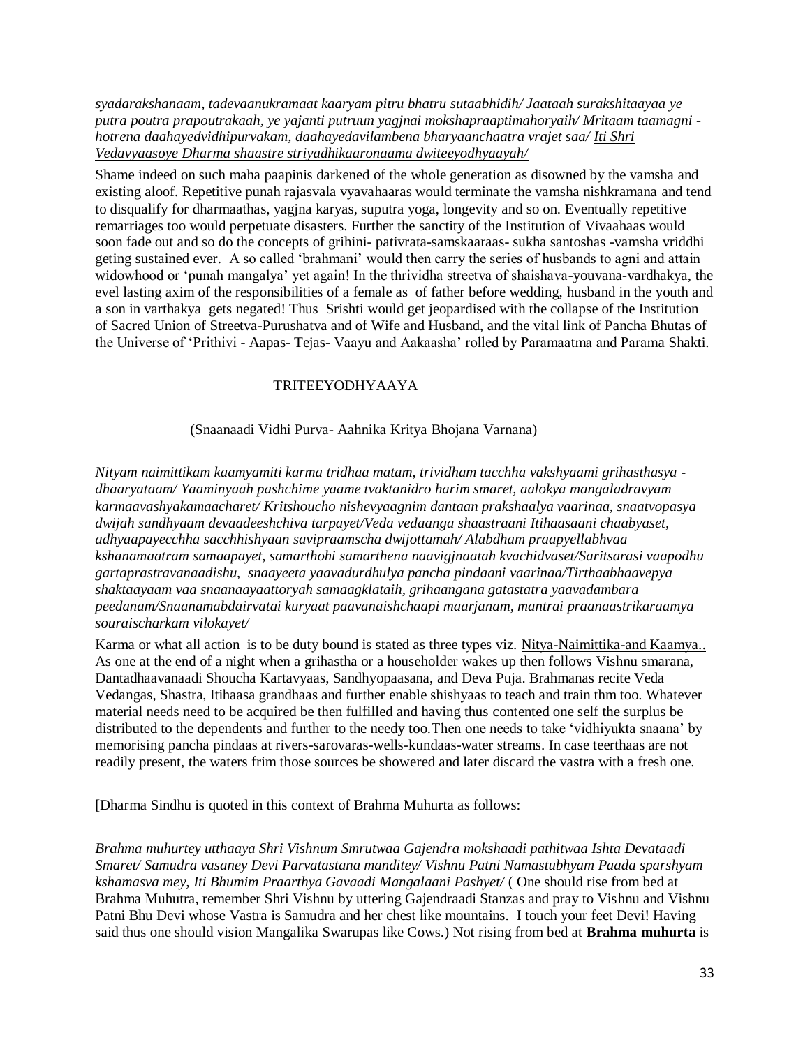*syadarakshanaam, tadevaanukramaat kaaryam pitru bhatru sutaabhidih/ Jaataah surakshitaayaa ye putra poutra prapoutrakaah, ye yajanti putruun yagjnai mokshapraaptimahoryaih/ Mritaam taamagni - hotrena daahayedvidhipurvakam, daahayedavilambena bharyaanchaatra vrajet saa/ Iti Shri Vedavyaasoye Dharma shaastre striyadhikaaronaama dwiteeyodhyaayah/*

Shame indeed on such maha paapinis darkened of the whole generation as disowned by the vamsha and existing aloof. Repetitive punah rajasvala vyavahaaras would terminate the vamsha nishkramana and tend to disqualify for dharmaathas, yagjna karyas, suputra yoga, longevity and so on. Eventually repetitive remarriages too would perpetuate disasters. Further the sanctity of the Institution of Vivaahaas would soon fade out and so do the concepts of grihini- pativrata-samskaaraas- sukha santoshas -vamsha vriddhi geting sustained ever. A so called 'brahmani' would then carry the series of husbands to agni and attain widowhood or 'punah mangalya' yet again! In the thrividha streetva of shaishava-youvana-vardhakya, the evel lasting axim of the responsibilities of a female as of father before wedding, husband in the youth and a son in varthakya gets negated! Thus Srishti would get jeopardised with the collapse of the Institution of Sacred Union of Streetva-Purushatva and of Wife and Husband, and the vital link of Pancha Bhutas of the Universe of 'Prithivi - Aapas- Tejas- Vaayu and Aakaasha' rolled by Paramaatma and Parama Shakti.

## TRITEEYODHYAAYA

(Snaanaadi Vidhi Purva- Aahnika Kritya Bhojana Varnana)

*Nityam naimittikam kaamyamiti karma tridhaa matam, trividham tacchha vakshyaami grihasthasya - dhaaryataam/ Yaaminyaah pashchime yaame tvaktanidro harim smaret, aalokya mangaladravyam karmaavashyakamaacharet/ Kritshoucho nishevyaagnim dantaan prakshaalya vaarinaa, snaatvopasya dwijah sandhyaam devaadeeshchiva tarpayet/Veda vedaanga shaastraani Itihaasaani chaabyaset, adhyaapayecchha sacchhishyaan savipraamscha dwijottamah/ Alabdham praapyellabhvaa kshanamaatram samaapayet, samarthohi samarthena naavigjnaatah kvachidvaset/Saritsarasi vaapodhu gartaprastravanaadishu, snaayeeta yaavadurdhulya pancha pindaani vaarinaa/Tirthaabhaavepya shaktaayaam vaa snaanaayaattoryah samaagklataih, grihaangana gatastatra yaavadambara peedanam/Snaanamabdairvatai kuryaat paavanaishchaapi maarjanam, mantrai praanaastrikaraamya souraischarkam vilokayet/*

Karma or what all action is to be duty bound is stated as three types viz. Nitya-Naimittika-and Kaamya.. As one at the end of a night when a grihastha or a householder wakes up then follows Vishnu smarana, Dantadhaavanaadi Shoucha Kartavyaas, Sandhyopaasana, and Deva Puja. Brahmanas recite Veda Vedangas, Shastra, Itihaasa grandhaas and further enable shishyaas to teach and train thm too. Whatever material needs need to be acquired be then fulfilled and having thus contented one self the surplus be distributed to the dependents and further to the needy too.Then one needs to take 'vidhiyukta snaana' by memorising pancha pindaas at rivers-sarovaras-wells-kundaas-water streams. In case teerthaas are not readily present, the waters frim those sources be showered and later discard the vastra with a fresh one.

[Dharma Sindhu is quoted in this context of Brahma Muhurta as follows:

*Brahma muhurtey utthaaya Shri Vishnum Smrutwaa Gajendra mokshaadi pathitwaa Ishta Devataadi Smaret/ Samudra vasaney Devi Parvatastana manditey/ Vishnu Patni Namastubhyam Paada sparshyam kshamasva mey, Iti Bhumim Praarthya Gavaadi Mangalaani Pashyet/* ( One should rise from bed at Brahma Muhutra, remember Shri Vishnu by uttering Gajendraadi Stanzas and pray to Vishnu and Vishnu Patni Bhu Devi whose Vastra is Samudra and her chest like mountains. I touch your feet Devi! Having said thus one should vision Mangalika Swarupas like Cows.) Not rising from bed at **Brahma muhurta** is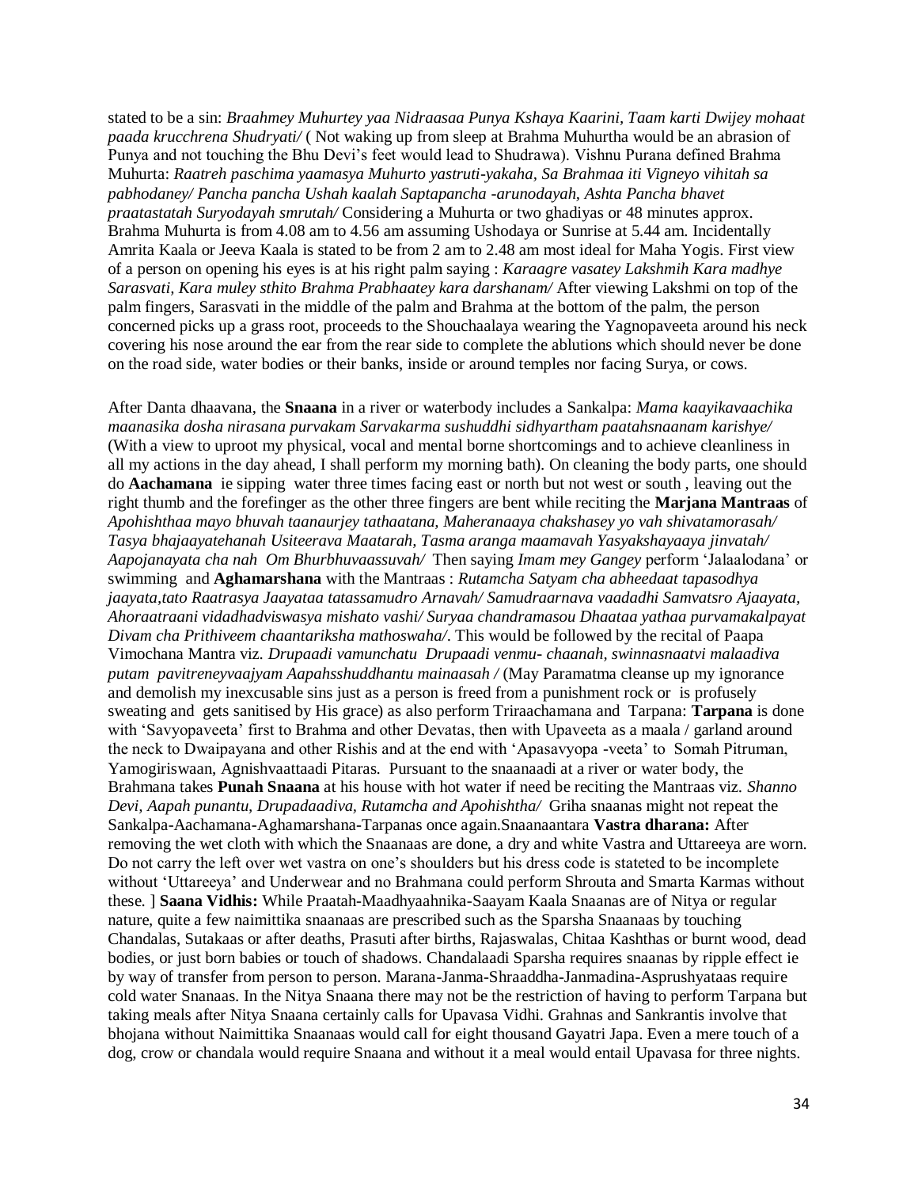stated to be a sin: *Braahmey Muhurtey yaa Nidraasaa Punya Kshaya Kaarini, Taam karti Dwijey mohaat paada krucchrena Shudryati/* ( Not waking up from sleep at Brahma Muhurtha would be an abrasion of Punya and not touching the Bhu Devi's feet would lead to Shudrawa). Vishnu Purana defined Brahma Muhurta: *Raatreh paschima yaamasya Muhurto yastruti-yakaha, Sa Brahmaa iti Vigneyo vihitah sa pabhodaney/ Pancha pancha Ushah kaalah Saptapancha -arunodayah, Ashta Pancha bhavet praatastatah Suryodayah smrutah/* Considering a Muhurta or two ghadiyas or 48 minutes approx. Brahma Muhurta is from 4.08 am to 4.56 am assuming Ushodaya or Sunrise at 5.44 am. Incidentally Amrita Kaala or Jeeva Kaala is stated to be from 2 am to 2.48 am most ideal for Maha Yogis. First view of a person on opening his eyes is at his right palm saying : *Karaagre vasatey Lakshmih Kara madhye Sarasvati, Kara muley sthito Brahma Prabhaatey kara darshanam/* After viewing Lakshmi on top of the palm fingers, Sarasvati in the middle of the palm and Brahma at the bottom of the palm, the person concerned picks up a grass root, proceeds to the Shouchaalaya wearing the Yagnopaveeta around his neck covering his nose around the ear from the rear side to complete the ablutions which should never be done on the road side, water bodies or their banks, inside or around temples nor facing Surya, or cows.

After Danta dhaavana, the **Snaana** in a river or waterbody includes a Sankalpa: *Mama kaayikavaachika maanasika dosha nirasana purvakam Sarvakarma sushuddhi sidhyartham paatahsnaanam karishye/* (With a view to uproot my physical, vocal and mental borne shortcomings and to achieve cleanliness in all my actions in the day ahead, I shall perform my morning bath). On cleaning the body parts, one should do **Aachamana** ie sipping water three times facing east or north but not west or south , leaving out the right thumb and the forefinger as the other three fingers are bent while reciting the **Marjana Mantraas** of *Apohishthaa mayo bhuvah taanaurjey tathaatana, Maheranaaya chakshasey yo vah shivatamorasah/ Tasya bhajaayatehanah Usiteerava Maatarah, Tasma aranga maamavah Yasyakshayaaya jinvatah/ Aapojanayata cha nah Om Bhurbhuvaassuvah/* Then saying *Imam mey Gangey* perform 'Jalaalodana' or swimming and **Aghamarshana** with the Mantraas : *Rutamcha Satyam cha abheedaat tapasodhya jaayata,tato Raatrasya Jaayataa tatassamudro Arnavah/ Samudraarnava vaadadhi Samvatsro Ajaayata, Ahoraatraani vidadhadviswasya mishato vashi/ Suryaa chandramasou Dhaataa yathaa purvamakalpayat Divam cha Prithiveem chaantariksha mathoswaha/.* This would be followed by the recital of Paapa Vimochana Mantra viz. *Drupaadi vamunchatu Drupaadi venmu- chaanah, swinnasnaatvi malaadiva putam pavitreneyvaajyam Aapahsshuddhantu mainaasah /* (May Paramatma cleanse up my ignorance and demolish my inexcusable sins just as a person is freed from a punishment rock or is profusely sweating and gets sanitised by His grace) as also perform Triraachamana and Tarpana: **Tarpana** is done with 'Savyopaveeta' first to Brahma and other Devatas, then with Upaveeta as a maala / garland around the neck to Dwaipayana and other Rishis and at the end with 'Apasavyopa -veeta' to Somah Pitruman, Yamogiriswaan, Agnishvaattaadi Pitaras. Pursuant to the snaanaadi at a river or water body, the Brahmana takes **Punah Snaana** at his house with hot water if need be reciting the Mantraas viz. *Shanno Devi, Aapah punantu, Drupadaadiva, Rutamcha and Apohishtha/* Griha snaanas might not repeat the Sankalpa-Aachamana-Aghamarshana-Tarpanas once again.Snaanaantara **Vastra dharana:** After removing the wet cloth with which the Snaanaas are done, a dry and white Vastra and Uttareeya are worn. Do not carry the left over wet vastra on one's shoulders but his dress code is stateted to be incomplete without 'Uttareeya' and Underwear and no Brahmana could perform Shrouta and Smarta Karmas without these. ] **Saana Vidhis:** While Praatah-Maadhyaahnika-Saayam Kaala Snaanas are of Nitya or regular nature, quite a few naimittika snaanaas are prescribed such as the Sparsha Snaanaas by touching Chandalas, Sutakaas or after deaths, Prasuti after births, Rajaswalas, Chitaa Kashthas or burnt wood, dead bodies, or just born babies or touch of shadows. Chandalaadi Sparsha requires snaanas by ripple effect ie by way of transfer from person to person. Marana-Janma-Shraaddha-Janmadina-Asprushyataas require cold water Snanaas. In the Nitya Snaana there may not be the restriction of having to perform Tarpana but taking meals after Nitya Snaana certainly calls for Upavasa Vidhi. Grahnas and Sankrantis involve that bhojana without Naimittika Snaanaas would call for eight thousand Gayatri Japa. Even a mere touch of a dog, crow or chandala would require Snaana and without it a meal would entail Upavasa for three nights.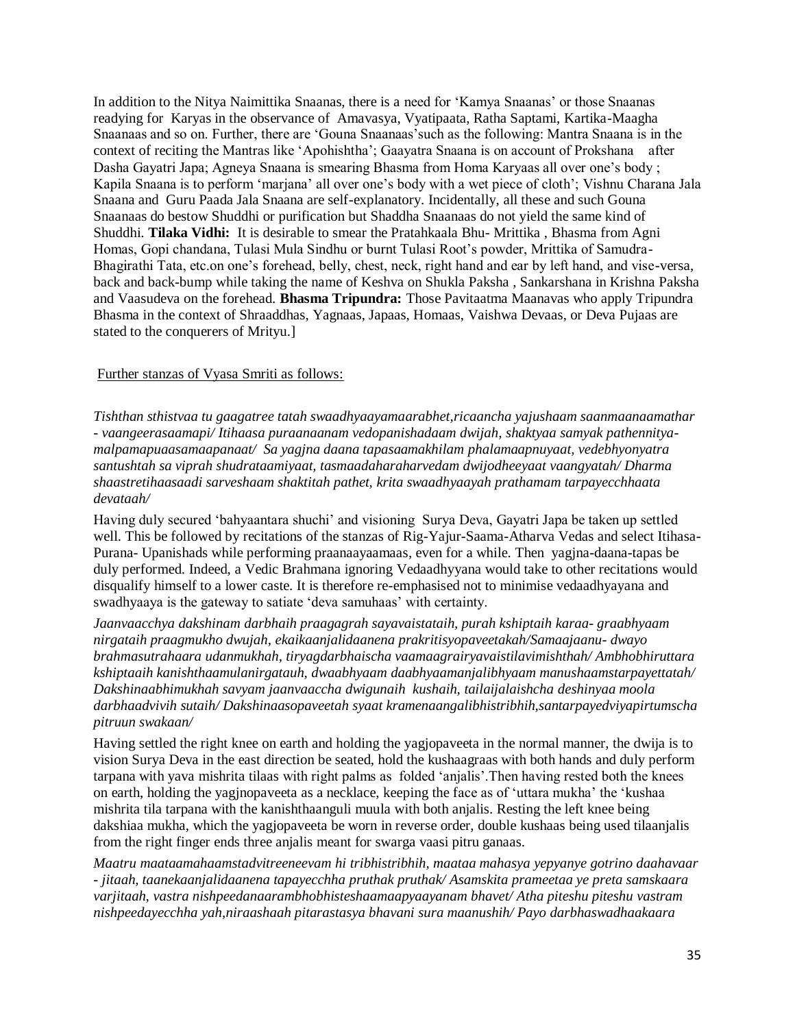In addition to the Nitya Naimittika Snaanas, there is a need for 'Kamya Snaanas' or those Snaanas readying for Karyas in the observance of Amavasya, Vyatipaata, Ratha Saptami, Kartika-Maagha Snaanaas and so on. Further, there are 'Gouna Snaanaas'such as the following: Mantra Snaana is in the context of reciting the Mantras like 'Apohishtha'; Gaayatra Snaana is on account of Prokshana after Dasha Gayatri Japa; Agneya Snaana is smearing Bhasma from Homa Karyaas all over one's body ; Kapila Snaana is to perform 'marjana' all over one's body with a wet piece of cloth'; Vishnu Charana Jala Snaana and Guru Paada Jala Snaana are self-explanatory. Incidentally, all these and such Gouna Snaanaas do bestow Shuddhi or purification but Shaddha Snaanaas do not yield the same kind of Shuddhi. **Tilaka Vidhi:** It is desirable to smear the Pratahkaala Bhu- Mrittika , Bhasma from Agni Homas, Gopi chandana, Tulasi Mula Sindhu or burnt Tulasi Root's powder, Mrittika of Samudra-Bhagirathi Tata, etc.on one's forehead, belly, chest, neck, right hand and ear by left hand, and vise-versa, back and back-bump while taking the name of Keshva on Shukla Paksha , Sankarshana in Krishna Paksha and Vaasudeva on the forehead. **Bhasma Tripundra:** Those Pavitaatma Maanavas who apply Tripundra Bhasma in the context of Shraaddhas, Yagnaas, Japaas, Homaas, Vaishwa Devaas, or Deva Pujaas are stated to the conquerers of Mrityu.]

Further stanzas of Vyasa Smriti as follows:

*Tishthan sthistvaa tu gaagatree tatah swaadhyaayamaarabhet,ricaancha yajushaam saanmaanaamathar - vaangeerasaamapi/ Itihaasa puraanaanam vedopanishadaam dwijah, shaktyaa samyak pathennitya-malpamapuaasamaapanaat/ Sa yagjna daana tapasaamakhilam phalamaapnuyaat, vedebhyonyatra santushtah sa viprah shudrataamiyaat, tasmaadaharaharvedam dwijodheeyaat vaangyatah/ Dharma shaastretihaasaadi sarveshaam shaktitah pathet, krita swaadhyaayah prathamam tarpayecchhaata devataah/*

Having duly secured 'bahyaantara shuchi' and visioning Surya Deva, Gayatri Japa be taken up settled well. This be followed by recitations of the stanzas of Rig-Yajur-Saama-Atharva Vedas and select Itihasa-Purana- Upanishads while performing praanaayaamaas, even for a while. Then yagjna-daana-tapas be duly performed. Indeed, a Vedic Brahmana ignoring Vedaadhyyana would take to other recitations would disqualify himself to a lower caste. It is therefore re-emphasised not to minimise vedaadhyayana and swadhyaaya is the gateway to satiate 'deva samuhaas' with certainty.

*Jaanvaacchya dakshinam darbhaih praagagrah sayavaistataih, purah kshiptaih karaa- graabhyaam nirgataih praagmukho dwijah, ekaikaanjalidaanena prakritisyopaveetakah/Samaajaanu- dwayo brahmasutrahaara udanmukhah, tiryagdarbhaischa vaamaagrairyavaistilavimishthah/ Ambhobhiruttara kshiptaaih kanishthaamulanirgatauh, dwaabhyaam daabhyaamanjalibhyaam manushaamstarpayettatah/ Dakshinaabhimukhah savyam jaanvaaccha dwigunaih kushaih, tailaijalaishcha deshinyaa moola darbhaadvivih sutaih/ Dakshinaasopaveetah syaat kramenaangalibhistribhih,santarpayedviyapirtumscha pitruun swakaan/*

Having settled the right knee on earth and holding the yagjopaveeta in the normal manner, the dwija is to vision Surya Deva in the east direction be seated, hold the kushaagraas with both hands and duly perform tarpana with yava mishrita tilaas with right palms as folded 'anjalis'.Then having rested both the knees on earth, holding the yagjnopaveeta as a necklace, keeping the face as of 'uttara mukha' the 'kushaa mishrita tila tarpana with the kanishthaanguli muula with both anjalis. Resting the left knee being dakshiaa mukha, which the yagjopaveeta be worn in reverse order, double kushaas being used tilaanjalis from the right finger ends three anjalis meant for swarga vaasi pitru ganaas.

*Maatru maataamahaamstadvitreeneevam hi tribhistribhih, maataa mahasya yepyanye gotrino daahavaar - jitaah, taanekaanjalidaanena tapayecchha pruthak pruthak/ Asamskita prameetaa ye preta samskaara varjitaah, vastra nishpeedanaarambhobhisteshaamaapyaayanam bhavet/ Atha piteshu piteshu vastram nishpeedayecchha yah,niraashaah pitarastasya bhavani sura maanushih/ Payo darbhaswadhaakaara*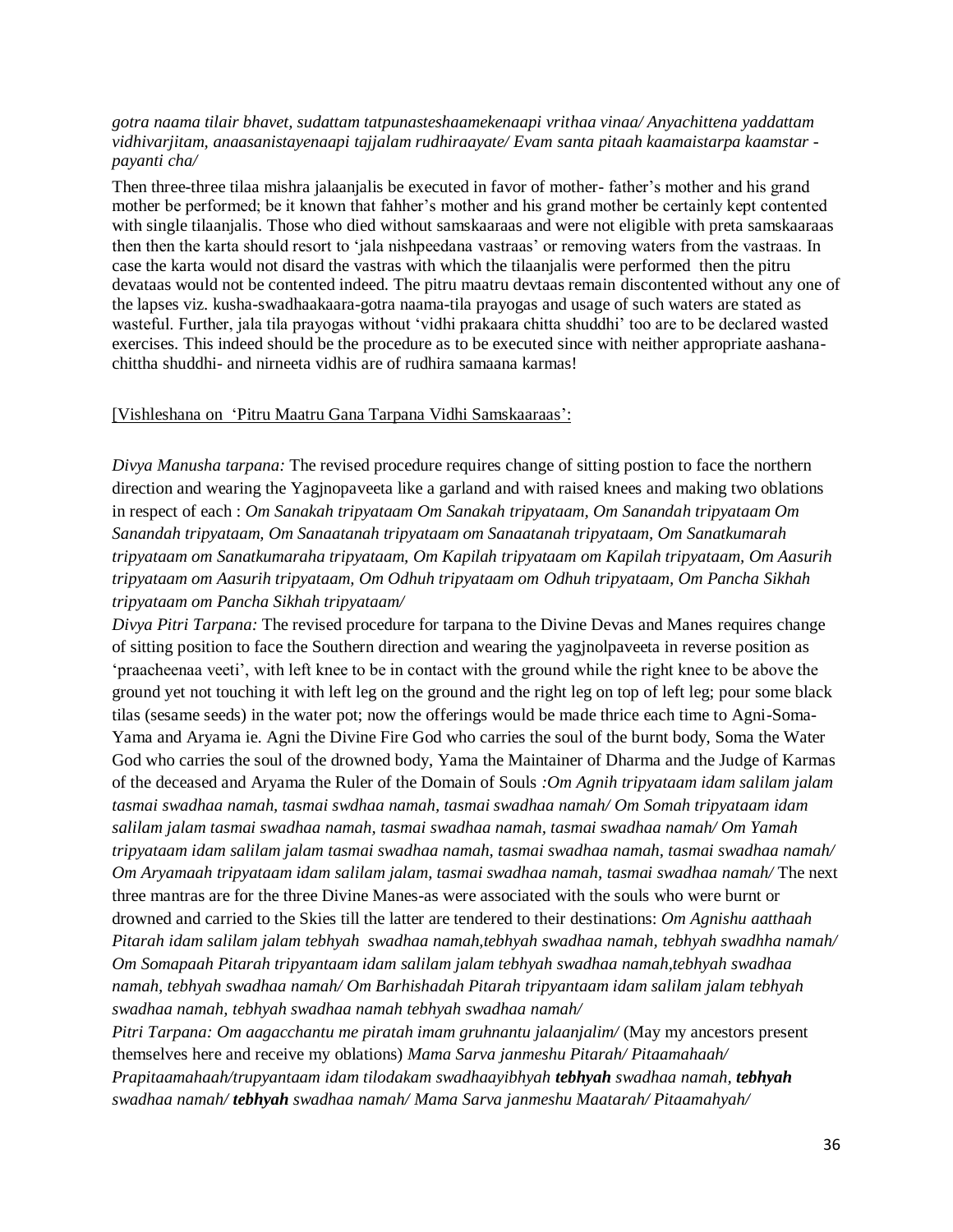*gotra naama tilair bhavet, sudattam tatpunasteshaamekenaapi vrithaa vinaa/ Anyachittena yaddattam vidhivarjitam, anaasanistayenaapi tajjalam rudhiraayate/ Evam santa pitaah kaamaistarpa kaamstar -payanti cha/*

Then three-three tilaa mishra jalaanjalis be executed in favor of mother- father's mother and his grand mother be performed; be it known that fahher's mother and his grand mother be certainly kept contented with single tilaanjalis. Those who died without samskaaraas and were not eligible with preta samskaaraas then then the karta should resort to 'jala nishpeedana vastraas' or removing waters from the vastraas. In case the karta would not disard the vastras with which the tilaanjalis were performed then the pitru devataas would not be contented indeed. The pitru maatru devtaas remain discontented without any one of the lapses viz. kusha-swadhaakaara-gotra naama-tila prayogas and usage of such waters are stated as wasteful. Further, jala tila prayogas without 'vidhi prakaara chitta shuddhi' too are to be declared wasted exercises. This indeed should be the procedure as to be executed since with neither appropriate aashana-chittha shuddhi- and nirneeta vidhis are of rudhira samaana karmas!

[Vishleshana on 'Pitru Maatru Gana Tarpana Vidhi Samskaaraas':

*Divya Manusha tarpana:* The revised procedure requires change of sitting postion to face the northern direction and wearing the Yagjnopaveeta like a garland and with raised knees and making two oblations in respect of each : *Om Sanakah tripyataam Om Sanakah tripyataam, Om Sanandah tripyataam Om Sanandah tripyataam, Om Sanaatanah tripyataam om Sanaatanah tripyataam, Om Sanatkumarah tripyataam om Sanatkumaraha tripyataam, Om Kapilah tripyataam om Kapilah tripyataam, Om Aasurih tripyataam om Aasurih tripyataam, Om Odhuh tripyataam om Odhuh tripyataam, Om Pancha Sikhah tripyataam om Pancha Sikhah tripyataam/*

*Divya Pitri Tarpana:* The revised procedure for tarpana to the Divine Devas and Manes requires change of sitting position to face the Southern direction and wearing the yagjnolpaveeta in reverse position as 'praacheenaa veeti', with left knee to be in contact with the ground while the right knee to be above the ground yet not touching it with left leg on the ground and the right leg on top of left leg; pour some black tilas (sesame seeds) in the water pot; now the offerings would be made thrice each time to Agni-Soma-Yama and Aryama ie. Agni the Divine Fire God who carries the soul of the burnt body, Soma the Water God who carries the soul of the drowned body, Yama the Maintainer of Dharma and the Judge of Karmas of the deceased and Aryama the Ruler of the Domain of Souls *:Om Agnih tripyataam idam salilam jalam tasmai swadhaa namah, tasmai swdhaa namah, tasmai swadhaa namah/ Om Somah tripyataam idam salilam jalam tasmai swadhaa namah, tasmai swadhaa namah, tasmai swadhaa namah/ Om Yamah tripyataam idam salilam jalam tasmai swadhaa namah, tasmai swadhaa namah, tasmai swadhaa namah/ Om Aryamaah tripyataam idam salilam jalam, tasmai swadhaa namah, tasmai swadhaa namah/* The next three mantras are for the three Divine Manes-as were associated with the souls who were burnt or drowned and carried to the Skies till the latter are tendered to their destinations: *Om Agnishu aatthaah Pitarah idam salilam jalam tebhyah swadhaa namah,tebhyah swadhaa namah, tebhyah swadhha namah/ Om Somapaah Pitarah tripyantaam idam salilam jalam tebhyah swadhaa namah,tebhyah swadhaa namah, tebhyah swadhaa namah/ Om Barhishadah Pitarah tripyantaam idam salilam jalam tebhyah swadhaa namah, tebhyah swadhaa namah tebhyah swadhaa namah/*

*Pitri Tarpana: Om aagacchantu me piratah imam gruhnantu jalaanjalim/* (May my ancestors present themselves here and receive my oblations) *Mama Sarva janmeshu Pitarah/ Pitaamahaah/ Prapitaamahaah/trupyantaam idam tilodakam swadhaayibhyah* ***tebhyah*** *swadhaa namah,* ***tebhyah*** *swadhaa namah/* ***tebhyah*** *swadhaa namah/ Mama Sarva janmeshu Maatarah/ Pitaamahyah/*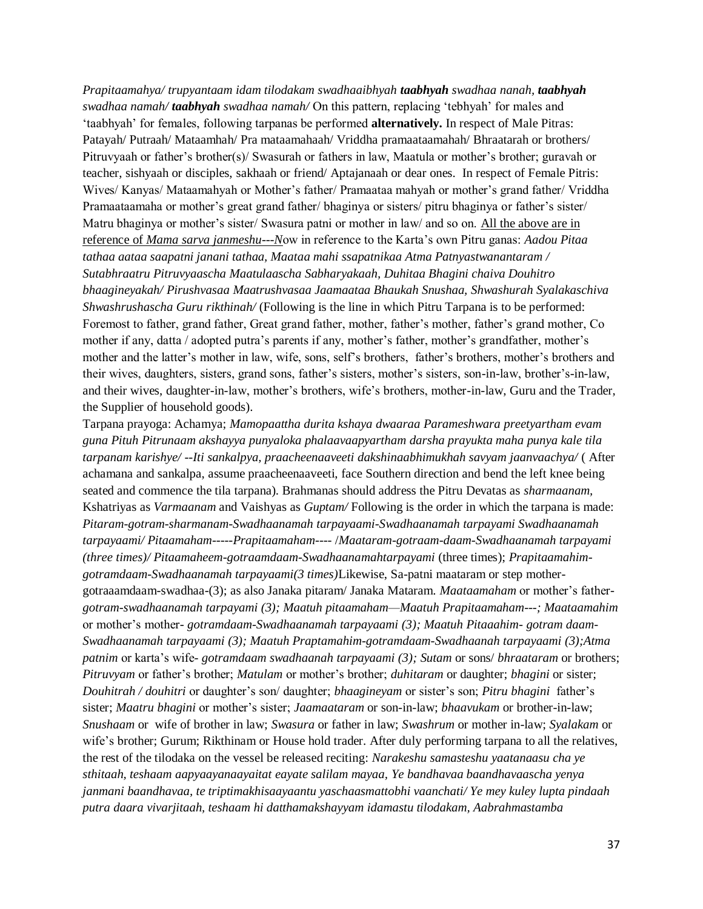*Prapitaamahya/ trupyantaam idam tilodakam swadhaaibhyah* ***taabhyah*** *swadhaa nanah,* ***taabhyah*** *swadhaa namah/* ***taabhyah*** *swadhaa namah/* On this pattern, replacing 'tebhyah' for males and 'taabhyah' for females, following tarpanas be performed **alternatively.** In respect of Male Pitras: Patayah/ Putraah/ Mataamhah/ Pra mataamahaah/ Vriddha pramaataamahah/ Bhraatarah or brothers/ Pitruvyaah or father's brother(s)/ Swasurah or fathers in law, Maatula or mother's brother; guravah or teacher, sishyaah or disciples, sakhaah or friend/ Aptajanaah or dear ones. In respect of Female Pitris: Wives/ Kanyas/ Mataamahyah or Mother's father/ Pramaataa mahyah or mother's grand father/ Vriddha Pramaataamaha or mother's great grand father/ bhaginya or sisters/ pitru bhaginya or father's sister/ Matru bhaginya or mother's sister/ Swasura patni or mother in law/ and so on. <u>All the above are in reference of *Mama sarva janmeshu---N*ow</u> in reference to the Karta's own Pitru ganas: *Aadou Pitaa tathaa aataa saapatni janani tathaa, Maataa mahi ssapatnikaa Atma Patnyastwanantaram / Sutabhraatru Pitruvyaascha Maatulaascha Sabharyakaah, Duhitaa Bhagini chaiva Douhitro bhaagineyakah/ Pirushvasaa Maatrushvasaa Jaamaataa Bhaukah Snushaa, Shwashurah Syalakaschiva Shwashrushascha Guru rikthinah/* (Following is the line in which Pitru Tarpana is to be performed: Foremost to father, grand father, Great grand father, mother, father's mother, father's grand mother, Co mother if any, datta / adopted putra's parents if any, mother's father, mother's grandfather, mother's mother and the latter's mother in law, wife, sons, self's brothers, father's brothers, mother's brothers and their wives, daughters, sisters, grand sons, father's sisters, mother's sisters, son-in-law, brother's-in-law, and their wives, daughter-in-law, mother's brothers, wife's brothers, mother-in-law, Guru and the Trader, the Supplier of household goods).

Tarpana prayoga: Achamya; *Mamopaattha durita kshaya dwaaraa Parameshwara preetyartham evam guna Pituh Pitrunaam akshayya punyaloka phalaavaapyartham darsha prayukta maha punya kale tila tarpanam karishye/ --Iti sankalpya, praacheenaaveeti dakshinaabhimukhah savyam jaanvaachya/* ( After achamana and sankalpa, assume praacheenaaveeti, face Southern direction and bend the left knee being seated and commence the tila tarpana). Brahmanas should address the Pitru Devatas as *sharmaanam,* Kshatriyas as *Varmaanam* and Vaishyas as *Guptam/* Following is the order in which the tarpana is made: *Pitaram-gotram-sharmanam-Swadhaanamah tarpayaami-Swadhaanamah tarpayami Swadhaanamah tarpayaami/ Pitaamaham-----Prapitaamaham---- /Maataram-gotraam-daam-Swadhaanamah tarpayami (three times)/ Pitaamaheem-gotraamdaam-Swadhaanamahtarpayami* (three times); *Prapitaamahim-gotramdaam-Swadhaanamah tarpayaami(3 times)*Likewise, Sa-patni maataram or step mother-gotraaamdaam-swadhaa-(3); as also Janaka pitaram/ Janaka Mataram. *Maataamaham* or mother's father-*gotram-swadhaanamah tarpayami (3); Maatuh pitaamaham—Maatuh Prapitaamaham---; Maataamahim* or mother's mother- *gotramdaam-Swadhaanamah tarpayaami (3); Maatuh Pitaaahim- gotram daam-Swadhaanamah tarpayaami (3); Maatuh Praptamahim-gotramdaam-Swadhaanah tarpayaami (3);Atma patnim* or karta's wife- *gotramdaam swadhaanah tarpayaami (3); Sutam* or sons/ *bhraataram* or brothers; *Pitruvyam* or father's brother; *Matulam* or mother's brother; *duhitaram* or daughter; *bhagini* or sister; *Douhitrah / douhitri* or daughter's son/ daughter; *bhaagineyam* or sister's son; *Pitru bhagini* father's sister; *Maatru bhagini* or mother's sister; *Jaamaataram* or son-in-law; *bhaavukam* or brother-in-law; *Snushaam* or wife of brother in law; *Swasura* or father in law; *Swashrum* or mother in-law; *Syalakam* or wife's brother; Gurum; Rikthinam or House hold trader. After duly performing tarpana to all the relatives, the rest of the tilodaka on the vessel be released reciting: *Narakeshu samasteshu yaatanaasu cha ye sthitaah, teshaam aapyaayanaayaitat eayate salilam mayaa, Ye bandhavaa baandhavaascha yenya janmani baandhavaa, te triptimakhisaayaantu yaschaasmattobhi vaanchati/ Ye mey kuley lupta pindaah putra daara vivarjitaah, teshaam hi datthamakshayyam idamastu tilodakam, Aabrahmastamba*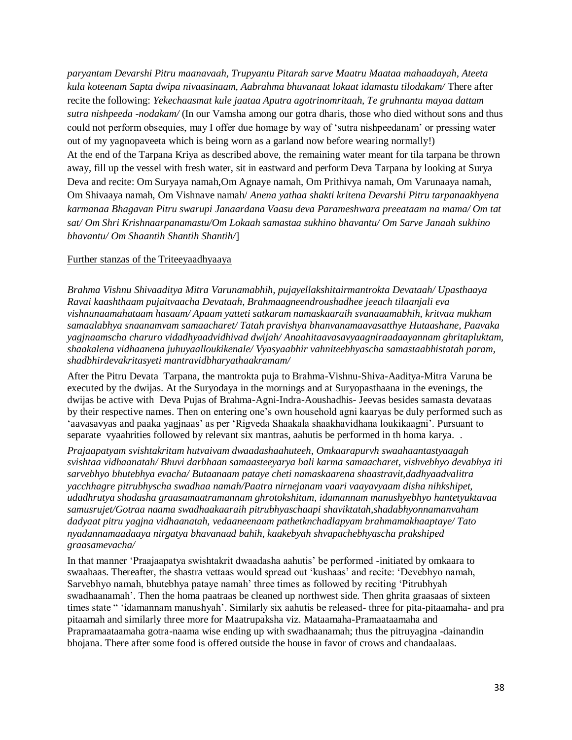*paryantam Devarshi Pitru maanavaah, Trupyantu Pitarah sarve Maatru Maataa mahaadayah, Ateeta kula koteenam Sapta dwipa nivaasinaam, Aabrahma bhuvanaat lokaat idamastu tilodakam/* There after recite the following: *Yekechaasmat kule jaataa Aputra agotrinomritaah, Te gruhnantu mayaa dattam sutra nishpeeda -nodakam/* (In our Vamsha among our gotra dharis, those who died without sons and thus could not perform obsequies, may I offer due homage by way of 'sutra nishpeedanam' or pressing water out of my yagnopaveeta which is being worn as a garland now before wearing normally!)

At the end of the Tarpana Kriya as described above, the remaining water meant for tila tarpana be thrown away, fill up the vessel with fresh water, sit in eastward and perform Deva Tarpana by looking at Surya Deva and recite: Om Suryaya namah,Om Agnaye namah, Om Prithivya namah, Om Varunaaya namah, Om Shivaaya namah, Om Vishnave namah/ *Anena yathaa shakti kritena Devarshi Pitru tarpanaakhyena karmanaa Bhagavan Pitru swarupi Janaardana Vaasu deva Parameshwara preeataam na mama/ Om tat sat/ Om Shri Krishnaarpanamastu/Om Lokaah samastaa sukhino bhavantu/ Om Sarve Janaah sukhino bhavantu/ Om Shaantih Shantih Shantih/*]

<u>Further stanzas of the Triteeyaadhyaaya</u>

*Brahma Vishnu Shivaaditya Mitra Varunamabhih, pujayellakshitairmantrokta Devataah/ Upasthaaya Ravai kaashthaam pujaitvaacha Devataah, Brahmaagneendroushadhee jeeach tilaanjali eva vishnunaamahataam hasaam/ Apaam yatteti satkaram namaskaaraih svanaaamabhih, kritvaa mukham samaalabhya snaanamvam samaacharet/ Tatah pravishya bhanvanamaavasatthye Hutaashane, Paavaka yagjnaamscha charuro vidadhyaadvidhivad dwijah/ Anaahitaavasavyaagniraadaayannam ghritapluktam, shaakalena vidhaanena juhuyaalloukikenale/ Vyasyaabhir vahniteebhyascha samastaabhistatah param, shadbhirdevakritasyeti mantravidbharyathaakramam/*

After the Pitru Devata Tarpana, the mantrokta puja to Brahma-Vishnu-Shiva-Aaditya-Mitra Varuna be executed by the dwijas. At the Suryodaya in the mornings and at Suryopasthaana in the evenings, the dwijas be active with Deva Pujas of Brahma-Agni-Indra-Aoushadhis- Jeevas besides samasta devataas by their respective names. Then on entering one's own household agni kaaryas be duly performed such as 'aavasavyas and paaka yagjnaas' as per 'Rigveda Shaakala shaakhavidhana loukikaagni'. Pursuant to separate vyaahrities followed by relevant six mantras, aahutis be performed in th homa karya. .

*Prajaapatyam svishtakritam hutvaivam dwaadashaahuteeh, Omkaarapurvh swaahaantastyaagah svishtaa vidhaanatah/ Bhuvi darbhaan samaasteeyarya bali karma samaacharet, vishvebhyo devabhya iti sarvebhyo bhutebhya evacha/ Butaanaam pataye cheti namaskaarena shaastravit,dadhyaadvalitra yacchhagre pitrubhyscha swadhaa namah/Paatra nirnejanam vaari vaayavyaam disha nihkshipet, udadhrutya shodasha graasamaatramannam ghrotokshitam, idamannam manushyebhyo hantetyuktavaa samusrujet/Gotraa naama swadhaakaaraih pitrubhyaschaapi shaviktatah,shadabhyonnamanvaham dadyaat pitru yagjna vidhaanatah, vedaaneenaam pathetknchadlapyam brahmamakhaaptaye/ Tato nyadannamaadaaya nirgatya bhavanaad bahih, kaakebyah shvapachebhyascha prakshiped graasamevacha/*

In that manner 'Praajaapatya swishtakrit dwaadasha aahutis' be performed -initiated by omkaara to swaahaas. Thereafter, the shastra vettaas would spread out 'kushaas' and recite: 'Devebhyo namah, Sarvebhyo namah, bhutebhya pataye namah' three times as followed by reciting 'Pitrubhyah swadhaanamah'. Then the homa paatraas be cleaned up northwest side. Then ghrita graasaas of sixteen times state " 'idamannam manushyah'. Similarly six aahutis be released- three for pita-pitaamaha- and pra pitaamah and similarly three more for Maatrupaksha viz. Mataamaha-Pramaataamaha and Prapramaataamaha gotra-naama wise ending up with swadhaanamah; thus the pitruyagjna -dainandin bhojana. There after some food is offered outside the house in favor of crows and chandaalaas.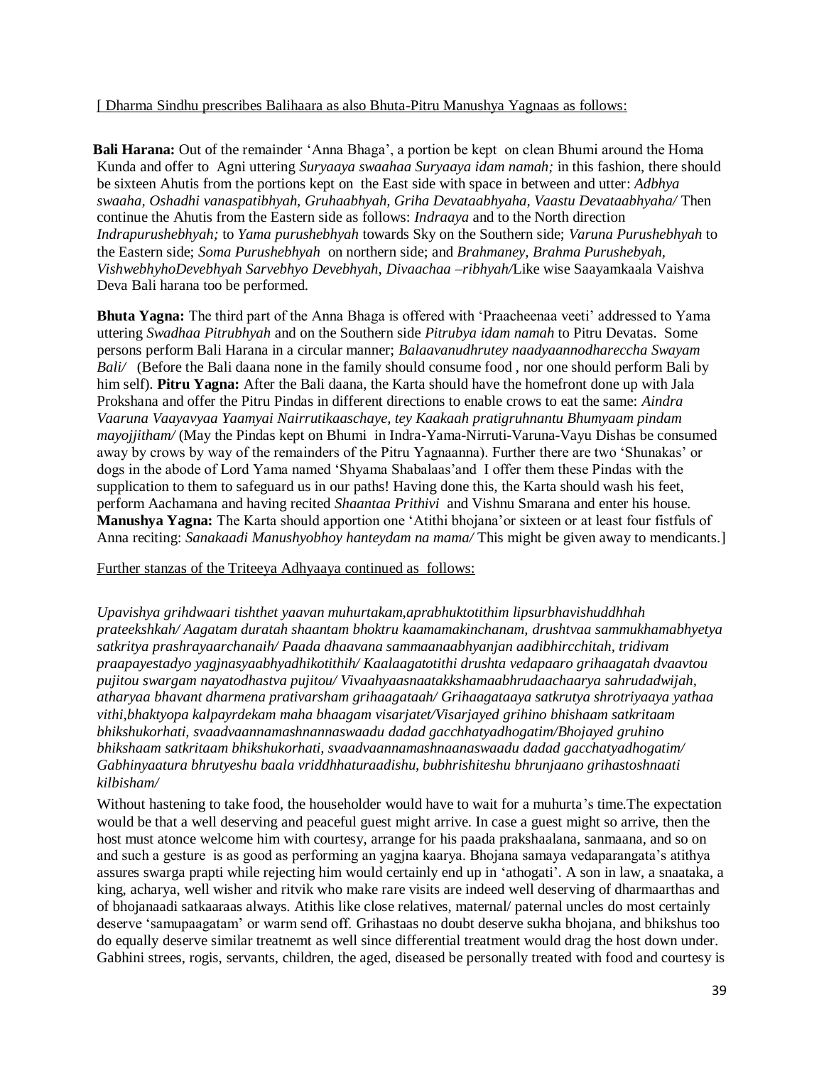[ Dharma Sindhu prescribes Balihaara as also Bhuta-Pitru Manushya Yagnaas as follows:

**Bali Harana:** Out of the remainder 'Anna Bhaga', a portion be kept on clean Bhumi around the Homa Kunda and offer to Agni uttering *Suryaaya swaahaa Suryaaya idam namah;* in this fashion, there should be sixteen Ahutis from the portions kept on the East side with space in between and utter: *Adbhya swaaha, Oshadhi vanaspatibhyah, Gruhaabhyah, Griha Devataabhyaha, Vaastu Devataabhyaha/* Then continue the Ahutis from the Eastern side as follows: *Indraaya* and to the North direction *Indrapurushebhyah;* to *Yama purushebhyah* towards Sky on the Southern side; *Varuna Purushebhyah* to the Eastern side; *Soma Purushebhyah* on northern side; and *Brahmaney, Brahma Purushebyah, VishwebhyhoDevebhyah Sarvebhyo Devebhyah, Divaachaa –ribhyah/*Like wise Saayamkaala Vaishva Deva Bali harana too be performed.

**Bhuta Yagna:** The third part of the Anna Bhaga is offered with 'Praacheenaa veeti' addressed to Yama uttering *Swadhaa Pitrubhyah* and on the Southern side *Pitrubya idam namah* to Pitru Devatas. Some persons perform Bali Harana in a circular manner; *Balaavanudhrutey naadyaannodhareccha Swayam Bali/* (Before the Bali daana none in the family should consume food , nor one should perform Bali by him self). **Pitru Yagna:** After the Bali daana, the Karta should have the homefront done up with Jala Prokshana and offer the Pitru Pindas in different directions to enable crows to eat the same: *Aindra Vaaruna Vaayavyaa Yaamyai Nairrutikaaschaye, tey Kaakaah pratigruhnantu Bhumyaam pindam mayojjitham/* (May the Pindas kept on Bhumi in Indra-Yama-Nirruti-Varuna-Vayu Dishas be consumed away by crows by way of the remainders of the Pitru Yagnaanna). Further there are two 'Shunakas' or dogs in the abode of Lord Yama named 'Shyama Shabalaas'and I offer them these Pindas with the supplication to them to safeguard us in our paths! Having done this, the Karta should wash his feet, perform Aachamana and having recited *Shaantaa Prithivi* and Vishnu Smarana and enter his house. **Manushya Yagna:** The Karta should apportion one 'Atithi bhojana'or sixteen or at least four fistfuls of Anna reciting: *Sanakaadi Manushyobhoy hanteydam na mama/* This might be given away to mendicants.]

Further stanzas of the Triteeya Adhyaaya continued as follows:

*Upavishya grihdwaari tishthet yaavan muhurtakam,aprabhuktotithim lipsurbhavishuddhhah prateekshkah/ Aagatam duratah shaantam bhoktru kaamamakinchanam, drushtvaa sammukhamabhyetya satkritya prashrayaarchanaih/ Paada dhaavana sammaanaabhyanjan aadibhircchitah, tridivam praapayestadyo yagjnasyaabhyadhikotithih/ Kaalaagatotithi drushta vedapaaro grihaagatah dvaavtou pujitou swargam nayatodhastva pujitou/ Vivaahyaasnaatakkshamaabhrudaachaarya sahrudadwijah, atharyaa bhavant dharmena prativarsham grihaagataah/ Grihaagataaya satkrutya shrotriyaaya yathaa vithi,bhaktyopa kalpayrdekam maha bhaagam visarjatet/Visarjayed grihino bhishaam satkritaam bhikshukorhati, svaadvaannamashnannaswaadu dadad gacchhatyadhogatim/Bhojayed gruhino bhikshaam satkritaam bhikshukorhati, svaadvaannamashnaanaswaadu dadad gacchhatyadhogatim/ Gabhinyaatura bhrutyeshu baala vriddhhaturaadishu, bubhrishiteshu bhrunjaano grihastoshnaati kilbisham/*

Without hastening to take food, the householder would have to wait for a muhurta's time.The expectation would be that a well deserving and peaceful guest might arrive. In case a guest might so arrive, then the host must atonce welcome him with courtesy, arrange for his paada prakshaalana, sanmaana, and so on and such a gesture is as good as performing an yagjna kaarya. Bhojana samaya vedaparangata's atithya assures swarga prapti while rejecting him would certainly end up in 'athogati'. A son in law, a snaataka, a king, acharya, well wisher and ritvik who make rare visits are indeed well deserving of dharmaarthas and of bhojanaadi satkaaraas always. Atithis like close relatives, maternal/ paternal uncles do most certainly deserve 'samupaagatam' or warm send off. Grihastaas no doubt deserve sukha bhojana, and bhikshus too do equally deserve similar treatnemt as well since differential treatment would drag the host down under. Gabhini strees, rogis, servants, children, the aged, diseased be personally treated with food and courtesy is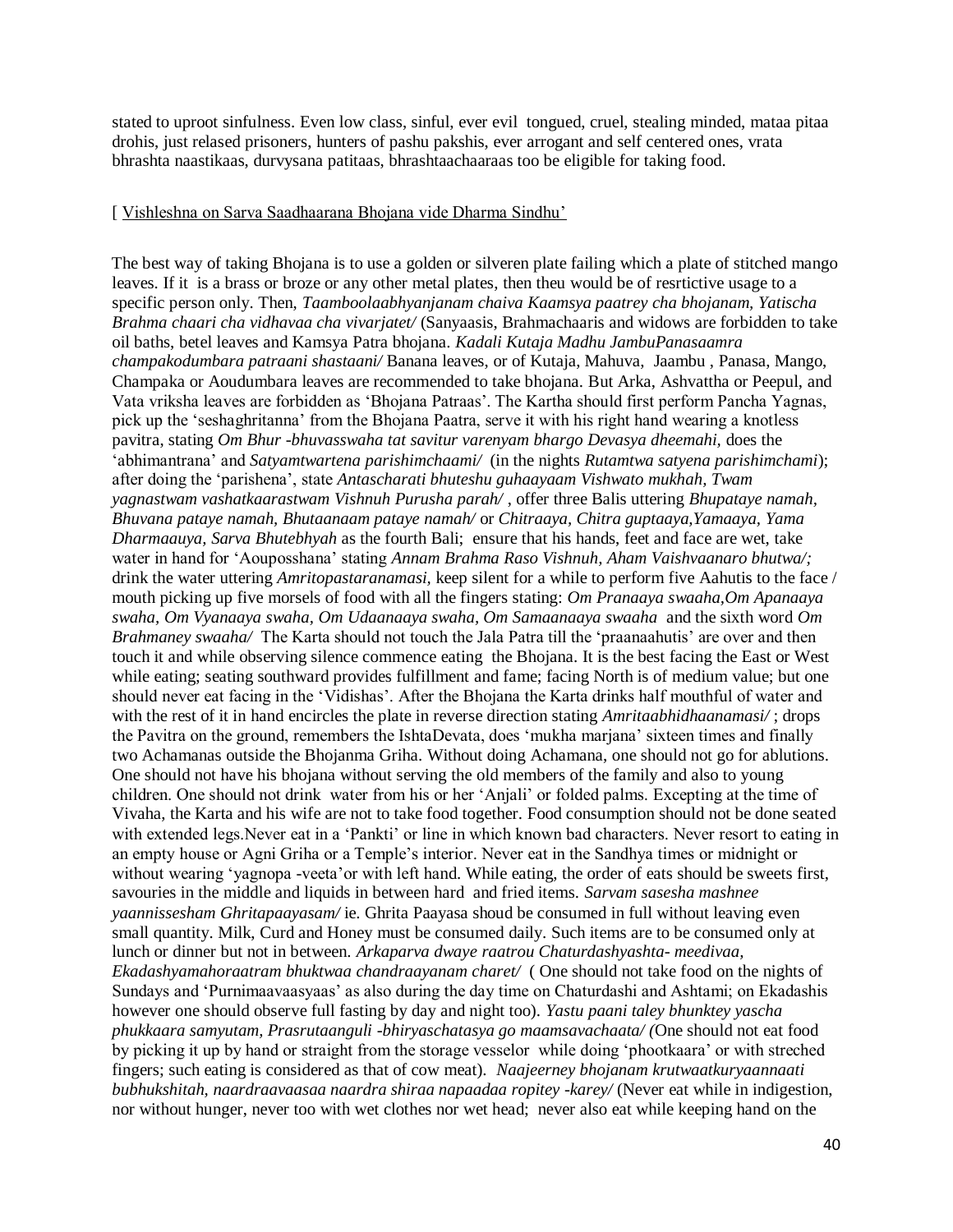stated to uproot sinfulness. Even low class, sinful, ever evil tongued, cruel, stealing minded, mataa pitaa drohis, just relased prisoners, hunters of pashu pakshis, ever arrogant and self centered ones, vrata bhrashta naastikaas, durvysana patitaas, bhrashtaachaaraas too be eligible for taking food.

[ Vishleshna on Sarva Saadhaarana Bhojana vide Dharma Sindhu'

The best way of taking Bhojana is to use a golden or silveren plate failing which a plate of stitched mango leaves. If it is a brass or broze or any other metal plates, then theu would be of resrtictive usage to a specific person only. Then, *Taamboolaabhyanjanam chaiva Kaamsya paatrey cha bhojanam, Yatischa Brahma chaari cha vidhavaa cha vivarjatet/* (Sanyaasis, Brahmachaaris and widows are forbidden to take oil baths, betel leaves and Kamsya Patra bhojana. *Kadali Kutaja Madhu JambuPanasaamra champakodumbara patraani shastaani/* Banana leaves, or of Kutaja, Mahuva, Jaambu , Panasa, Mango, Champaka or Aoudumbara leaves are recommended to take bhojana. But Arka, Ashvattha or Peepul, and Vata vriksha leaves are forbidden as 'Bhojana Patraas'. The Kartha should first perform Pancha Yagnas, pick up the 'seshaghritanna' from the Bhojana Paatra, serve it with his right hand wearing a knotless pavitra, stating *Om Bhur -bhuvasswaha tat savitur varenyam bhargo Devasya dheemahi,* does the 'abhimantrana' and *Satyamtwartena parishimchaami/* (in the nights *Rutamtwa satyena parishimchami*); after doing the 'parishena', state *Antascharati bhuteshu guhaayaam Vishwato mukhah, Twam yagnastwam vashatkaarastwam Vishnuh Purusha parah/* , offer three Balis uttering *Bhupataye namah, Bhuvana pataye namah, Bhutaanaam pataye namah/* or *Chitraaya, Chitra guptaaya,Yamaaya, Yama Dharmaauya, Sarva Bhutebhyah* as the fourth Bali; ensure that his hands, feet and face are wet, take water in hand for 'Aouposshana' stating *Annam Brahma Raso Vishnuh, Aham Vaishvaanaro bhutwa/;* drink the water uttering *Amritopastaranamasi,* keep silent for a while to perform five Aahutis to the face / mouth picking up five morsels of food with all the fingers stating: *Om Pranaaya swaaha,Om Apanaaya swaha, Om Vyanaaya swaha, Om Udaanaaya swaha, Om Samaanaaya swaaha* and the sixth word *Om Brahmaney swaaha/* The Karta should not touch the Jala Patra till the 'praanaahutis' are over and then touch it and while observing silence commence eating the Bhojana. It is the best facing the East or West while eating; seating southward provides fulfillment and fame; facing North is of medium value; but one should never eat facing in the 'Vidishas'. After the Bhojana the Karta drinks half mouthful of water and with the rest of it in hand encircles the plate in reverse direction stating *Amritaabhidhaanamasi/* ; drops the Pavitra on the ground, remembers the IshtaDevata, does 'mukha marjana' sixteen times and finally two Achamanas outside the Bhojanma Griha. Without doing Achamana, one should not go for ablutions. One should not have his bhojana without serving the old members of the family and also to young children. One should not drink water from his or her 'Anjali' or folded palms. Excepting at the time of Vivaha, the Karta and his wife are not to take food together. Food consumption should not be done seated with extended legs.Never eat in a 'Pankti' or line in which known bad characters. Never resort to eating in an empty house or Agni Griha or a Temple's interior. Never eat in the Sandhya times or midnight or without wearing 'yagnopa -veeta'or with left hand. While eating, the order of eats should be sweets first, savouries in the middle and liquids in between hard and fried items. *Sarvam sasesha mashnee yaannissesham Ghritapaayasam/* ie. Ghrita Paayasa shoud be consumed in full without leaving even small quantity. Milk, Curd and Honey must be consumed daily. Such items are to be consumed only at lunch or dinner but not in between. *Arkaparva dwaye raatrou Chaturdashyashta- meedivaa, Ekadashyamahoraatram bhuktwaa chandraayanam charet/* ( One should not take food on the nights of Sundays and 'Purnimaavaasyaas' as also during the day time on Chaturdashi and Ashtami; on Ekadashis however one should observe full fasting by day and night too). *Yastu paani taley bhunktey yascha phukkaara samyutam, Prasrutaanguli -bhiryaschatasya go maamsavachaata/ (*One should not eat food by picking it up by hand or straight from the storage vesselor while doing 'phootkaara' or with streched fingers; such eating is considered as that of cow meat). *Naajeerney bhojanam krutwaatkuryaannaati bubhukshitah, naardraavaasaa naardra shiraa napaadaa ropitey -karey/* (Never eat while in indigestion, nor without hunger, never too with wet clothes nor wet head; never also eat while keeping hand on the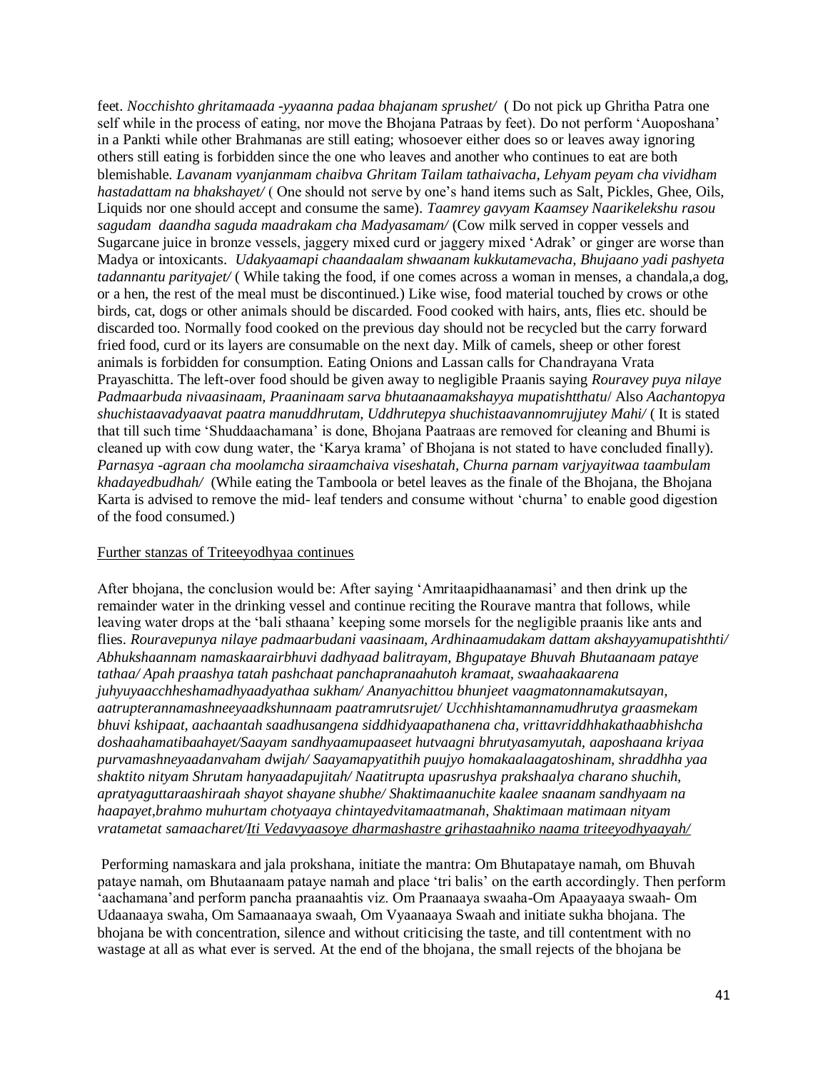feet. *Nocchishto ghritamaada -yyaanna padaa bhajanam sprushet/* ( Do not pick up Ghritha Patra one self while in the process of eating, nor move the Bhojana Patraas by feet). Do not perform 'Auoposhana' in a Pankti while other Brahmanas are still eating; whosoever either does so or leaves away ignoring others still eating is forbidden since the one who leaves and another who continues to eat are both blemishable. *Lavanam vyanjanmam chaibva Ghritam Tailam tathaivacha, Lehyam peyam cha vividham hastadattam na bhakshayet/* ( One should not serve by one's hand items such as Salt, Pickles, Ghee, Oils, Liquids nor one should accept and consume the same). *Taamrey gavyam Kaamsey Naarikelekshu rasou sagudam daandha saguda maadrakam cha Madyasamam/* (Cow milk served in copper vessels and Sugarcane juice in bronze vessels, jaggery mixed curd or jaggery mixed 'Adrak' or ginger are worse than Madya or intoxicants. *Udakyaamapi chaandaalam shwaanam kukkutamevacha, Bhujaano yadi pashyeta tadannantu parityajet/* ( While taking the food, if one comes across a woman in menses, a chandala,a dog, or a hen, the rest of the meal must be discontinued.) Like wise, food material touched by crows or othe birds, cat, dogs or other animals should be discarded. Food cooked with hairs, ants, flies etc. should be discarded too. Normally food cooked on the previous day should not be recycled but the carry forward fried food, curd or its layers are consumable on the next day. Milk of camels, sheep or other forest animals is forbidden for consumption. Eating Onions and Lassan calls for Chandrayana Vrata Prayaschitta. The left-over food should be given away to negligible Praanis saying *Rouravey puya nilaye Padmaarbuda nivaasinaam, Praaninaam sarva bhutaanaamakshayya mupatishtthatu*/ Also *Aachantopya shuchistaavadyaavat paatra manuddhrutam, Uddhrutepya shuchistaavannomrujjutey Mahi/* ( It is stated that till such time 'Shuddaachamana' is done, Bhojana Paatraas are removed for cleaning and Bhumi is cleaned up with cow dung water, the 'Karya krama' of Bhojana is not stated to have concluded finally). *Parnasya -agraan cha moolamcha siraamchaiva viseshatah, Churna parnam varjyayitwaa taambulam khadayedbudhah/* (While eating the Tamboola or betel leaves as the finale of the Bhojana, the Bhojana Karta is advised to remove the mid- leaf tenders and consume without 'churna' to enable good digestion of the food consumed.)

Further stanzas of Triteeyodhyaa continues

After bhojana, the conclusion would be: After saying 'Amritaapidhaanamasi' and then drink up the remainder water in the drinking vessel and continue reciting the Rourave mantra that follows, while leaving water drops at the 'bali sthaana' keeping some morsels for the negligible praanis like ants and flies. *Rouravepunya nilaye padmaarbudani vaasinaam, Ardhinaamudakam dattam akshayyamupatishthti/ Abhukshaannam namaskaarairbhuvi dadhyaad balitrayam, Bhgupataye Bhuvah Bhutaanaam pataye tathaa/ Apah praashya tatah pashchaat panchapranaahutoh kramaat, swaahaakaarena juhyuyaacchheshamadhyaadyathaa sukham/ Ananyachittou bhunjeet vaagmatonnamakutsayan, aatrupterannamashneeyaadkshunnaam paatramrutsrujet/ Ucchhishtamannamudhrutya graasmekam bhuvi kshipaat, aachaantah saadhusangena siddhidyaapathanena cha, vrittavriddhhakathaabhishcha doshaahamatibaahayet/Saayam sandhyaamupaaseet hutvaagni bhrutyasamyutah, aaposhaana kriyaa purvamashneyaadanvaham dwijah/ Saayamapyatithih puujyo homakaalaagatoshinam, shraddhha yaa shaktito nityam Shrutam hanyaadapujitah/ Naatitrupta upasrushya prakshaalya charano shuchih, apratyaguttaraashiraah shayot shayane shubhe/ Shaktimaanuchite kaalee snaanam sandhyaam na haapayet,brahmo muhurtam chotyaaya chintayedvitamaatmanah, Shaktimaan matimaan nityam vratametat samaacharet/Iti Vedavyaasoye dharmashastre grihastaahniko naama triteeyodhyaayah/*

Performing namaskara and jala prokshana, initiate the mantra: Om Bhutapataye namah, om Bhuvah pataye namah, om Bhutaanaam pataye namah and place 'tri balis' on the earth accordingly. Then perform 'aachamana'and perform pancha praanaahtis viz. Om Praanaaya swaaha-Om Apaayaaya swaah- Om Udaanaaya swaha, Om Samaanaaya swaah, Om Vyaanaaya Swaah and initiate sukha bhojana. The bhojana be with concentration, silence and without criticising the taste, and till contentment with no wastage at all as what ever is served. At the end of the bhojana, the small rejects of the bhojana be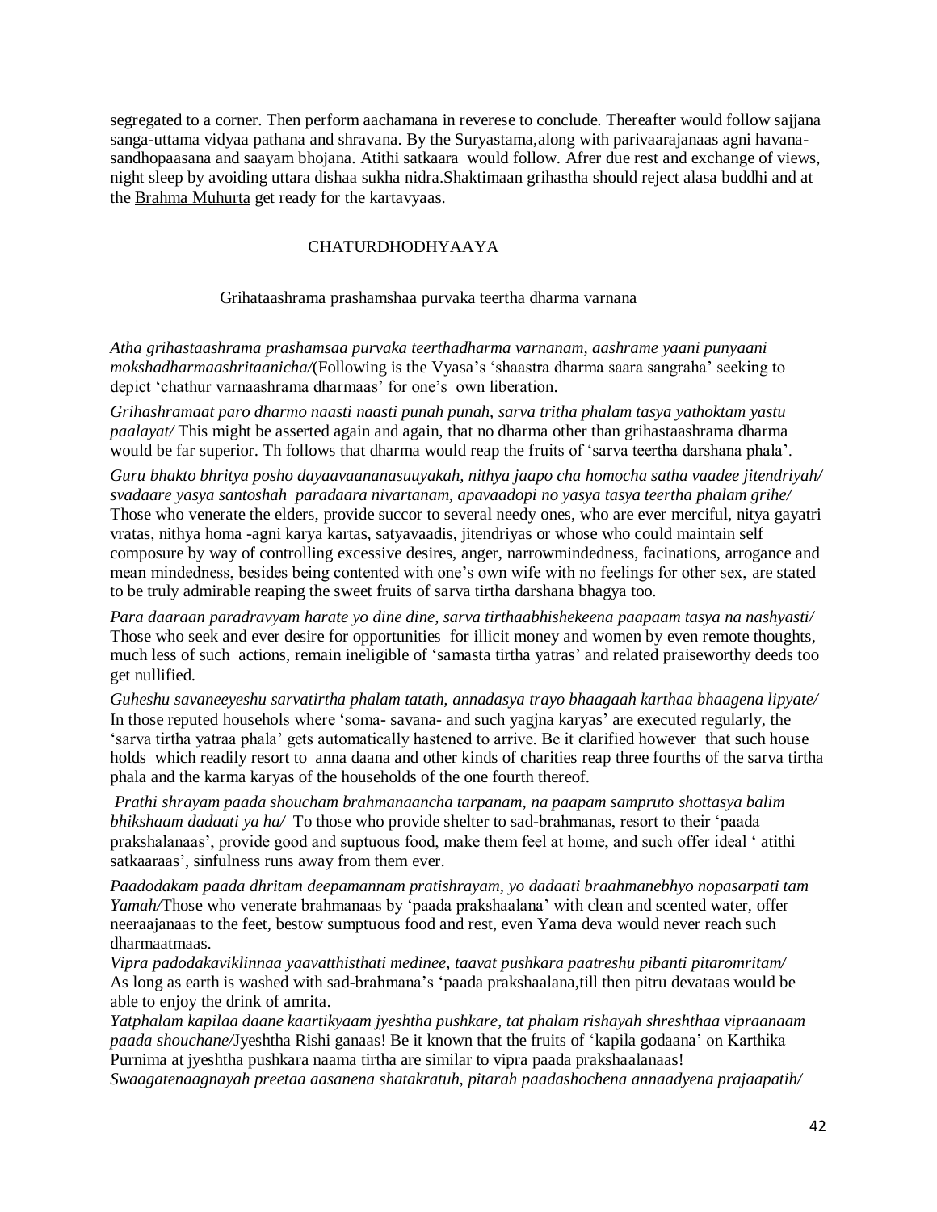segregated to a corner. Then perform aachamana in reverese to conclude. Thereafter would follow sajjana sanga-uttama vidyaa pathana and shravana. By the Suryastama,along with parivaarajanaas agni havana-sandhopaasana and saayam bhojana. Atithi satkaara would follow. Afrer due rest and exchange of views, night sleep by avoiding uttara dishaa sukha nidra.Shaktimaan grihastha should reject alasa buddhi and at the Brahma Muhurta get ready for the kartavyaas.

## CHATURDHODHYAAYA

### Grihataashrama prashamshaa purvaka teertha dharma varnana

*Atha grihastaashrama prashamsaa purvaka teerthadharma varnanam, aashrame yaani punyaani mokshadharmaashritaanicha/*(Following is the Vyasa's 'shaastra dharma saara sangraha' seeking to depict 'chathur varnaashrama dharmaas' for one's own liberation.

*Grihashramaat paro dharmo naasti naasti punah punah, sarva tritha phalam tasya yathoktam yastu paalayat/* This might be asserted again and again, that no dharma other than grihastaashrama dharma would be far superior. Th follows that dharma would reap the fruits of 'sarva teertha darshana phala'.

*Guru bhakto bhritya posho dayaavaananasuuyakah, nithya jaapo cha homocha satha vaadee jitendriyah/ svadaare yasya santoshah paradaara nivartanam, apavaadopi no yasya tasya teertha phalam grihe/* Those who venerate the elders, provide succor to several needy ones, who are ever merciful, nitya gayatri vratas, nithya homa -agni karya kartas, satyavaadis, jitendriyas or whose who could maintain self composure by way of controlling excessive desires, anger, narrowmindedness, facinations, arrogance and mean mindedness, besides being contented with one's own wife with no feelings for other sex, are stated to be truly admirable reaping the sweet fruits of sarva tirtha darshana bhagya too.

*Para daaraan paradravyam harate yo dine dine, sarva tirthaabhishekeena paapaam tasya na nashyasti/* Those who seek and ever desire for opportunities for illicit money and women by even remote thoughts, much less of such actions, remain ineligible of 'samasta tirtha yatras' and related praiseworthy deeds too get nullified.

*Guheshu savaneeyeshu sarvatirtha phalam tatath, annadasya trayo bhaagaah karthaa bhaagena lipyate/* In those reputed househols where 'soma- savana- and such yagjna karyas' are executed regularly, the 'sarva tirtha yatraa phala' gets automatically hastened to arrive. Be it clarified however that such house holds which readily resort to anna daana and other kinds of charities reap three fourths of the sarva tirtha phala and the karma karyas of the households of the one fourth thereof.

*Prathi shrayam paada shoucham brahmanaancha tarpanam, na paapam sampruto shottasya balim bhikshaam dadaati ya ha/* To those who provide shelter to sad-brahmanas, resort to their 'paada prakshalanaas', provide good and suptuous food, make them feel at home, and such offer ideal ' atithi satkaaraas', sinfulness runs away from them ever.

*Paadodakam paada dhritam deepamannam pratishrayam, yo dadaati braahmanebhyo nopasarpati tam Yamah/*Those who venerate brahmanaas by 'paada prakshaalana' with clean and scented water, offer neeraajanaas to the feet, bestow sumptuous food and rest, even Yama deva would never reach such dharmaatmaas.

*Vipra padodakaviklinnaa yaavatthisthati medinee, taavat pushkara paatreshu pibanti pitaromritam/* As long as earth is washed with sad-brahmana's 'paada prakshaalana,till then pitru devataas would be able to enjoy the drink of amrita.

*Yatphalam kapilaa daane kaartikyaam jyeshtha pushkare, tat phalam rishayah shreshthaa vipraanaam paada shouchane/*Jyeshtha Rishi ganaas! Be it known that the fruits of 'kapila godaana' on Karthika Purnima at jyeshtha pushkara naama tirtha are similar to vipra paada prakshaalanaas!

*Swaagatenaagnayah preetaa aasanena shatakratuh, pitarah paadashochena annaadyena prajaapatih/*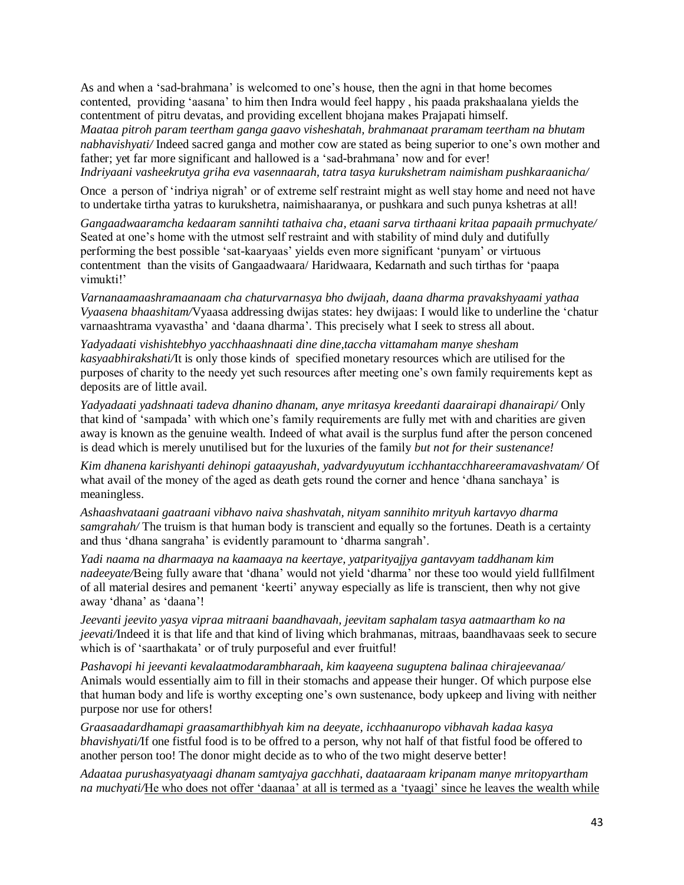As and when a 'sad-brahmana' is welcomed to one's house, then the agni in that home becomes contented, providing 'aasana' to him then Indra would feel happy , his paada prakshaalana yields the contentment of pitru devatas, and providing excellent bhojana makes Prajapati himself.
*Maataa pitroh param teertham ganga gaavo visheshatah, brahmanaat praramam teertham na bhutam nabhavishyati/* Indeed sacred ganga and mother cow are stated as being superior to one's own mother and father; yet far more significant and hallowed is a 'sad-brahmana' now and for ever!
*Indriyaani vasheekrutya griha eva vasennaarah, tatra tasya kurukshetram naimisham pushkaraanicha/*

Once a person of 'indriya nigrah' or of extreme self restraint might as well stay home and need not have to undertake tirtha yatras to kurukshetra, naimishaaranya, or pushkara and such punya kshetras at all!

*Gangaadwaaramcha kedaaram sannihti tathaiva cha, etaani sarva tirthaani kritaa papaaih prmuchyate/* Seated at one's home with the utmost self restraint and with stability of mind duly and dutifully performing the best possible 'sat-kaaryaas' yields even more significant 'punyam' or virtuous contentment than the visits of Gangaadwaara/ Haridwaara, Kedarnath and such tirthas for 'paapa vimukti!'

*Varnanaamaashramaanaam cha chaturvarnasya bho dwijaah, daana dharma pravakshyaami yathaa Vyaasena bhaashitam/*Vyaasa addressing dwijas states: hey dwijaas: I would like to underline the 'chatur varnaashtrama vyavastha' and 'daana dharma'. This precisely what I seek to stress all about.

*Yadyadaati vishishtebhyo yacchhaashnaati dine dine,taccha vittamaham manye shesham kasyaabhirakshati/*It is only those kinds of specified monetary resources which are utilised for the purposes of charity to the needy yet such resources after meeting one's own family requirements kept as deposits are of little avail.

*Yadyadaati yadshnaati tadeva dhanino dhanam, anye mritasya kreedanti daarairapi dhanairapi/* Only that kind of 'sampada' with which one's family requirements are fully met with and charities are given away is known as the genuine wealth. Indeed of what avail is the surplus fund after the person concened is dead which is merely unutilised but for the luxuries of the family *but not for their sustenance!*

*Kim dhanena karishyanti dehinopi gataayushah, yadvardyuyutum icchhantacchhareeramavashvatam/* Of what avail of the money of the aged as death gets round the corner and hence 'dhana sanchaya' is meaningless.

*Ashaashvataani gaatraani vibhavo naiva shashvatah, nityam sannihito mrityuh kartavyo dharma samgrahah/* The truism is that human body is transcient and equally so the fortunes. Death is a certainty and thus 'dhana sangraha' is evidently paramount to 'dharma sangrah'.

*Yadi naama na dharmaaya na kaamaaya na keertaye, yatparityajjya gantavyam taddhanam kim nadeeyate/*Being fully aware that 'dhana' would not yield 'dharma' nor these too would yield fullfilment of all material desires and pemanent 'keerti' anyway especially as life is transcient, then why not give away 'dhana' as 'daana'!

*Jeevanti jeevito yasya vipraa mitraani baandhavaah, jeevitam saphalam tasya aatmaartham ko na jeevati/*Indeed it is that life and that kind of living which brahmanas, mitraas, baandhavaas seek to secure which is of 'saarthakata' or of truly purposeful and ever fruitful!

*Pashavopi hi jeevanti kevalaatmodarambharaah, kim kaayeena suguptena balinaa chirajeevanaa/* Animals would essentially aim to fill in their stomachs and appease their hunger. Of which purpose else that human body and life is worthy excepting one's own sustenance, body upkeep and living with neither purpose nor use for others!

*Graasaadardhamapi graasamarthibhyah kim na deeyate, icchhaanuropo vibhavah kadaa kasya bhavishyati/*If one fistful food is to be offred to a person, why not half of that fistful food be offered to another person too! The donor might decide as to who of the two might deserve better!

*Adaataa purushasyatyaagi dhanam samtyajya gacchhati, daataaraam kripanam manye mritopyartham na muchyati/*<u>He who does not offer 'daanaa' at all is termed as a 'tyaagi' since he leaves the wealth while</u>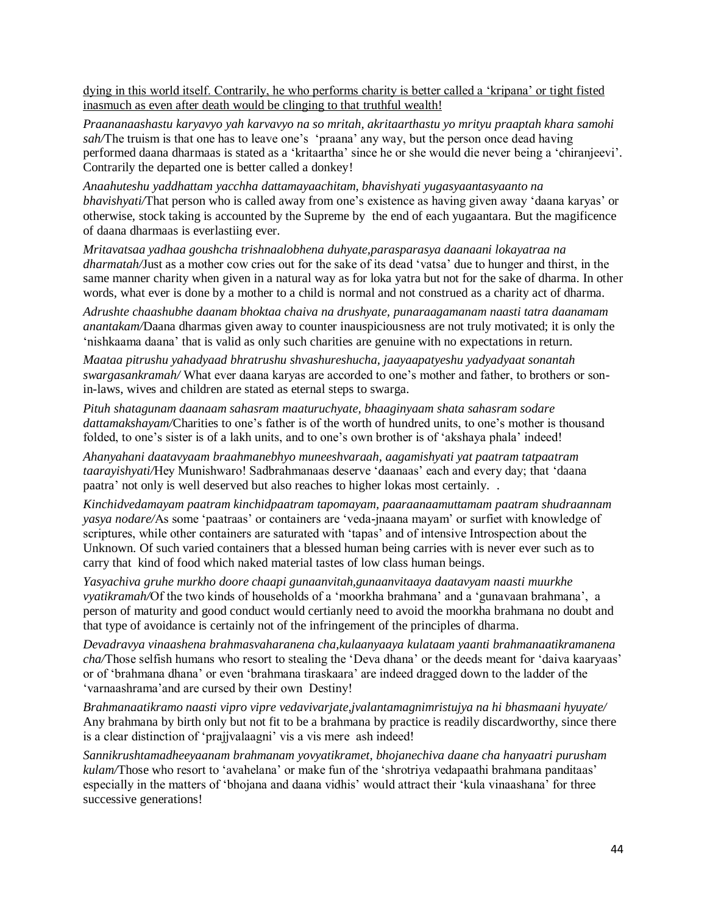dying in this world itself. Contrarily, he who performs charity is better called a 'kripana' or tight fisted inasmuch as even after death would be clinging to that truthful wealth!

*Praananaashastu karyavyo yah karvavyo na so mritah, akritaarthastu yo mrityu praaptah khara samohi sah/*The truism is that one has to leave one's 'praana' any way, but the person once dead having performed daana dharmaas is stated as a 'kritaartha' since he or she would die never being a 'chiranjeevi'. Contrarily the departed one is better called a donkey!

*Anaahuteshu yaddhattam yacchha dattamayaachitam, bhavishyati yugasyaantasyaanto na bhavishyati/*That person who is called away from one's existence as having given away 'daana karyas' or otherwise, stock taking is accounted by the Supreme by the end of each yugaantara. But the magificence of daana dharmaas is everlastiing ever.

*Mritavatsaa yadhaa goushcha trishnaalobhena duhyate,parasparasya daanaani lokayatraa na dharmatah/*Just as a mother cow cries out for the sake of its dead 'vatsa' due to hunger and thirst, in the same manner charity when given in a natural way as for loka yatra but not for the sake of dharma. In other words, what ever is done by a mother to a child is normal and not construed as a charity act of dharma.

*Adrushte chaashubhe daanam bhoktaa chaiva na drushyate, punaraagamanam naasti tatra daanamam anantakam/*Daana dharmas given away to counter inauspiciousness are not truly motivated; it is only the 'nishkaama daana' that is valid as only such charities are genuine with no expectations in return.

*Maataa pitrushu yahadyaad bhratrushu shvashureshucha, jaayaapatyeshu yadyadyaat sonantah swargasankramah/* What ever daana karyas are accorded to one's mother and father, to brothers or son-in-laws, wives and children are stated as eternal steps to swarga.

*Pituh shatagunam daanaam sahasram maaturuchyate, bhaaginyaam shata sahasram sodare dattamakshayam/*Charities to one's father is of the worth of hundred units, to one's mother is thousand folded, to one's sister is of a lakh units, and to one's own brother is of 'akshaya phala' indeed!

*Ahanyahani daatavyaam braahmanebhyo muneeshvaraah, aagamishyati yat paatram tatpaatram taarayishyati/*Hey Munishwaro! Sadbrahmanaas deserve 'daanaas' each and every day; that 'daana paatra' not only is well deserved but also reaches to higher lokas most certainly. .

*Kinchidvedamayam paatram kinchidpaatram tapomayam, paaraanaamuttamam paatram shudraannam yasya nodare/*As some 'paatraas' or containers are 'veda-jnaana mayam' or surfiet with knowledge of scriptures, while other containers are saturated with 'tapas' and of intensive Introspection about the Unknown. Of such varied containers that a blessed human being carries with is never ever such as to carry that kind of food which naked material tastes of low class human beings.

*Yasyachiva gruhe murkho doore chaapi gunaanvitah,gunaanvitaaya daatavyam naasti muurkhe vyatikramah/*Of the two kinds of households of a 'moorkha brahmana' and a 'gunavaan brahmana', a person of maturity and good conduct would certianly need to avoid the moorkha brahmana no doubt and that type of avoidance is certainly not of the infringement of the principles of dharma.

*Devadravya vinaashena brahmasvaharanena cha,kulaanyaaya kulataam yaanti brahmanaatikramanena cha/*Those selfish humans who resort to stealing the 'Deva dhana' or the deeds meant for 'daiva kaaryaas' or of 'brahmana dhana' or even 'brahmana tiraskaara' are indeed dragged down to the ladder of the 'varnaashrama'and are cursed by their own Destiny!

*Brahmanaatikramo naasti vipro vipre vedavivarjate,jvalantamagnimristujya na hi bhasmaani hyuyate/* Any brahmana by birth only but not fit to be a brahmana by practice is readily discardworthy, since there is a clear distinction of 'prajjvalaagni' vis a vis mere ash indeed!

*Sannikrushtamadheeyaanam brahmanam yovyatikramet, bhojanechiva daane cha hanyaatri purusham kulam/*Those who resort to 'avahelana' or make fun of the 'shrotriya vedapaathi brahmana panditaas' especially in the matters of 'bhojana and daana vidhis' would attract their 'kula vinaashana' for three successive generations!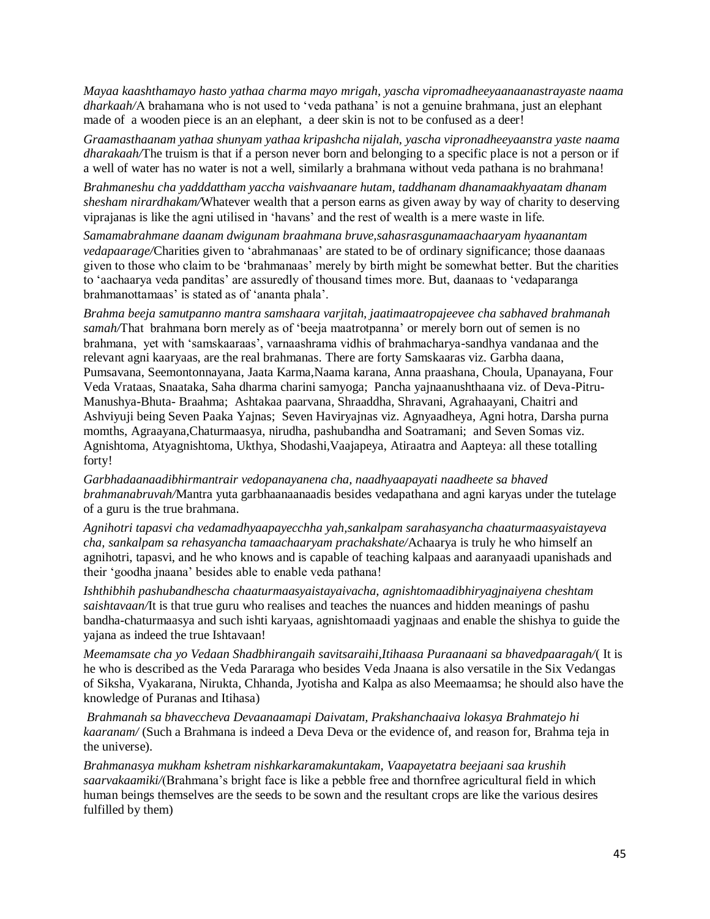*Mayaa kaashthamayo hasto yathaa charma mayo mrigah, yascha vipromadheeyaanaanastrayaste naama dharkaah/*A brahamana who is not used to 'veda pathana' is not a genuine brahmana, just an elephant made of a wooden piece is an an elephant, a deer skin is not to be confused as a deer!

*Graamasthaanam yathaa shunyam yathaa kripashcha nijalah, yascha vipronadheeyaanstra yaste naama dharakaah/*The truism is that if a person never born and belonging to a specific place is not a person or if a well of water has no water is not a well, similarly a brahmana without veda pathana is no brahmana!

*Brahmaneshu cha yadddattham yaccha vaishvaanare hutam, taddhanam dhanamaakhyaatam dhanam shesham nirardhakam/*Whatever wealth that a person earns as given away by way of charity to deserving viprajanas is like the agni utilised in 'havans' and the rest of wealth is a mere waste in life.

*Samamabrahmane daanam dwigunam braahmana bruve,sahasrasgunamaachaaryam hyaanantam vedapaarage/*Charities given to 'abrahmanaas' are stated to be of ordinary significance; those daanaas given to those who claim to be 'brahmanaas' merely by birth might be somewhat better. But the charities to 'aachaarya veda panditas' are assuredly of thousand times more. But, daanaas to 'vedaparanga brahmanottamaas' is stated as of 'ananta phala'.

*Brahma beeja samutpanno mantra samshaara varjitah, jaatimaatropajeevee cha sabhaved brahmanah samah/*That brahmana born merely as of 'beeja maatrotpanna' or merely born out of semen is no brahmana, yet with 'samskaaraas', varnaashrama vidhis of brahmacharya-sandhya vandanaa and the relevant agni kaaryaas, are the real brahmanas. There are forty Samskaaras viz. Garbha daana, Pumsavana, Seemontonnayana, Jaata Karma,Naama karana, Anna praashana, Choula, Upanayana, Four Veda Vrataas, Snaataka, Saha dharma charini samyoga; Pancha yajnaanushthaana viz. of Deva-Pitru-Manushya-Bhuta- Braahma; Ashtakaa paarvana, Shraaddha, Shravani, Agrahaayani, Chaitri and Ashviyuji being Seven Paaka Yajnas; Seven Haviryajnas viz. Agnyaadheya, Agni hotra, Darsha purna momths, Agraayana,Chaturmaasya, nirudha, pashubandha and Soatramani; and Seven Somas viz. Agnishtoma, Atyagnishtoma, Ukthya, Shodashi,Vaajapeya, Atiraatra and Aapteya: all these totalling forty!

*Garbhadaanaadibhirmantrair vedopanayanena cha, naadhyaapayati naadheete sa bhaved brahmanabruvah/*Mantra yuta garbhaanaanaadis besides vedapathana and agni karyas under the tutelage of a guru is the true brahmana.

*Agnihotri tapasvi cha vedamadhyaapayecchha yah,sankalpam sarahasyancha chaaturmaasyaistayeva cha, sankalpam sa rehasyancha tamaachaaryam prachakshate/*Achaarya is truly he who himself an agnihotri, tapasvi, and he who knows and is capable of teaching kalpaas and aaranyaadi upanishads and their 'goodha jnaana' besides able to enable veda pathana!

*Ishthibhih pashubandhescha chaaturmaasyaistayaivacha, agnishtomaadibhiryagjnaiyena cheshtam saishtavaan/*It is that true guru who realises and teaches the nuances and hidden meanings of pashu bandha-chaturmaasya and such ishti karyaas, agnishtomaadi yagjnaas and enable the shishya to guide the yajana as indeed the true Ishtavaan!

*Meemamsate cha yo Vedaan Shadbhirangaih savitsaraihi,Itihaasa Puraanaani sa bhavedpaaragah/*( It is he who is described as the Veda Pararaga who besides Veda Jnaana is also versatile in the Six Vedangas of Siksha, Vyakarana, Nirukta, Chhanda, Jyotisha and Kalpa as also Meemaamsa; he should also have the knowledge of Puranas and Itihasa)

*Brahmanah sa bhaveccheva Devaanaamapi Daivatam, Prakshanchaaiva lokasya Brahmatejo hi kaaranam/* (Such a Brahmana is indeed a Deva Deva or the evidence of, and reason for, Brahma teja in the universe).

*Brahmanasya mukham kshetram nishkarkaramakuntakam, Vaapayetatra beejaani saa krushih saarvakaamiki/*(Brahmana's bright face is like a pebble free and thornfree agricultural field in which human beings themselves are the seeds to be sown and the resultant crops are like the various desires fulfilled by them)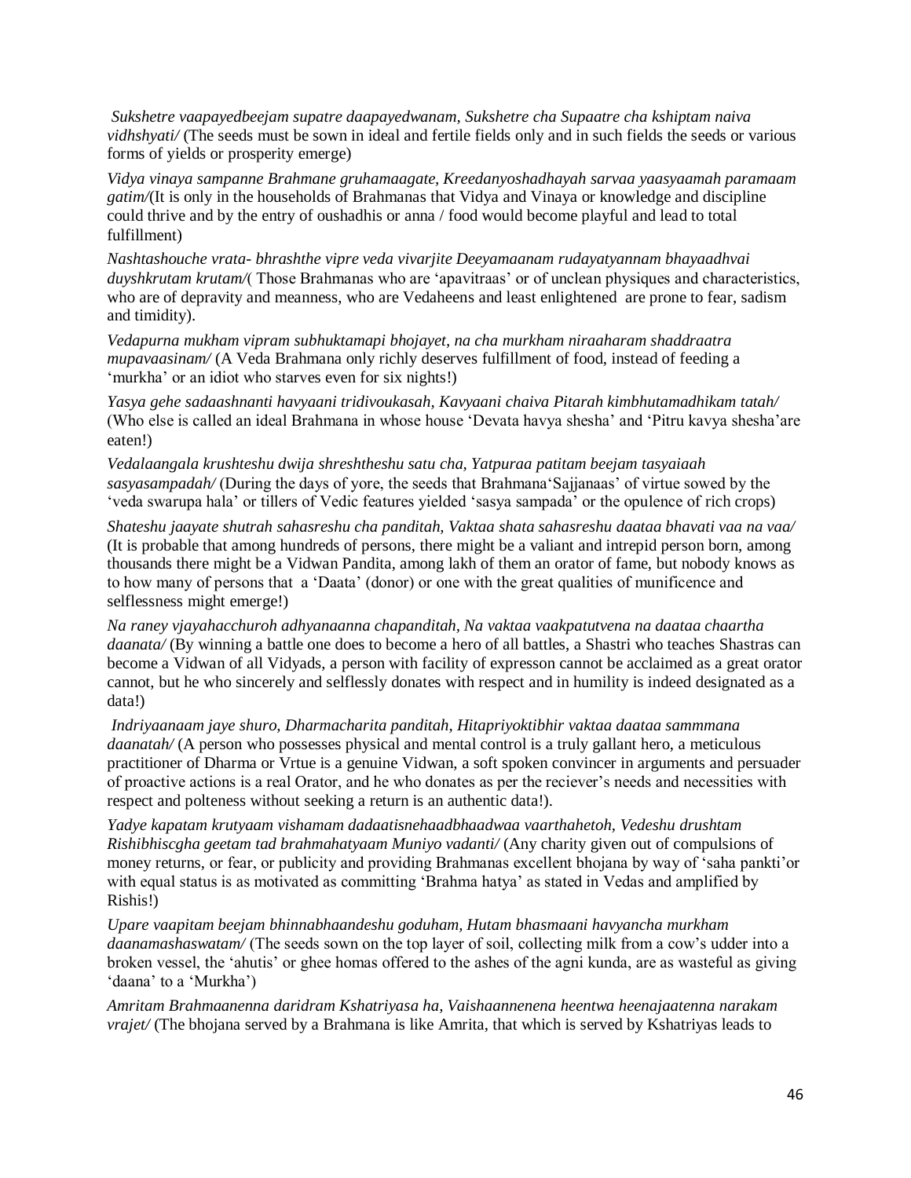*Sukshetre vaapayedbeejam supatre daapayedwanam, Sukshetre cha Supaatre cha kshiptam naiva vidhshyati/* (The seeds must be sown in ideal and fertile fields only and in such fields the seeds or various forms of yields or prosperity emerge)

*Vidya vinaya sampanne Brahmane gruhamaagate, Kreedanyoshadhayah sarvaa yaasyaamah paramaam gatim/*(It is only in the households of Brahmanas that Vidya and Vinaya or knowledge and discipline could thrive and by the entry of oushadhis or anna / food would become playful and lead to total fulfillment)

*Nashtashouche vrata- bhrashthe vipre veda vivarjite Deeyamaanam rudayatyannam bhayaadhvai duyshkrutam krutam/*( Those Brahmanas who are 'apavitraas' or of unclean physiques and characteristics, who are of depravity and meanness, who are Vedaheens and least enlightened are prone to fear, sadism and timidity).

*Vedapurna mukham vipram subhuktamapi bhojayet, na cha murkham niraaharam shaddraatra mupavaasinam/* (A Veda Brahmana only richly deserves fulfillment of food, instead of feeding a 'murkha' or an idiot who starves even for six nights!)

*Yasya gehe sadaashnanti havyaani tridivoukasah, Kavyaani chaiva Pitarah kimbhutamadhikam tatah/* (Who else is called an ideal Brahmana in whose house 'Devata havya shesha' and 'Pitru kavya shesha'are eaten!)

*Vedalaangala krushteshu dwija shreshtheshu satu cha, Yatpuraa patitam beejam tasyaiaah sasyasampadah/* (During the days of yore, the seeds that Brahmana'Sajjanaas' of virtue sowed by the 'veda swarupa hala' or tillers of Vedic features yielded 'sasya sampada' or the opulence of rich crops)

*Shateshu jaayate shutrah sahasreshu cha panditah, Vaktaa shata sahasreshu daataa bhavati vaa na vaa/* (It is probable that among hundreds of persons, there might be a valiant and intrepid person born, among thousands there might be a Vidwan Pandita, among lakh of them an orator of fame, but nobody knows as to how many of persons that a 'Daata' (donor) or one with the great qualities of munificence and selflessness might emerge!)

*Na raney vjayahacchuroh adhyanaanna chapanditah, Na vaktaa vaakpatutvena na daataa chaartha daanata/* (By winning a battle one does to become a hero of all battles, a Shastri who teaches Shastras can become a Vidwan of all Vidyads, a person with facility of expresson cannot be acclaimed as a great orator cannot, but he who sincerely and selflessly donates with respect and in humility is indeed designated as a data!)

*Indriyaanaam jaye shuro, Dharmacharita panditah, Hitapriyoktibhir vaktaa daataa sammmana daanatah/* (A person who possesses physical and mental control is a truly gallant hero, a meticulous practitioner of Dharma or Vrtue is a genuine Vidwan, a soft spoken convincer in arguments and persuader of proactive actions is a real Orator, and he who donates as per the reciever's needs and necessities with respect and polteness without seeking a return is an authentic data!).

*Yadye kapatam krutyaam vishamam dadaatisnehaadbhaadwaa vaarthahetoh, Vedeshu drushtam Rishibhiscgha geetam tad brahmahatyaam Muniyo vadanti/* (Any charity given out of compulsions of money returns, or fear, or publicity and providing Brahmanas excellent bhojana by way of 'saha pankti'or with equal status is as motivated as committing 'Brahma hatya' as stated in Vedas and amplified by Rishis!)

*Upare vaapitam beejam bhinnabhaandeshu goduham, Hutam bhasmaani havyancha murkham daanamashaswatam/* (The seeds sown on the top layer of soil, collecting milk from a cow's udder into a broken vessel, the 'ahutis' or ghee homas offered to the ashes of the agni kunda, are as wasteful as giving 'daana' to a 'Murkha')

*Amritam Brahmaanenna daridram Kshatriyasa ha, Vaishaannenena heentwa heenajaatenna narakam vrajet/* (The bhojana served by a Brahmana is like Amrita, that which is served by Kshatriyas leads to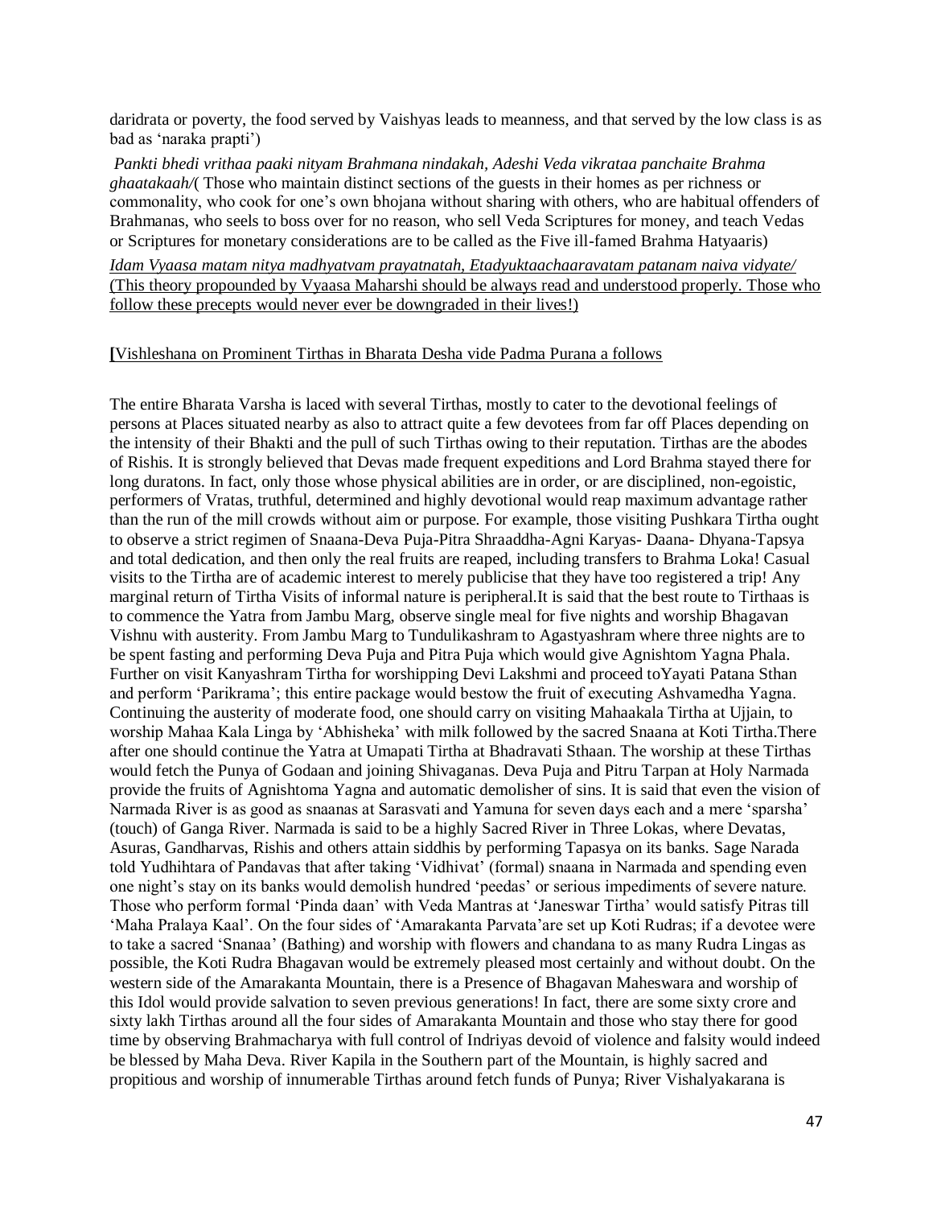daridrata or poverty, the food served by Vaishyas leads to meanness, and that served by the low class is as bad as 'naraka prapti')

*Pankti bhedi vrithaa paaki nityam Brahmana nindakah, Adeshi Veda vikrataa panchaite Brahma ghaatakaah/*( Those who maintain distinct sections of the guests in their homes as per richness or commonality, who cook for one's own bhojana without sharing with others, who are habitual offenders of Brahmanas, who seels to boss over for no reason, who sell Veda Scriptures for money, and teach Vedas or Scriptures for monetary considerations are to be called as the Five ill-famed Brahma Hatyaaris)

<u>*Idam Vyaasa matam nitya madhyatvam prayatnatah, Etadyuktaachaaravatam patanam naiva vidyate/*</u> <u>(This theory propounded by Vyaasa Maharshi should be always read and understood properly. Those who follow these precepts would never ever be downgraded in their lives!)</u>

**[**<u>Vishleshana on Prominent Tirthas in Bharata Desha vide Padma Purana a follows</u>

The entire Bharata Varsha is laced with several Tirthas, mostly to cater to the devotional feelings of persons at Places situated nearby as also to attract quite a few devotees from far off Places depending on the intensity of their Bhakti and the pull of such Tirthas owing to their reputation. Tirthas are the abodes of Rishis. It is strongly believed that Devas made frequent expeditions and Lord Brahma stayed there for long duratons. In fact, only those whose physical abilities are in order, or are disciplined, non-egoistic, performers of Vratas, truthful, determined and highly devotional would reap maximum advantage rather than the run of the mill crowds without aim or purpose. For example, those visiting Pushkara Tirtha ought to observe a strict regimen of Snaana-Deva Puja-Pitra Shraaddha-Agni Karyas- Daana- Dhyana-Tapsya and total dedication, and then only the real fruits are reaped, including transfers to Brahma Loka! Casual visits to the Tirtha are of academic interest to merely publicise that they have too registered a trip! Any marginal return of Tirtha Visits of informal nature is peripheral.It is said that the best route to Tirthaas is to commence the Yatra from Jambu Marg, observe single meal for five nights and worship Bhagavan Vishnu with austerity. From Jambu Marg to Tundulikashram to Agastyashram where three nights are to be spent fasting and performing Deva Puja and Pitra Puja which would give Agnishtom Yagna Phala. Further on visit Kanyashram Tirtha for worshipping Devi Lakshmi and proceed toYayati Patana Sthan and perform 'Parikrama'; this entire package would bestow the fruit of executing Ashvamedha Yagna. Continuing the austerity of moderate food, one should carry on visiting Mahaakala Tirtha at Ujjain, to worship Mahaa Kala Linga by 'Abhisheka' with milk followed by the sacred Snaana at Koti Tirtha.There after one should continue the Yatra at Umapati Tirtha at Bhadravati Sthaan. The worship at these Tirthas would fetch the Punya of Godaan and joining Shivaganas. Deva Puja and Pitru Tarpan at Holy Narmada provide the fruits of Agnishtoma Yagna and automatic demolisher of sins. It is said that even the vision of Narmada River is as good as snaanas at Sarasvati and Yamuna for seven days each and a mere 'sparsha' (touch) of Ganga River. Narmada is said to be a highly Sacred River in Three Lokas, where Devatas, Asuras, Gandharvas, Rishis and others attain siddhis by performing Tapasya on its banks. Sage Narada told Yudhihtara of Pandavas that after taking 'Vidhivat' (formal) snaana in Narmada and spending even one night's stay on its banks would demolish hundred 'peedas' or serious impediments of severe nature. Those who perform formal 'Pinda daan' with Veda Mantras at 'Janeswar Tirtha' would satisfy Pitras till 'Maha Pralaya Kaal'. On the four sides of 'Amarakanta Parvata'are set up Koti Rudras; if a devotee were to take a sacred 'Snanaa' (Bathing) and worship with flowers and chandana to as many Rudra Lingas as possible, the Koti Rudra Bhagavan would be extremely pleased most certainly and without doubt. On the western side of the Amarakanta Mountain, there is a Presence of Bhagavan Maheswara and worship of this Idol would provide salvation to seven previous generations! In fact, there are some sixty crore and sixty lakh Tirthas around all the four sides of Amarakanta Mountain and those who stay there for good time by observing Brahmacharya with full control of Indriyas devoid of violence and falsity would indeed be blessed by Maha Deva. River Kapila in the Southern part of the Mountain, is highly sacred and propitious and worship of innumerable Tirthas around fetch funds of Punya; River Vishalyakarana is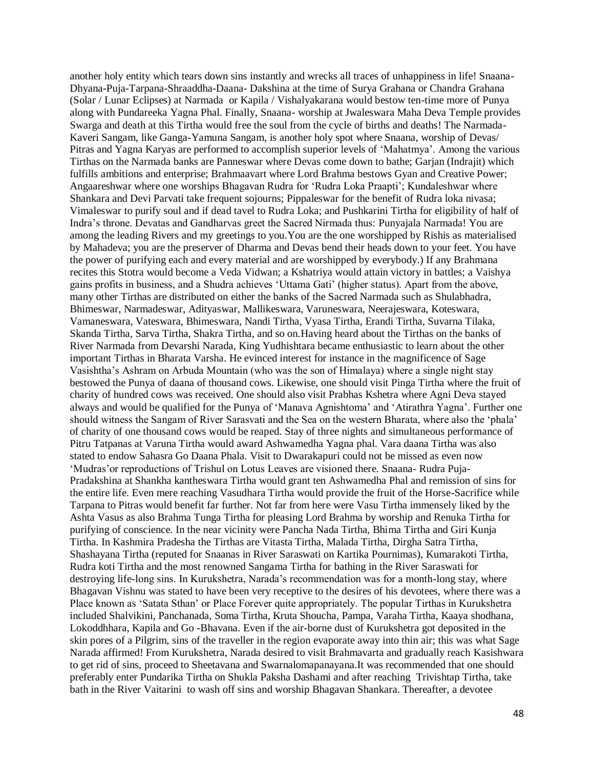another holy entity which tears down sins instantly and wrecks all traces of unhappiness in life! Snaana-Dhyana-Puja-Tarpana-Shraaddha-Daana- Dakshina at the time of Surya Grahana or Chandra Grahana (Solar / Lunar Eclipses) at Narmada or Kapila / Vishalyakarana would bestow ten-time more of Punya along with Pundareeka Yagna Phal. Finally, Snaana- worship at Jwaleswara Maha Deva Temple provides Swarga and death at this Tirtha would free the soul from the cycle of births and deaths! The Narmada-Kaveri Sangam, like Ganga-Yamuna Sangam, is another holy spot where Snaana, worship of Devas/ Pitras and Yagna Karyas are performed to accomplish superior levels of 'Mahatmya'. Among the various Tirthas on the Narmada banks are Panneswar where Devas come down to bathe; Garjan (Indrajit) which fulfills ambitions and enterprise; Brahmaavart where Lord Brahma bestows Gyan and Creative Power; Angaareshwar where one worships Bhagavan Rudra for 'Rudra Loka Praapti'; Kundaleshwar where Shankara and Devi Parvati take frequent sojourns; Pippaleswar for the benefit of Rudra loka nivasa; Vimaleswar to purify soul and if dead tavel to Rudra Loka; and Pushkarini Tirtha for eligibility of half of Indra's throne. Devatas and Gandharvas greet the Sacred Nirmada thus: Punyajala Narmada! You are among the leading Rivers and my greetings to you.You are the one worshipped by Rishis as materialised by Mahadeva; you are the preserver of Dharma and Devas bend their heads down to your feet. You have the power of purifying each and every material and are worshipped by everybody.) If any Brahmana recites this Stotra would become a Veda Vidwan; a Kshatriya would attain victory in battles; a Vaishya gains profits in business, and a Shudra achieves 'Uttama Gati' (higher status). Apart from the above, many other Tirthas are distributed on either the banks of the Sacred Narmada such as Shulabhadra, Bhimeswar, Narmadeswar, Adityaswar, Mallikeswara, Varuneswara, Neerajeswara, Koteswara, Vamaneswara, Vateswara, Bhimeswara, Nandi Tirtha, Vyasa Tirtha, Erandi Tirtha, Suvarna Tilaka, Skanda Tirtha, Sarva Tirtha, Shakra Tirtha, and so on.Having heard about the Tirthas on the banks of River Narmada from Devarshi Narada, King Yudhishtara became enthusiastic to learn about the other important Tirthas in Bharata Varsha. He evinced interest for instance in the magnificence of Sage Vasishtha's Ashram on Arbuda Mountain (who was the son of Himalaya) where a single night stay bestowed the Punya of daana of thousand cows. Likewise, one should visit Pinga Tirtha where the fruit of charity of hundred cows was received. One should also visit Prabhas Kshetra where Agni Deva stayed always and would be qualified for the Punya of 'Manava Agnishtoma' and 'Atirathra Yagna'. Further one should witness the Sangam of River Sarasvati and the Sea on the western Bharata, where also the 'phala' of charity of one thousand cows would be reaped. Stay of three nights and simultaneous performance of Pitru Tatpanas at Varuna Tirtha would award Ashwamedha Yagna phal. Vara daana Tirtha was also stated to endow Sahasra Go Daana Phala. Visit to Dwarakapuri could not be missed as even now 'Mudras'or reproductions of Trishul on Lotus Leaves are visioned there. Snaana- Rudra Puja-Pradakshina at Shankha kantheswara Tirtha would grant ten Ashwamedha Phal and remission of sins for the entire life. Even mere reaching Vasudhara Tirtha would provide the fruit of the Horse-Sacrifice while Tarpana to Pitras would benefit far further. Not far from here were Vasu Tirtha immensely liked by the Ashta Vasus as also Brahma Tunga Tirtha for pleasing Lord Brahma by worship and Renuka Tirtha for purifying of conscience. In the near vicinity were Pancha Nada Tirtha, Bhima Tirtha and Giri Kunja Tirtha. In Kashmira Pradesha the Tirthas are Vitasta Tirtha, Malada Tirtha, Dirgha Satra Tirtha, Shashayana Tirtha (reputed for Snaanas in River Saraswati on Kartika Pournimas), Kumarakoti Tirtha, Rudra koti Tirtha and the most renowned Sangama Tirtha for bathing in the River Saraswati for destroying life-long sins. In Kurukshetra, Narada's recommendation was for a month-long stay, where Bhagavan Vishnu was stated to have been very receptive to the desires of his devotees, where there was a Place known as 'Satata Sthan' or Place Forever quite appropriately. The popular Tirthas in Kurukshetra included Shalvikini, Panchanada, Soma Tirtha, Kruta Shoucha, Pampa, Varaha Tirtha, Kaaya shodhana, Lokoddhhara, Kapila and Go -Bhavana. Even if the air-borne dust of Kurukshetra got deposited in the skin pores of a Pilgrim, sins of the traveller in the region evaporate away into thin air; this was what Sage Narada affirmed! From Kurukshetra, Narada desired to visit Brahmavarta and gradually reach Kasishwara to get rid of sins, proceed to Sheetavana and Swarnalomapanayana.It was recommended that one should preferably enter Pundarika Tirtha on Shukla Paksha Dashami and after reaching Trivishtap Tirtha, take bath in the River Vaitarini to wash off sins and worship Bhagavan Shankara. Thereafter, a devotee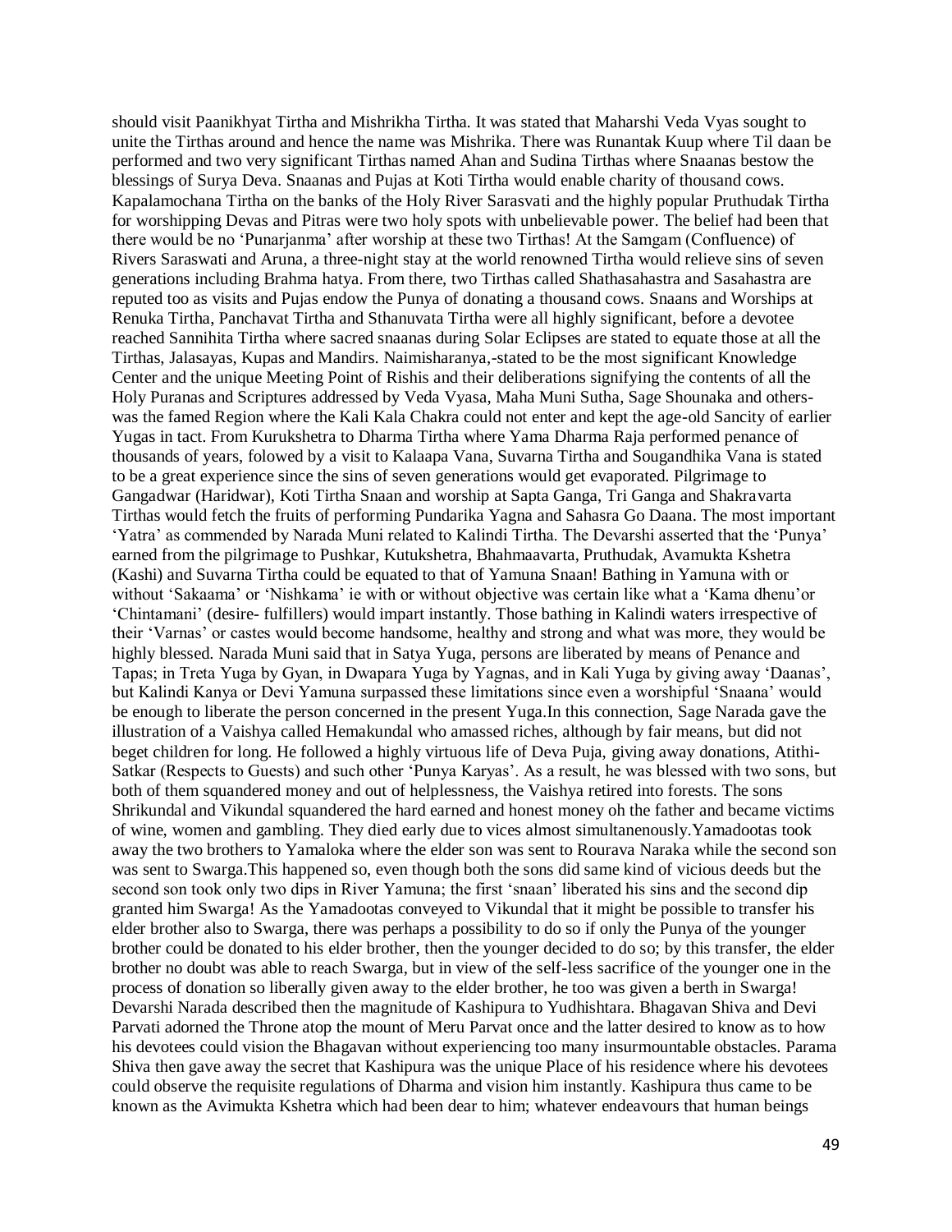should visit Paanikhyat Tirtha and Mishrikha Tirtha. It was stated that Maharshi Veda Vyas sought to unite the Tirthas around and hence the name was Mishrika. There was Runantak Kuup where Til daan be performed and two very significant Tirthas named Ahan and Sudina Tirthas where Snaanas bestow the blessings of Surya Deva. Snaanas and Pujas at Koti Tirtha would enable charity of thousand cows. Kapalamochana Tirtha on the banks of the Holy River Sarasvati and the highly popular Pruthudak Tirtha for worshipping Devas and Pitras were two holy spots with unbelievable power. The belief had been that there would be no 'Punarjanma' after worship at these two Tirthas! At the Samgam (Confluence) of Rivers Saraswati and Aruna, a three-night stay at the world renowned Tirtha would relieve sins of seven generations including Brahma hatya. From there, two Tirthas called Shathasahastra and Sasahastra are reputed too as visits and Pujas endow the Punya of donating a thousand cows. Snaans and Worships at Renuka Tirtha, Panchavat Tirtha and Sthanuvata Tirtha were all highly significant, before a devotee reached Sannihita Tirtha where sacred snaanas during Solar Eclipses are stated to equate those at all the Tirthas, Jalasayas, Kupas and Mandirs. Naimisharanya,-stated to be the most significant Knowledge Center and the unique Meeting Point of Rishis and their deliberations signifying the contents of all the Holy Puranas and Scriptures addressed by Veda Vyasa, Maha Muni Sutha, Sage Shounaka and others- was the famed Region where the Kali Kala Chakra could not enter and kept the age-old Sancity of earlier Yugas in tact. From Kurukshetra to Dharma Tirtha where Yama Dharma Raja performed penance of thousands of years, folowed by a visit to Kalaapa Vana, Suvarna Tirtha and Sougandhika Vana is stated to be a great experience since the sins of seven generations would get evaporated. Pilgrimage to Gangadwar (Haridwar), Koti Tirtha Snaan and worship at Sapta Ganga, Tri Ganga and Shakravarta Tirthas would fetch the fruits of performing Pundarika Yagna and Sahasra Go Daana. The most important 'Yatra' as commended by Narada Muni related to Kalindi Tirtha. The Devarshi asserted that the 'Punya' earned from the pilgrimage to Pushkar, Kutukshetra, Bhahmaavarta, Pruthudak, Avamukta Kshetra (Kashi) and Suvarna Tirtha could be equated to that of Yamuna Snaan! Bathing in Yamuna with or without 'Sakaama' or 'Nishkama' ie with or without objective was certain like what a 'Kama dhenu'or 'Chintamani' (desire- fulfillers) would impart instantly. Those bathing in Kalindi waters irrespective of their 'Varnas' or castes would become handsome, healthy and strong and what was more, they would be highly blessed. Narada Muni said that in Satya Yuga, persons are liberated by means of Penance and Tapas; in Treta Yuga by Gyan, in Dwapara Yuga by Yagnas, and in Kali Yuga by giving away 'Daanas', but Kalindi Kanya or Devi Yamuna surpassed these limitations since even a worshipful 'Snaana' would be enough to liberate the person concerned in the present Yuga.In this connection, Sage Narada gave the illustration of a Vaishya called Hemakundal who amassed riches, although by fair means, but did not beget children for long. He followed a highly virtuous life of Deva Puja, giving away donations, Atithi-Satkar (Respects to Guests) and such other 'Punya Karyas'. As a result, he was blessed with two sons, but both of them squandered money and out of helplessness, the Vaishya retired into forests. The sons Shrikundal and Vikundal squandered the hard earned and honest money oh the father and became victims of wine, women and gambling. They died early due to vices almost simultanenously.Yamadootas took away the two brothers to Yamaloka where the elder son was sent to Rourava Naraka while the second son was sent to Swarga.This happened so, even though both the sons did same kind of vicious deeds but the second son took only two dips in River Yamuna; the first 'snaan' liberated his sins and the second dip granted him Swarga! As the Yamadootas conveyed to Vikundal that it might be possible to transfer his elder brother also to Swarga, there was perhaps a possibility to do so if only the Punya of the younger brother could be donated to his elder brother, then the younger decided to do so; by this transfer, the elder brother no doubt was able to reach Swarga, but in view of the self-less sacrifice of the younger one in the process of donation so liberally given away to the elder brother, he too was given a berth in Swarga! Devarshi Narada described then the magnitude of Kashipura to Yudhishtara. Bhagavan Shiva and Devi Parvati adorned the Throne atop the mount of Meru Parvat once and the latter desired to know as to how his devotees could vision the Bhagavan without experiencing too many insurmountable obstacles. Parama Shiva then gave away the secret that Kashipura was the unique Place of his residence where his devotees could observe the requisite regulations of Dharma and vision him instantly. Kashipura thus came to be known as the Avimukta Kshetra which had been dear to him; whatever endeavours that human beings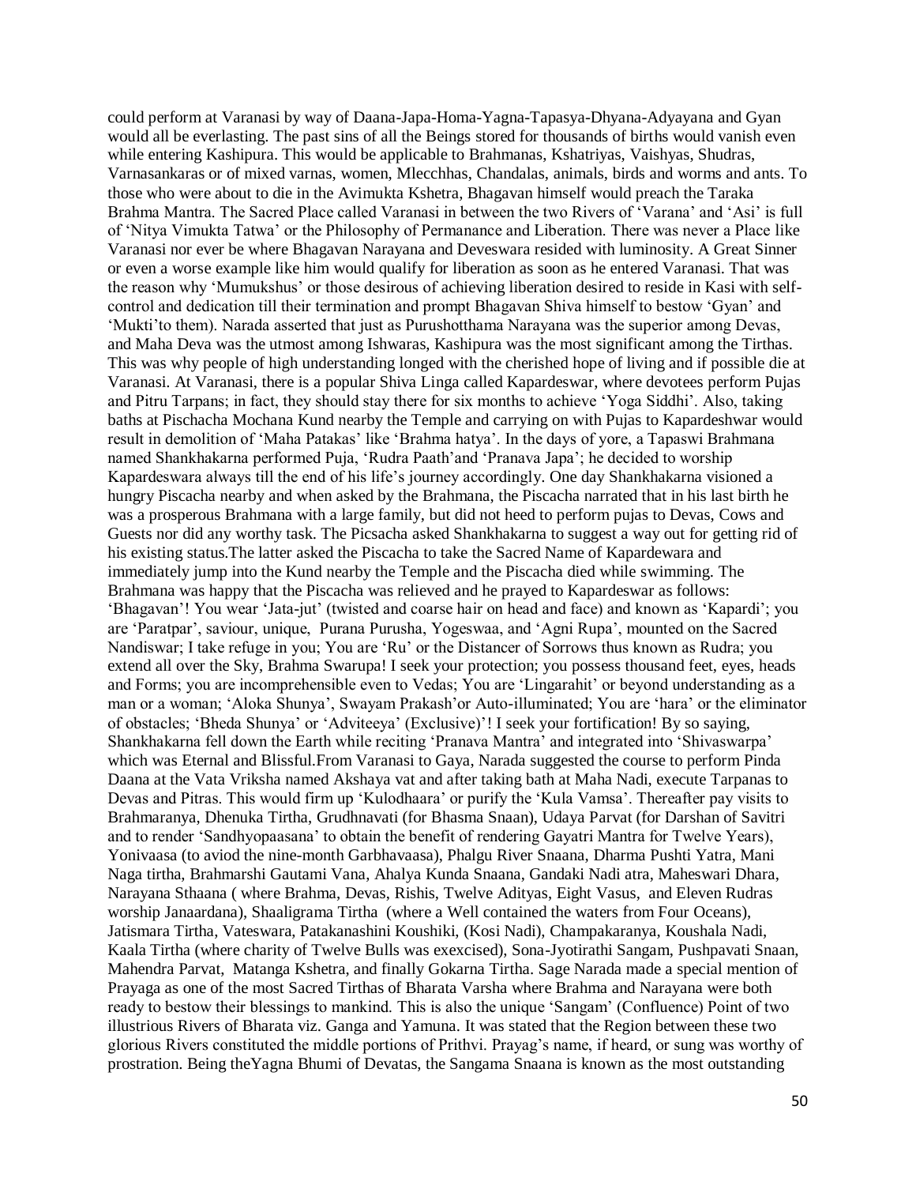could perform at Varanasi by way of Daana-Japa-Homa-Yagna-Tapasya-Dhyana-Adyayana and Gyan would all be everlasting. The past sins of all the Beings stored for thousands of births would vanish even while entering Kashipura. This would be applicable to Brahmanas, Kshatriyas, Vaishyas, Shudras, Varnasankaras or of mixed varnas, women, Mlecchhas, Chandalas, animals, birds and worms and ants. To those who were about to die in the Avimukta Kshetra, Bhagavan himself would preach the Taraka Brahma Mantra. The Sacred Place called Varanasi in between the two Rivers of 'Varana' and 'Asi' is full of 'Nitya Vimukta Tatwa' or the Philosophy of Permanance and Liberation. There was never a Place like Varanasi nor ever be where Bhagavan Narayana and Deveswara resided with luminosity. A Great Sinner or even a worse example like him would qualify for liberation as soon as he entered Varanasi. That was the reason why 'Mumukshus' or those desirous of achieving liberation desired to reside in Kasi with self-control and dedication till their termination and prompt Bhagavan Shiva himself to bestow 'Gyan' and 'Mukti'to them). Narada asserted that just as Purushotthama Narayana was the superior among Devas, and Maha Deva was the utmost among Ishwaras, Kashipura was the most significant among the Tirthas. This was why people of high understanding longed with the cherished hope of living and if possible die at Varanasi. At Varanasi, there is a popular Shiva Linga called Kapardeswar, where devotees perform Pujas and Pitru Tarpans; in fact, they should stay there for six months to achieve 'Yoga Siddhi'. Also, taking baths at Pischacha Mochana Kund nearby the Temple and carrying on with Pujas to Kapardeshwar would result in demolition of 'Maha Patakas' like 'Brahma hatya'. In the days of yore, a Tapaswi Brahmana named Shankhakarna performed Puja, 'Rudra Paath'and 'Pranava Japa'; he decided to worship Kapardeswara always till the end of his life's journey accordingly. One day Shankhakarna visioned a hungry Piscacha nearby and when asked by the Brahmana, the Piscacha narrated that in his last birth he was a prosperous Brahmana with a large family, but did not heed to perform pujas to Devas, Cows and Guests nor did any worthy task. The Picsacha asked Shankhakarna to suggest a way out for getting rid of his existing status.The latter asked the Piscacha to take the Sacred Name of Kapardewara and immediately jump into the Kund nearby the Temple and the Piscacha died while swimming. The Brahmana was happy that the Piscacha was relieved and he prayed to Kapardeswar as follows: 'Bhagavan'! You wear 'Jata-jut' (twisted and coarse hair on head and face) and known as 'Kapardi'; you are 'Paratpar', saviour, unique, Purana Purusha, Yogeswaa, and 'Agni Rupa', mounted on the Sacred Nandiswar; I take refuge in you; You are 'Ru' or the Distancer of Sorrows thus known as Rudra; you extend all over the Sky, Brahma Swarupa! I seek your protection; you possess thousand feet, eyes, heads and Forms; you are incomprehensible even to Vedas; You are 'Lingarahit' or beyond understanding as a man or a woman; 'Aloka Shunya', Swayam Prakash'or Auto-illuminated; You are 'hara' or the eliminator of obstacles; 'Bheda Shunya' or 'Adviteeya' (Exclusive)'! I seek your fortification! By so saying, Shankhakarna fell down the Earth while reciting 'Pranava Mantra' and integrated into 'Shivaswarpa' which was Eternal and Blissful.From Varanasi to Gaya, Narada suggested the course to perform Pinda Daana at the Vata Vriksha named Akshaya vat and after taking bath at Maha Nadi, execute Tarpanas to Devas and Pitras. This would firm up 'Kulodhaara' or purify the 'Kula Vamsa'. Thereafter pay visits to Brahmaranya, Dhenuka Tirtha, Grudhnavati (for Bhasma Snaan), Udaya Parvat (for Darshan of Savitri and to render 'Sandhyopaasana' to obtain the benefit of rendering Gayatri Mantra for Twelve Years), Yonivaasa (to aviod the nine-month Garbhavaasa), Phalgu River Snaana, Dharma Pushti Yatra, Mani Naga tirtha, Brahmarshi Gautami Vana, Ahalya Kunda Snaana, Gandaki Nadi atra, Maheswari Dhara, Narayana Sthaana ( where Brahma, Devas, Rishis, Twelve Adityas, Eight Vasus, and Eleven Rudras worship Janaardana), Shaaligrama Tirtha (where a Well contained the waters from Four Oceans), Jatismara Tirtha, Vateswara, Patakanashini Koushiki, (Kosi Nadi), Champakaranya, Koushala Nadi, Kaala Tirtha (where charity of Twelve Bulls was exexcised), Sona-Jyotirathi Sangam, Pushpavati Snaan, Mahendra Parvat, Matanga Kshetra, and finally Gokarna Tirtha. Sage Narada made a special mention of Prayaga as one of the most Sacred Tirthas of Bharata Varsha where Brahma and Narayana were both ready to bestow their blessings to mankind. This is also the unique 'Sangam' (Confluence) Point of two illustrious Rivers of Bharata viz. Ganga and Yamuna. It was stated that the Region between these two glorious Rivers constituted the middle portions of Prithvi. Prayag's name, if heard, or sung was worthy of prostration. Being theYagna Bhumi of Devatas, the Sangama Snaana is known as the most outstanding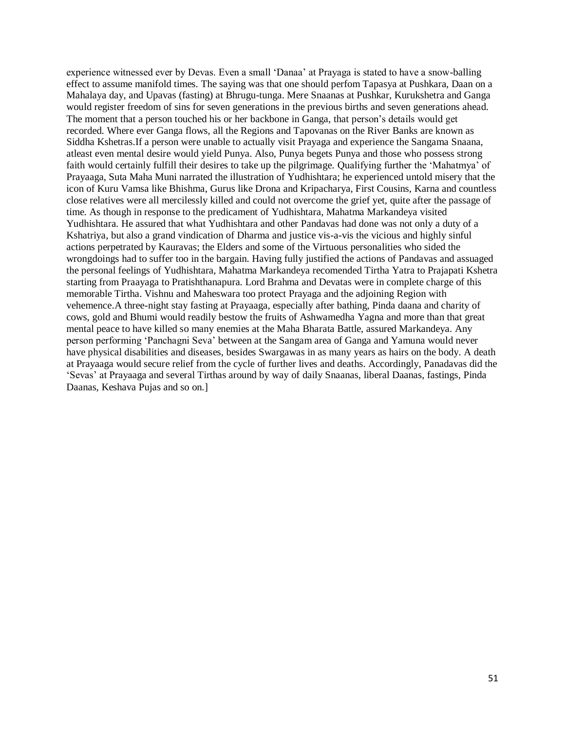experience witnessed ever by Devas. Even a small 'Danaa' at Prayaga is stated to have a snow-balling effect to assume manifold times. The saying was that one should perfom Tapasya at Pushkara, Daan on a Mahalaya day, and Upavas (fasting) at Bhrugu-tunga. Mere Snaanas at Pushkar, Kurukshetra and Ganga would register freedom of sins for seven generations in the previous births and seven generations ahead. The moment that a person touched his or her backbone in Ganga, that person's details would get recorded. Where ever Ganga flows, all the Regions and Tapovanas on the River Banks are known as Siddha Kshetras.If a person were unable to actually visit Prayaga and experience the Sangama Snaana, atleast even mental desire would yield Punya. Also, Punya begets Punya and those who possess strong faith would certainly fulfill their desires to take up the pilgrimage. Qualifying further the 'Mahatmya' of Prayaaga, Suta Maha Muni narrated the illustration of Yudhishtara; he experienced untold misery that the icon of Kuru Vamsa like Bhishma, Gurus like Drona and Kripacharya, First Cousins, Karna and countless close relatives were all mercilessly killed and could not overcome the grief yet, quite after the passage of time. As though in response to the predicament of Yudhishtara, Mahatma Markandeya visited Yudhishtara. He assured that what Yudhishtara and other Pandavas had done was not only a duty of a Kshatriya, but also a grand vindication of Dharma and justice vis-a-vis the vicious and highly sinful actions perpetrated by Kauravas; the Elders and some of the Virtuous personalities who sided the wrongdoings had to suffer too in the bargain. Having fully justified the actions of Pandavas and assuaged the personal feelings of Yudhishtara, Mahatma Markandeya recomended Tirtha Yatra to Prajapati Kshetra starting from Praayaga to Pratishthanapura. Lord Brahma and Devatas were in complete charge of this memorable Tirtha. Vishnu and Maheswara too protect Prayaga and the adjoining Region with vehemence.A three-night stay fasting at Prayaaga, especially after bathing, Pinda daana and charity of cows, gold and Bhumi would readily bestow the fruits of Ashwamedha Yagna and more than that great mental peace to have killed so many enemies at the Maha Bharata Battle, assured Markandeya. Any person performing 'Panchagni Seva' between at the Sangam area of Ganga and Yamuna would never have physical disabilities and diseases, besides Swargawas in as many years as hairs on the body. A death at Prayaaga would secure relief from the cycle of further lives and deaths. Accordingly, Panadavas did the 'Sevas' at Prayaaga and several Tirthas around by way of daily Snaanas, liberal Daanas, fastings, Pinda Daanas, Keshava Pujas and so on.]